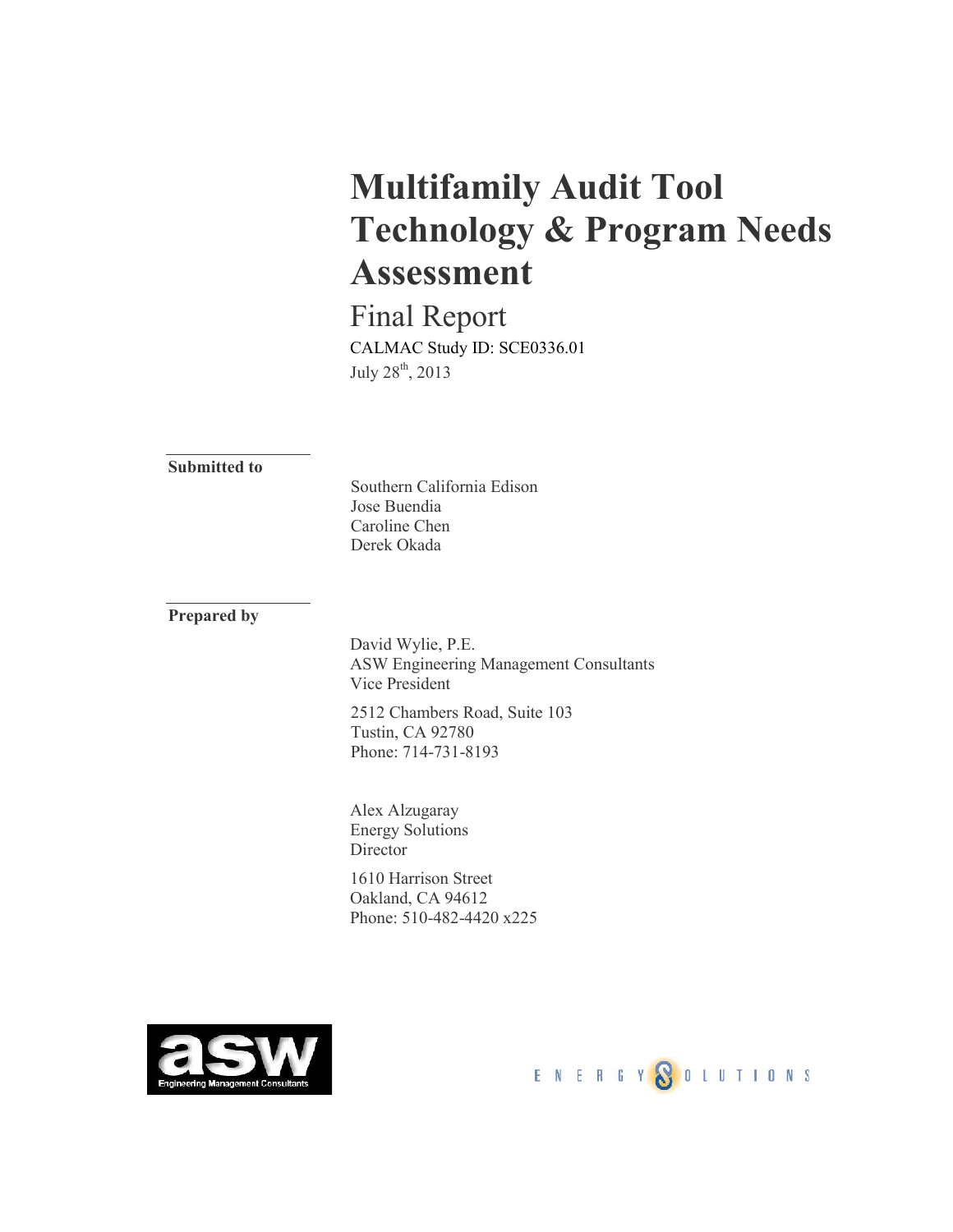# Multifamily Audit Tool Technology & Program Needs Assessment

## Final Report

CALMAC Study ID: SCE0336.01

July 28th, 2013

**Submitted to**

Southern California Edison
Jose Buendia
Caroline Chen
Derek Okada

**Prepared by**

David Wylie, P.E.
ASW Engineering Management Consultants
Vice President

2512 Chambers Road, Suite 103
Tustin, CA 92780
Phone: 714-731-8193

Alex Alzugaray
Energy Solutions
Director

1610 Harrison Street
Oakland, CA 94612
Phone: 510-482-4420 x225

asw Engineering Management Consultants

ENERGY SOLUTIONS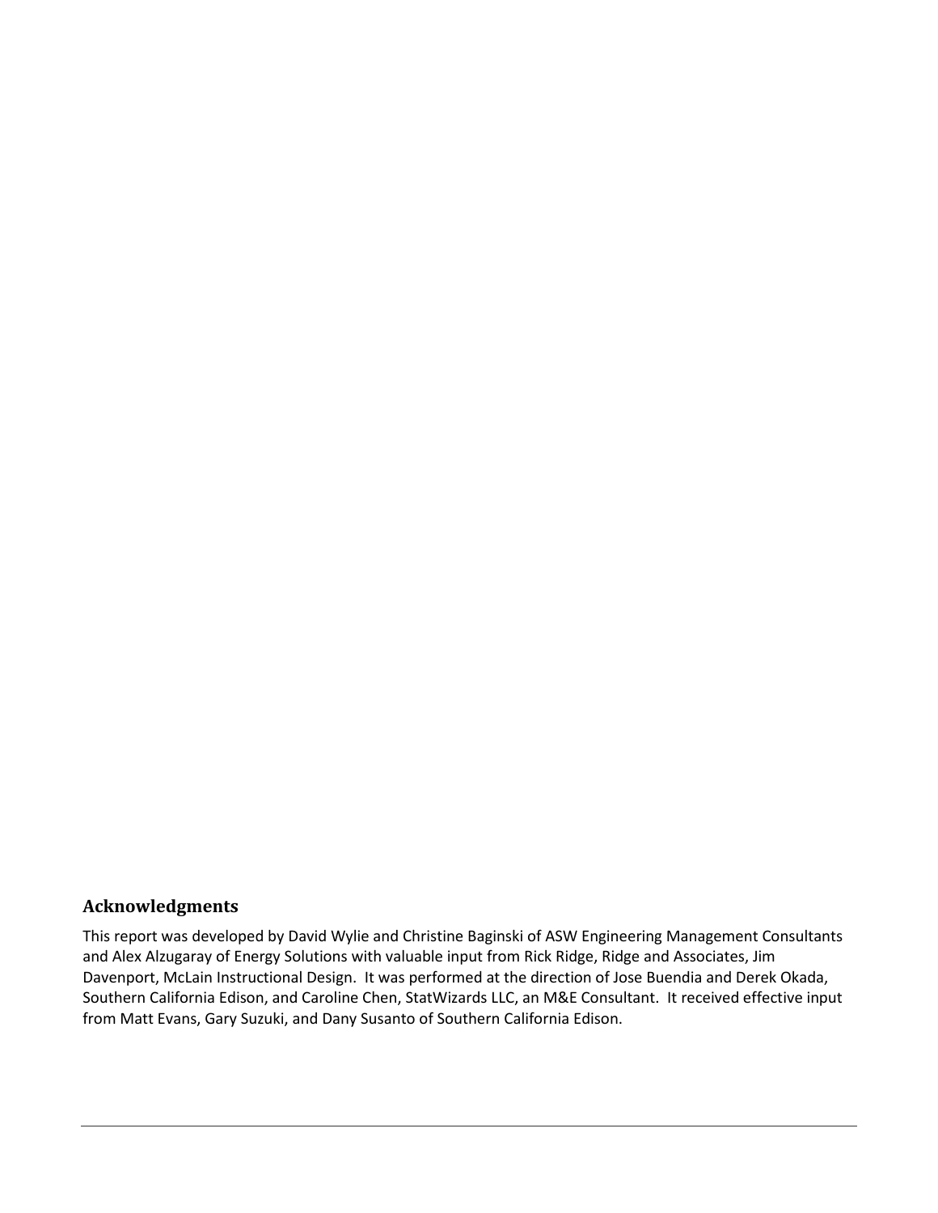## Acknowledgments

This report was developed by David Wylie and Christine Baginski of ASW Engineering Management Consultants and Alex Alzugaray of Energy Solutions with valuable input from Rick Ridge, Ridge and Associates, Jim Davenport, McLain Instructional Design. It was performed at the direction of Jose Buendia and Derek Okada, Southern California Edison, and Caroline Chen, StatWizards LLC, an M&E Consultant. It received effective input from Matt Evans, Gary Suzuki, and Dany Susanto of Southern California Edison.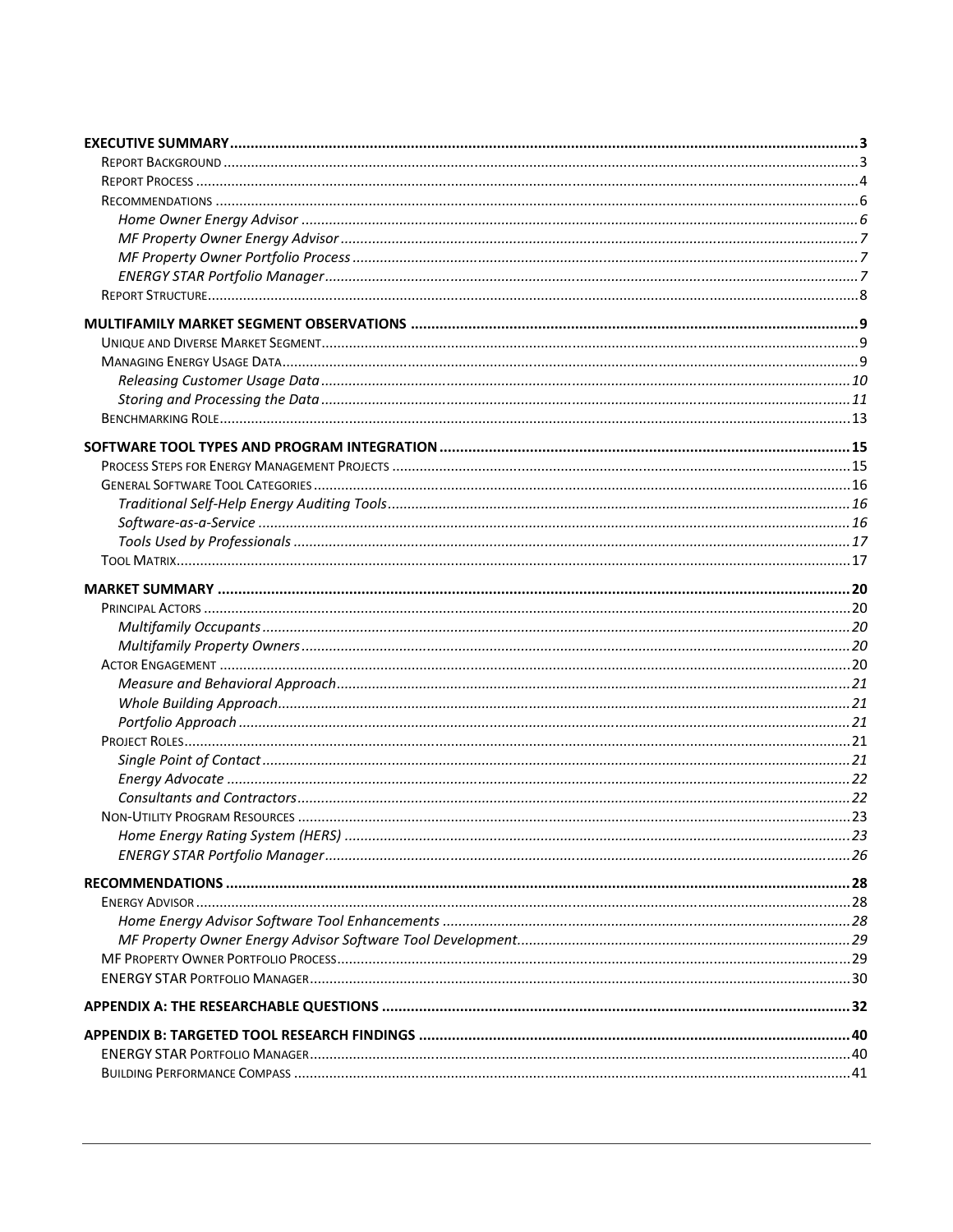**EXECUTIVE SUMMARY** .......... 3
- Report Background .......... 3
- Report Process .......... 4
- Recommendations .......... 6
  - *Home Owner Energy Advisor* .......... 6
  - *MF Property Owner Energy Advisor* .......... 7
  - *MF Property Owner Portfolio Process* .......... 7
  - *ENERGY STAR Portfolio Manager* .......... 7
- Report Structure .......... 8

**MULTIFAMILY MARKET SEGMENT OBSERVATIONS** .......... 9
- Unique and Diverse Market Segment .......... 9
- Managing Energy Usage Data .......... 9
  - *Releasing Customer Usage Data* .......... 10
  - *Storing and Processing the Data* .......... 11
- Benchmarking Role .......... 13

**SOFTWARE TOOL TYPES AND PROGRAM INTEGRATION** .......... 15
- Process Steps for Energy Management Projects .......... 15
- General Software Tool Categories .......... 16
  - *Traditional Self-Help Energy Auditing Tools* .......... 16
  - *Software-as-a-Service* .......... 16
  - *Tools Used by Professionals* .......... 17
- Tool Matrix .......... 17

**MARKET SUMMARY** .......... 20
- Principal Actors .......... 20
  - *Multifamily Occupants* .......... 20
  - *Multifamily Property Owners* .......... 20
- Actor Engagement .......... 20
  - *Measure and Behavioral Approach* .......... 21
  - *Whole Building Approach* .......... 21
  - *Portfolio Approach* .......... 21
- Project Roles .......... 21
  - *Single Point of Contact* .......... 21
  - *Energy Advocate* .......... 22
  - *Consultants and Contractors* .......... 22
- Non-Utility Program Resources .......... 23
  - *Home Energy Rating System (HERS)* .......... 23
  - *ENERGY STAR Portfolio Manager* .......... 26

**RECOMMENDATIONS** .......... 28
- Energy Advisor .......... 28
  - *Home Energy Advisor Software Tool Enhancements* .......... 28
  - *MF Property Owner Energy Advisor Software Tool Development* .......... 29
- MF Property Owner Portfolio Process .......... 29
- ENERGY STAR Portfolio Manager .......... 30

**APPENDIX A: THE RESEARCHABLE QUESTIONS** .......... 32

**APPENDIX B: TARGETED TOOL RESEARCH FINDINGS** .......... 40
- ENERGY STAR Portfolio Manager .......... 40
- Building Performance Compass .......... 41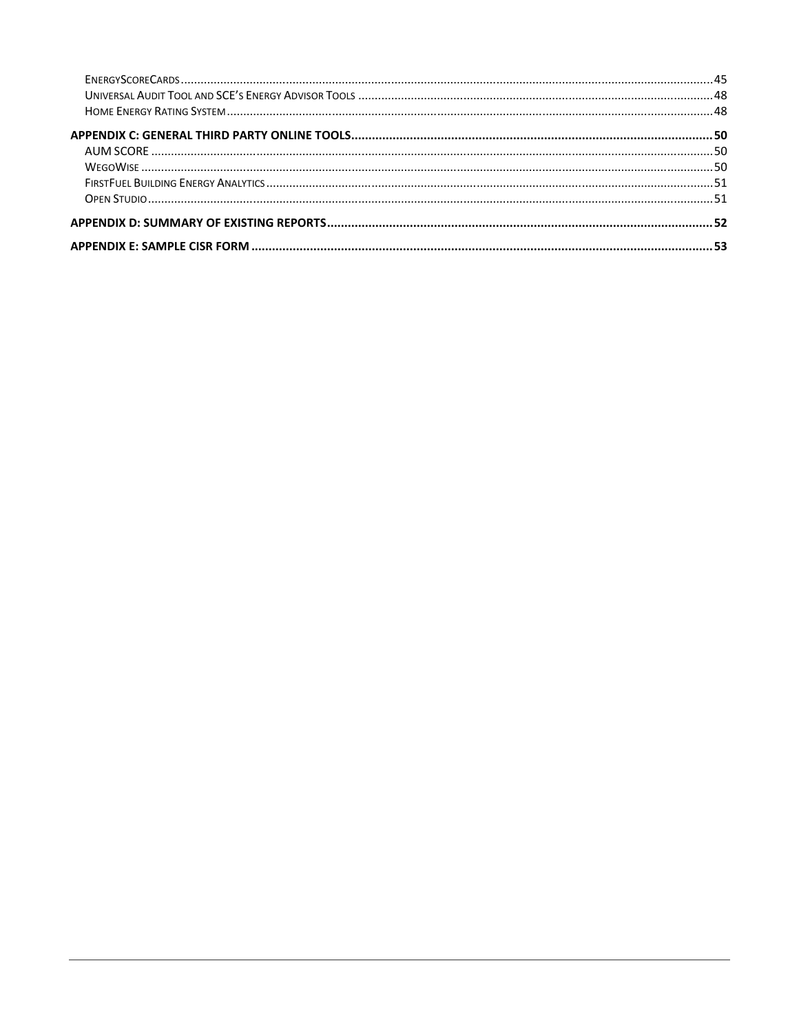EnergyScoreCards ........ 45
Universal Audit Tool and SCE's Energy Advisor Tools ........ 48
Home Energy Rating System ........ 48

**APPENDIX C: GENERAL THIRD PARTY ONLINE TOOLS ........ 50**
AUM SCORE ........ 50
WegoWise ........ 50
FirstFuel Building Energy Analytics ........ 51
Open Studio ........ 51

**APPENDIX D: SUMMARY OF EXISTING REPORTS ........ 52**

**APPENDIX E: SAMPLE CISR FORM ........ 53**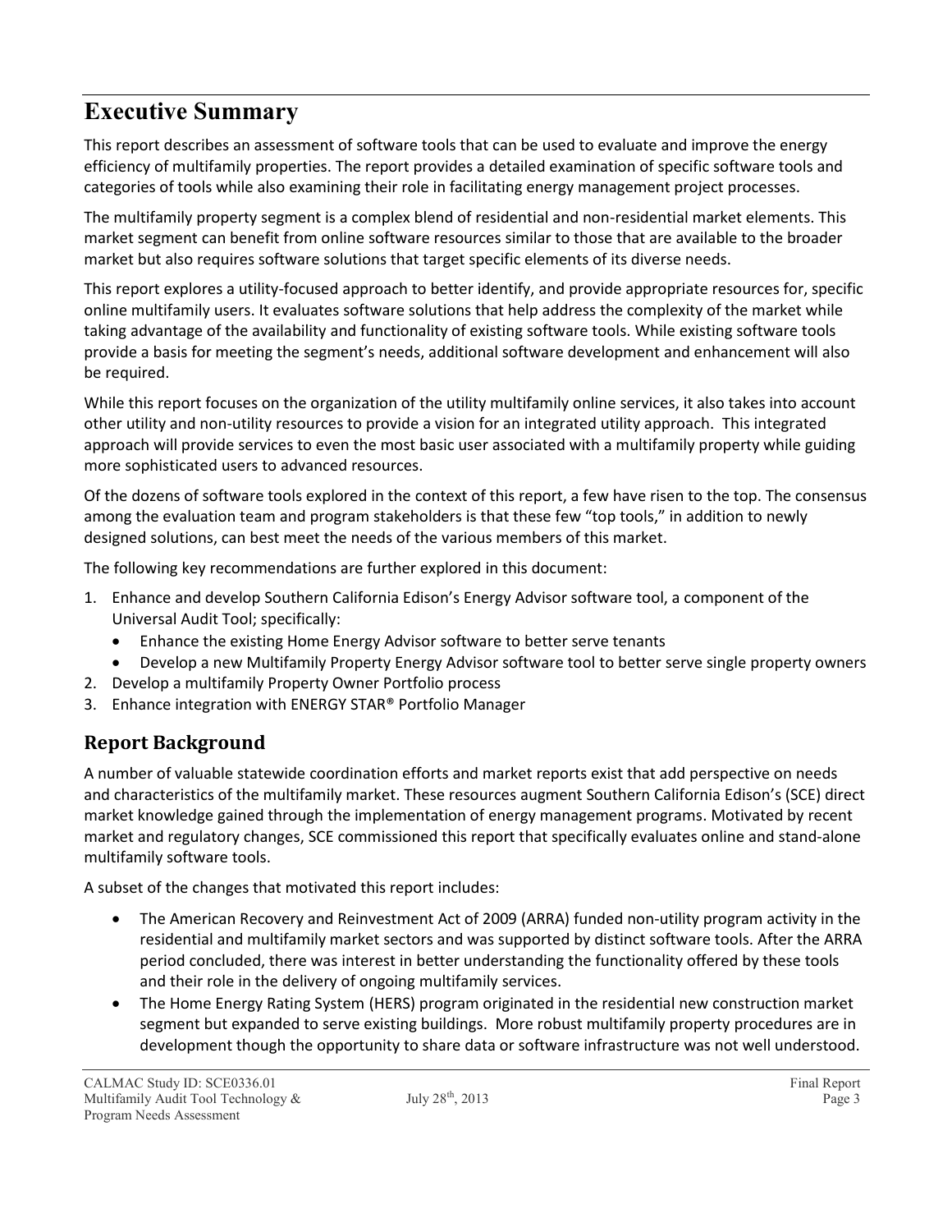# Executive Summary

This report describes an assessment of software tools that can be used to evaluate and improve the energy efficiency of multifamily properties. The report provides a detailed examination of specific software tools and categories of tools while also examining their role in facilitating energy management project processes.

The multifamily property segment is a complex blend of residential and non-residential market elements. This market segment can benefit from online software resources similar to those that are available to the broader market but also requires software solutions that target specific elements of its diverse needs.

This report explores a utility-focused approach to better identify, and provide appropriate resources for, specific online multifamily users. It evaluates software solutions that help address the complexity of the market while taking advantage of the availability and functionality of existing software tools. While existing software tools provide a basis for meeting the segment's needs, additional software development and enhancement will also be required.

While this report focuses on the organization of the utility multifamily online services, it also takes into account other utility and non-utility resources to provide a vision for an integrated utility approach. This integrated approach will provide services to even the most basic user associated with a multifamily property while guiding more sophisticated users to advanced resources.

Of the dozens of software tools explored in the context of this report, a few have risen to the top. The consensus among the evaluation team and program stakeholders is that these few "top tools," in addition to newly designed solutions, can best meet the needs of the various members of this market.

The following key recommendations are further explored in this document:

1. Enhance and develop Southern California Edison's Energy Advisor software tool, a component of the Universal Audit Tool; specifically:
    - Enhance the existing Home Energy Advisor software to better serve tenants
    - Develop a new Multifamily Property Energy Advisor software tool to better serve single property owners
2. Develop a multifamily Property Owner Portfolio process
3. Enhance integration with ENERGY STAR® Portfolio Manager

## Report Background

A number of valuable statewide coordination efforts and market reports exist that add perspective on needs and characteristics of the multifamily market. These resources augment Southern California Edison's (SCE) direct market knowledge gained through the implementation of energy management programs. Motivated by recent market and regulatory changes, SCE commissioned this report that specifically evaluates online and stand-alone multifamily software tools.

A subset of the changes that motivated this report includes:

- The American Recovery and Reinvestment Act of 2009 (ARRA) funded non-utility program activity in the residential and multifamily market sectors and was supported by distinct software tools. After the ARRA period concluded, there was interest in better understanding the functionality offered by these tools and their role in the delivery of ongoing multifamily services.
- The Home Energy Rating System (HERS) program originated in the residential new construction market segment but expanded to serve existing buildings. More robust multifamily property procedures are in development though the opportunity to share data or software infrastructure was not well understood.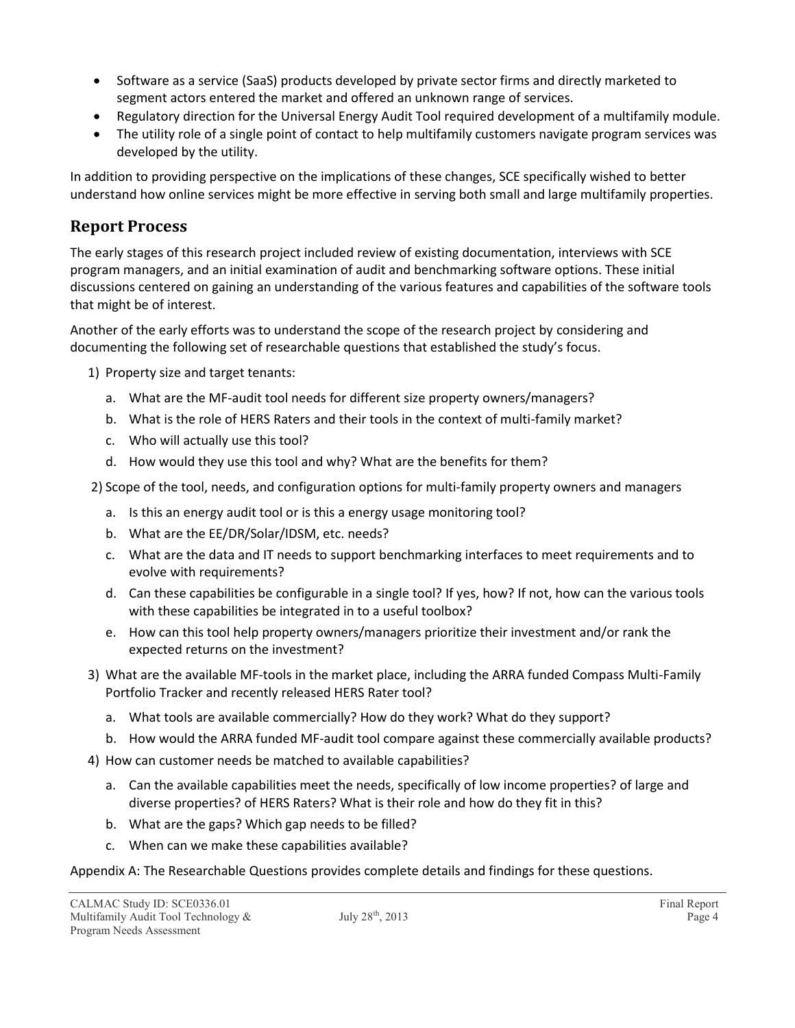- Software as a service (SaaS) products developed by private sector firms and directly marketed to segment actors entered the market and offered an unknown range of services.
- Regulatory direction for the Universal Energy Audit Tool required development of a multifamily module.
- The utility role of a single point of contact to help multifamily customers navigate program services was developed by the utility.

In addition to providing perspective on the implications of these changes, SCE specifically wished to better understand how online services might be more effective in serving both small and large multifamily properties.

## Report Process

The early stages of this research project included review of existing documentation, interviews with SCE program managers, and an initial examination of audit and benchmarking software options. These initial discussions centered on gaining an understanding of the various features and capabilities of the software tools that might be of interest.

Another of the early efforts was to understand the scope of the research project by considering and documenting the following set of researchable questions that established the study's focus.

1) Property size and target tenants:
   a. What are the MF-audit tool needs for different size property owners/managers?
   b. What is the role of HERS Raters and their tools in the context of multi-family market?
   c. Who will actually use this tool?
   d. How would they use this tool and why? What are the benefits for them?
2) Scope of the tool, needs, and configuration options for multi-family property owners and managers
   a. Is this an energy audit tool or is this a energy usage monitoring tool?
   b. What are the EE/DR/Solar/IDSM, etc. needs?
   c. What are the data and IT needs to support benchmarking interfaces to meet requirements and to evolve with requirements?
   d. Can these capabilities be configurable in a single tool? If yes, how? If not, how can the various tools with these capabilities be integrated in to a useful toolbox?
   e. How can this tool help property owners/managers prioritize their investment and/or rank the expected returns on the investment?
3) What are the available MF-tools in the market place, including the ARRA funded Compass Multi-Family Portfolio Tracker and recently released HERS Rater tool?
   a. What tools are available commercially? How do they work? What do they support?
   b. How would the ARRA funded MF-audit tool compare against these commercially available products?
4) How can customer needs be matched to available capabilities?
   a. Can the available capabilities meet the needs, specifically of low income properties? of large and diverse properties? of HERS Raters? What is their role and how do they fit in this?
   b. What are the gaps? Which gap needs to be filled?
   c. When can we make these capabilities available?

Appendix A: The Researchable Questions provides complete details and findings for these questions.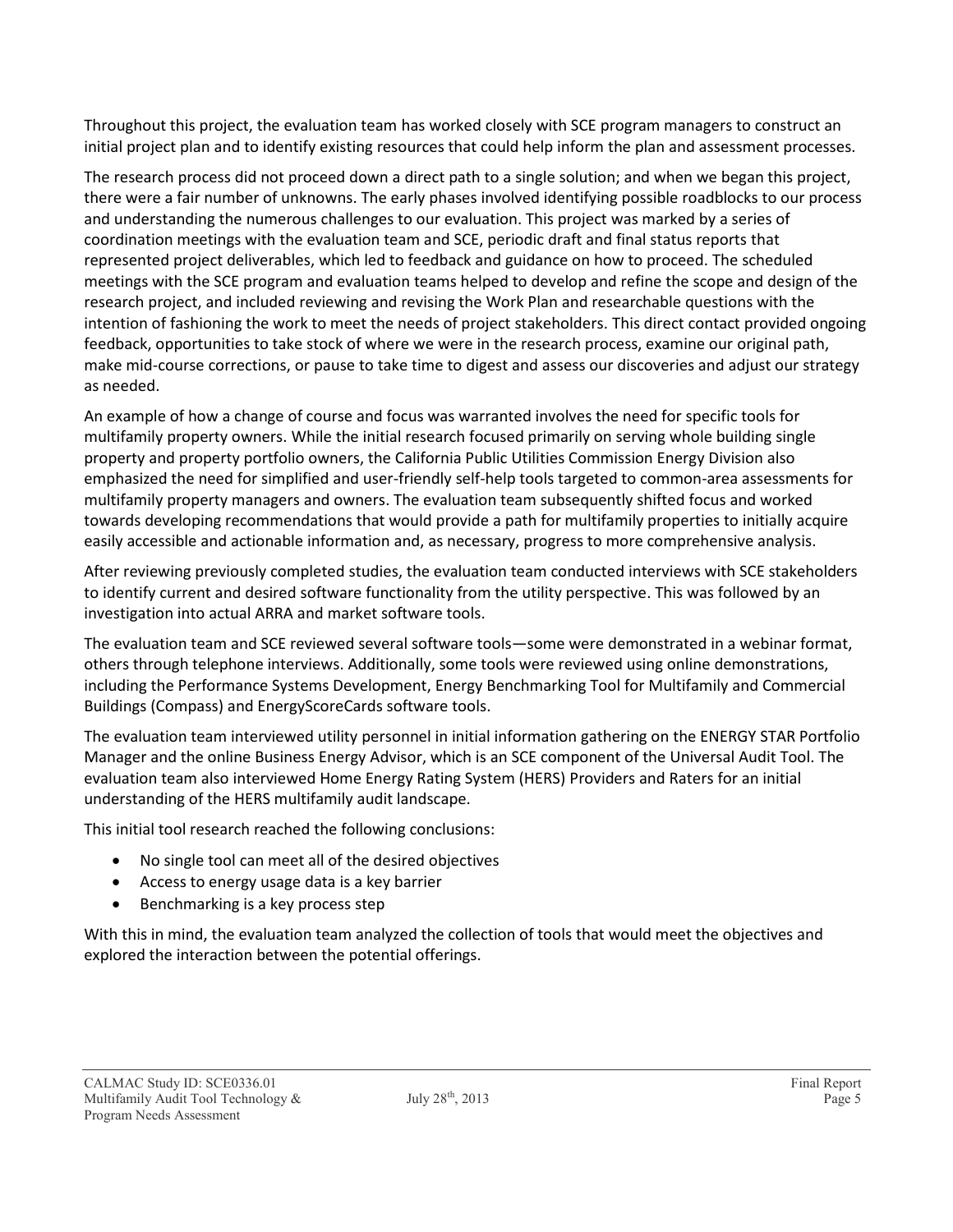Throughout this project, the evaluation team has worked closely with SCE program managers to construct an initial project plan and to identify existing resources that could help inform the plan and assessment processes.

The research process did not proceed down a direct path to a single solution; and when we began this project, there were a fair number of unknowns. The early phases involved identifying possible roadblocks to our process and understanding the numerous challenges to our evaluation. This project was marked by a series of coordination meetings with the evaluation team and SCE, periodic draft and final status reports that represented project deliverables, which led to feedback and guidance on how to proceed. The scheduled meetings with the SCE program and evaluation teams helped to develop and refine the scope and design of the research project, and included reviewing and revising the Work Plan and researchable questions with the intention of fashioning the work to meet the needs of project stakeholders. This direct contact provided ongoing feedback, opportunities to take stock of where we were in the research process, examine our original path, make mid-course corrections, or pause to take time to digest and assess our discoveries and adjust our strategy as needed.

An example of how a change of course and focus was warranted involves the need for specific tools for multifamily property owners. While the initial research focused primarily on serving whole building single property and property portfolio owners, the California Public Utilities Commission Energy Division also emphasized the need for simplified and user-friendly self-help tools targeted to common-area assessments for multifamily property managers and owners. The evaluation team subsequently shifted focus and worked towards developing recommendations that would provide a path for multifamily properties to initially acquire easily accessible and actionable information and, as necessary, progress to more comprehensive analysis.

After reviewing previously completed studies, the evaluation team conducted interviews with SCE stakeholders to identify current and desired software functionality from the utility perspective. This was followed by an investigation into actual ARRA and market software tools.

The evaluation team and SCE reviewed several software tools—some were demonstrated in a webinar format, others through telephone interviews. Additionally, some tools were reviewed using online demonstrations, including the Performance Systems Development, Energy Benchmarking Tool for Multifamily and Commercial Buildings (Compass) and EnergyScoreCards software tools.

The evaluation team interviewed utility personnel in initial information gathering on the ENERGY STAR Portfolio Manager and the online Business Energy Advisor, which is an SCE component of the Universal Audit Tool. The evaluation team also interviewed Home Energy Rating System (HERS) Providers and Raters for an initial understanding of the HERS multifamily audit landscape.

This initial tool research reached the following conclusions:

- No single tool can meet all of the desired objectives
- Access to energy usage data is a key barrier
- Benchmarking is a key process step

With this in mind, the evaluation team analyzed the collection of tools that would meet the objectives and explored the interaction between the potential offerings.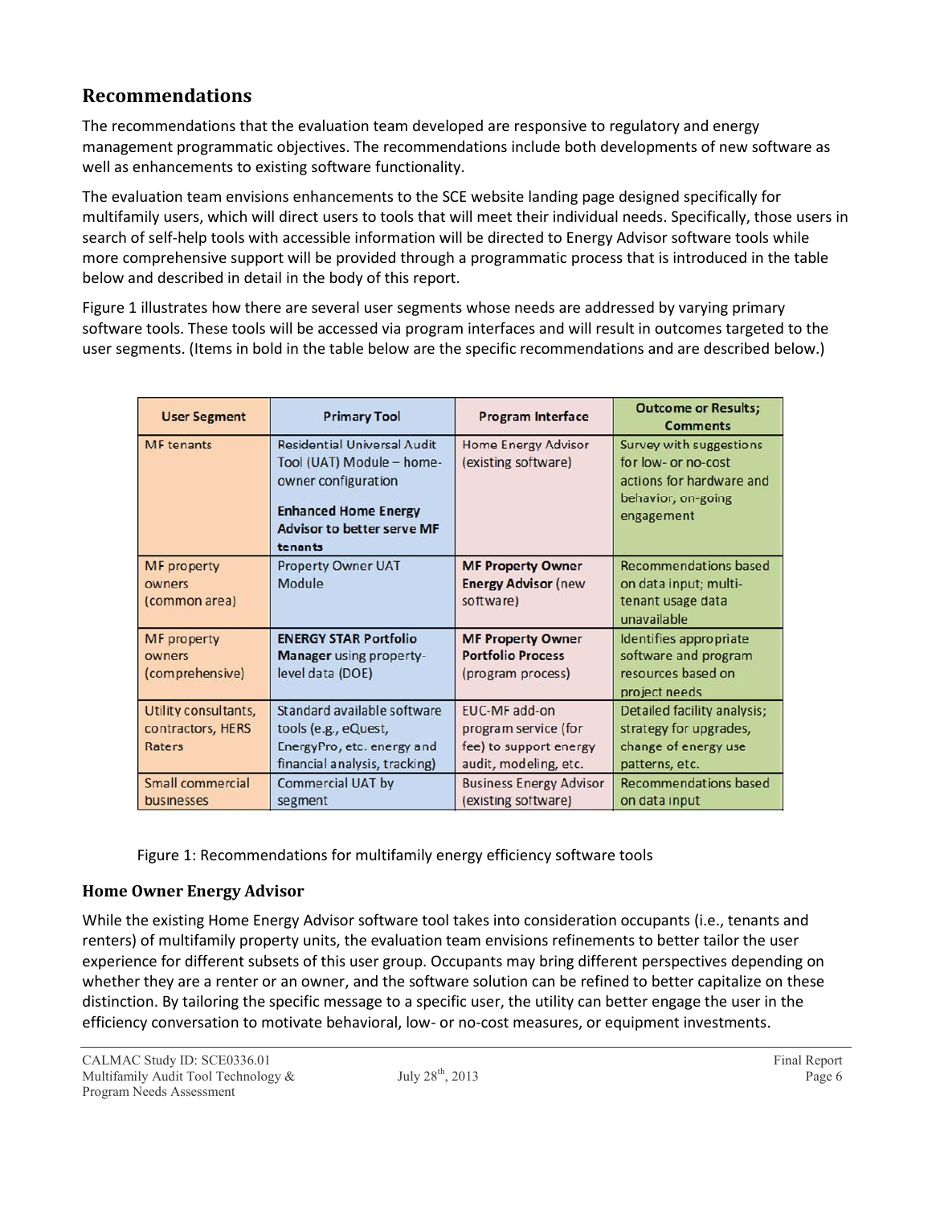## Recommendations

The recommendations that the evaluation team developed are responsive to regulatory and energy management programmatic objectives. The recommendations include both developments of new software as well as enhancements to existing software functionality.

The evaluation team envisions enhancements to the SCE website landing page designed specifically for multifamily users, which will direct users to tools that will meet their individual needs. Specifically, those users in search of self-help tools with accessible information will be directed to Energy Advisor software tools while more comprehensive support will be provided through a programmatic process that is introduced in the table below and described in detail in the body of this report.

Figure 1 illustrates how there are several user segments whose needs are addressed by varying primary software tools. These tools will be accessed via program interfaces and will result in outcomes targeted to the user segments. (Items in bold in the table below are the specific recommendations and are described below.)

| User Segment | Primary Tool | Program Interface | Outcome or Results; Comments |
|---|---|---|---|
| MF tenants | Residential Universal Audit Tool (UAT) Module – home-owner configuration<br><br>**Enhanced Home Energy Advisor to better serve MF tenants** | Home Energy Advisor (existing software) | Survey with suggestions for low- or no-cost actions for hardware and behavior, on-going engagement |
| MF property owners (common area) | Property Owner UAT Module | **MF Property Owner Energy Advisor** (new software) | Recommendations based on data input; multi-tenant usage data unavailable |
| MF property owners (comprehensive) | **ENERGY STAR Portfolio Manager** using property-level data (DOE) | **MF Property Owner Portfolio Process** (program process) | Identifies appropriate software and program resources based on project needs |
| Utility consultants, contractors, HERS Raters | Standard available software tools (e.g., eQuest, EnergyPro, etc. energy and financial analysis, tracking) | EUC-MF add-on program service (for fee) to support energy audit, modeling, etc. | Detailed facility analysis; strategy for upgrades, change of energy use patterns, etc. |
| Small commercial businesses | Commercial UAT by segment | Business Energy Advisor (existing software) | Recommendations based on data input |

Figure 1: Recommendations for multifamily energy efficiency software tools

### Home Owner Energy Advisor

While the existing Home Energy Advisor software tool takes into consideration occupants (i.e., tenants and renters) of multifamily property units, the evaluation team envisions refinements to better tailor the user experience for different subsets of this user group. Occupants may bring different perspectives depending on whether they are a renter or an owner, and the software solution can be refined to better capitalize on these distinction. By tailoring the specific message to a specific user, the utility can better engage the user in the efficiency conversation to motivate behavioral, low- or no-cost measures, or equipment investments.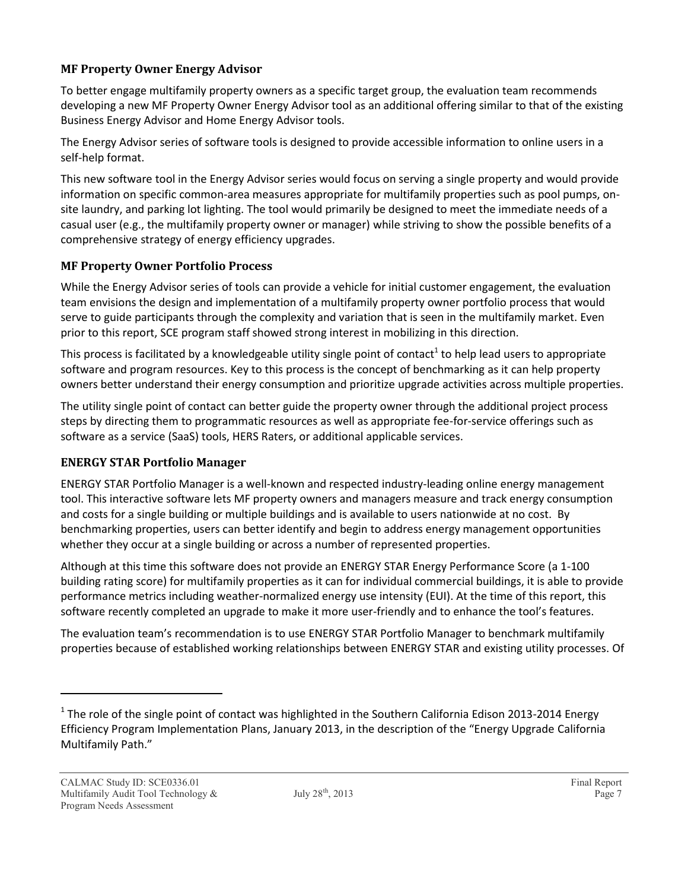### MF Property Owner Energy Advisor

To better engage multifamily property owners as a specific target group, the evaluation team recommends developing a new MF Property Owner Energy Advisor tool as an additional offering similar to that of the existing Business Energy Advisor and Home Energy Advisor tools.

The Energy Advisor series of software tools is designed to provide accessible information to online users in a self-help format.

This new software tool in the Energy Advisor series would focus on serving a single property and would provide information on specific common-area measures appropriate for multifamily properties such as pool pumps, on-site laundry, and parking lot lighting. The tool would primarily be designed to meet the immediate needs of a casual user (e.g., the multifamily property owner or manager) while striving to show the possible benefits of a comprehensive strategy of energy efficiency upgrades.

### MF Property Owner Portfolio Process

While the Energy Advisor series of tools can provide a vehicle for initial customer engagement, the evaluation team envisions the design and implementation of a multifamily property owner portfolio process that would serve to guide participants through the complexity and variation that is seen in the multifamily market. Even prior to this report, SCE program staff showed strong interest in mobilizing in this direction.

This process is facilitated by a knowledgeable utility single point of contact[1] to help lead users to appropriate software and program resources. Key to this process is the concept of benchmarking as it can help property owners better understand their energy consumption and prioritize upgrade activities across multiple properties.

The utility single point of contact can better guide the property owner through the additional project process steps by directing them to programmatic resources as well as appropriate fee-for-service offerings such as software as a service (SaaS) tools, HERS Raters, or additional applicable services.

### ENERGY STAR Portfolio Manager

ENERGY STAR Portfolio Manager is a well-known and respected industry-leading online energy management tool. This interactive software lets MF property owners and managers measure and track energy consumption and costs for a single building or multiple buildings and is available to users nationwide at no cost. By benchmarking properties, users can better identify and begin to address energy management opportunities whether they occur at a single building or across a number of represented properties.

Although at this time this software does not provide an ENERGY STAR Energy Performance Score (a 1-100 building rating score) for multifamily properties as it can for individual commercial buildings, it is able to provide performance metrics including weather-normalized energy use intensity (EUI). At the time of this report, this software recently completed an upgrade to make it more user-friendly and to enhance the tool's features.

The evaluation team's recommendation is to use ENERGY STAR Portfolio Manager to benchmark multifamily properties because of established working relationships between ENERGY STAR and existing utility processes. Of

[1] The role of the single point of contact was highlighted in the Southern California Edison 2013-2014 Energy Efficiency Program Implementation Plans, January 2013, in the description of the "Energy Upgrade California Multifamily Path."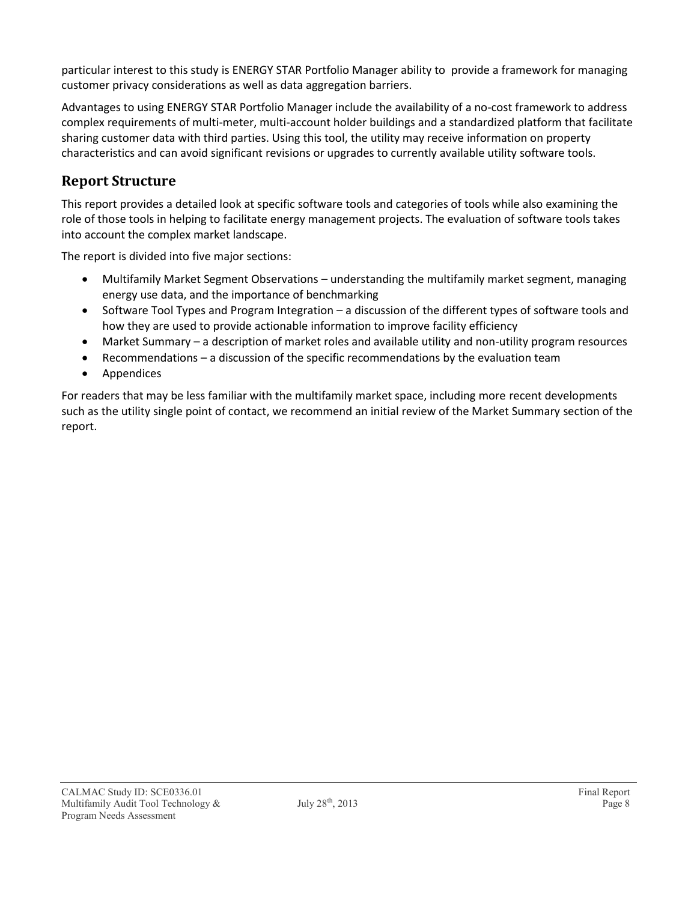particular interest to this study is ENERGY STAR Portfolio Manager ability to provide a framework for managing customer privacy considerations as well as data aggregation barriers.

Advantages to using ENERGY STAR Portfolio Manager include the availability of a no-cost framework to address complex requirements of multi-meter, multi-account holder buildings and a standardized platform that facilitate sharing customer data with third parties. Using this tool, the utility may receive information on property characteristics and can avoid significant revisions or upgrades to currently available utility software tools.

## Report Structure

This report provides a detailed look at specific software tools and categories of tools while also examining the role of those tools in helping to facilitate energy management projects. The evaluation of software tools takes into account the complex market landscape.

The report is divided into five major sections:

- Multifamily Market Segment Observations – understanding the multifamily market segment, managing energy use data, and the importance of benchmarking
- Software Tool Types and Program Integration – a discussion of the different types of software tools and how they are used to provide actionable information to improve facility efficiency
- Market Summary – a description of market roles and available utility and non-utility program resources
- Recommendations – a discussion of the specific recommendations by the evaluation team
- Appendices

For readers that may be less familiar with the multifamily market space, including more recent developments such as the utility single point of contact, we recommend an initial review of the Market Summary section of the report.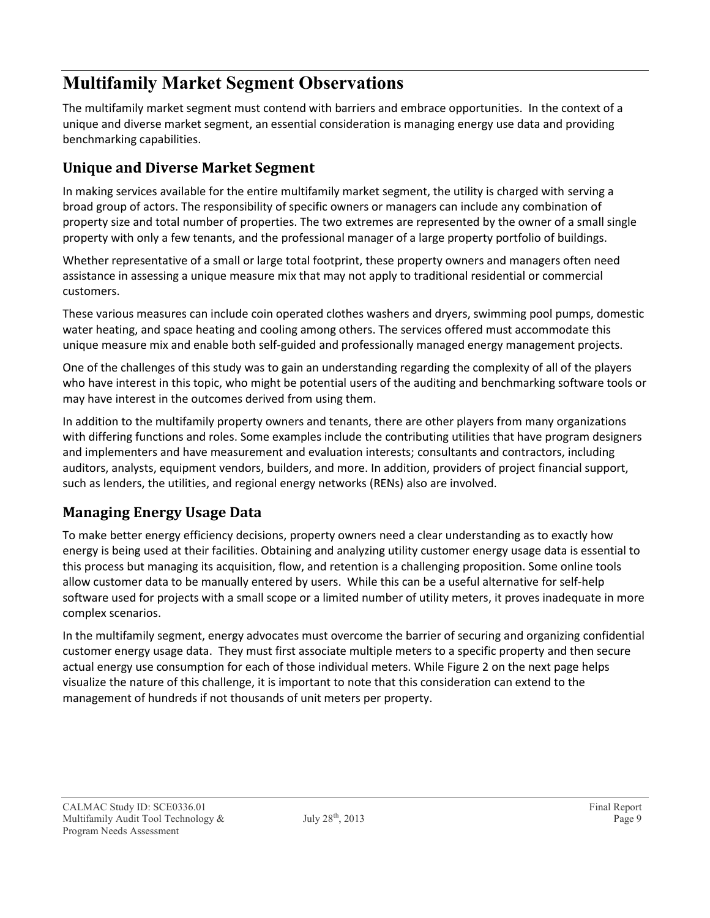# Multifamily Market Segment Observations

The multifamily market segment must contend with barriers and embrace opportunities. In the context of a unique and diverse market segment, an essential consideration is managing energy use data and providing benchmarking capabilities.

## Unique and Diverse Market Segment

In making services available for the entire multifamily market segment, the utility is charged with serving a broad group of actors. The responsibility of specific owners or managers can include any combination of property size and total number of properties. The two extremes are represented by the owner of a small single property with only a few tenants, and the professional manager of a large property portfolio of buildings.

Whether representative of a small or large total footprint, these property owners and managers often need assistance in assessing a unique measure mix that may not apply to traditional residential or commercial customers.

These various measures can include coin operated clothes washers and dryers, swimming pool pumps, domestic water heating, and space heating and cooling among others. The services offered must accommodate this unique measure mix and enable both self-guided and professionally managed energy management projects.

One of the challenges of this study was to gain an understanding regarding the complexity of all of the players who have interest in this topic, who might be potential users of the auditing and benchmarking software tools or may have interest in the outcomes derived from using them.

In addition to the multifamily property owners and tenants, there are other players from many organizations with differing functions and roles. Some examples include the contributing utilities that have program designers and implementers and have measurement and evaluation interests; consultants and contractors, including auditors, analysts, equipment vendors, builders, and more. In addition, providers of project financial support, such as lenders, the utilities, and regional energy networks (RENs) also are involved.

## Managing Energy Usage Data

To make better energy efficiency decisions, property owners need a clear understanding as to exactly how energy is being used at their facilities. Obtaining and analyzing utility customer energy usage data is essential to this process but managing its acquisition, flow, and retention is a challenging proposition. Some online tools allow customer data to be manually entered by users. While this can be a useful alternative for self-help software used for projects with a small scope or a limited number of utility meters, it proves inadequate in more complex scenarios.

In the multifamily segment, energy advocates must overcome the barrier of securing and organizing confidential customer energy usage data. They must first associate multiple meters to a specific property and then secure actual energy use consumption for each of those individual meters. While Figure 2 on the next page helps visualize the nature of this challenge, it is important to note that this consideration can extend to the management of hundreds if not thousands of unit meters per property.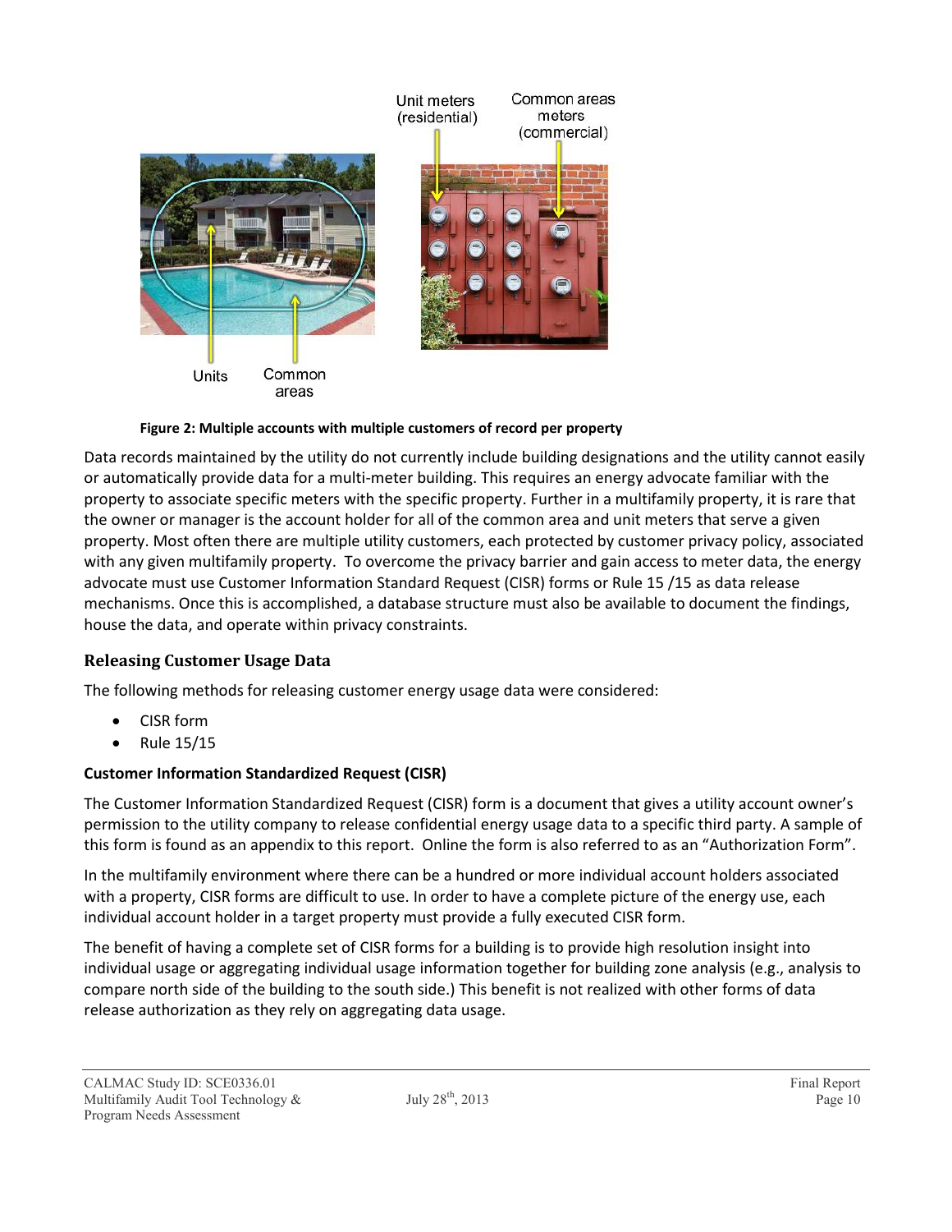Figure 2: Multiple accounts with multiple customers of record per property

Data records maintained by the utility do not currently include building designations and the utility cannot easily or automatically provide data for a multi-meter building. This requires an energy advocate familiar with the property to associate specific meters with the specific property. Further in a multifamily property, it is rare that the owner or manager is the account holder for all of the common area and unit meters that serve a given property. Most often there are multiple utility customers, each protected by customer privacy policy, associated with any given multifamily property. To overcome the privacy barrier and gain access to meter data, the energy advocate must use Customer Information Standard Request (CISR) forms or Rule 15 /15 as data release mechanisms. Once this is accomplished, a database structure must also be available to document the findings, house the data, and operate within privacy constraints.

## Releasing Customer Usage Data

The following methods for releasing customer energy usage data were considered:

- CISR form
- Rule 15/15

### Customer Information Standardized Request (CISR)

The Customer Information Standardized Request (CISR) form is a document that gives a utility account owner's permission to the utility company to release confidential energy usage data to a specific third party. A sample of this form is found as an appendix to this report. Online the form is also referred to as an "Authorization Form".

In the multifamily environment where there can be a hundred or more individual account holders associated with a property, CISR forms are difficult to use. In order to have a complete picture of the energy use, each individual account holder in a target property must provide a fully executed CISR form.

The benefit of having a complete set of CISR forms for a building is to provide high resolution insight into individual usage or aggregating individual usage information together for building zone analysis (e.g., analysis to compare north side of the building to the south side.) This benefit is not realized with other forms of data release authorization as they rely on aggregating data usage.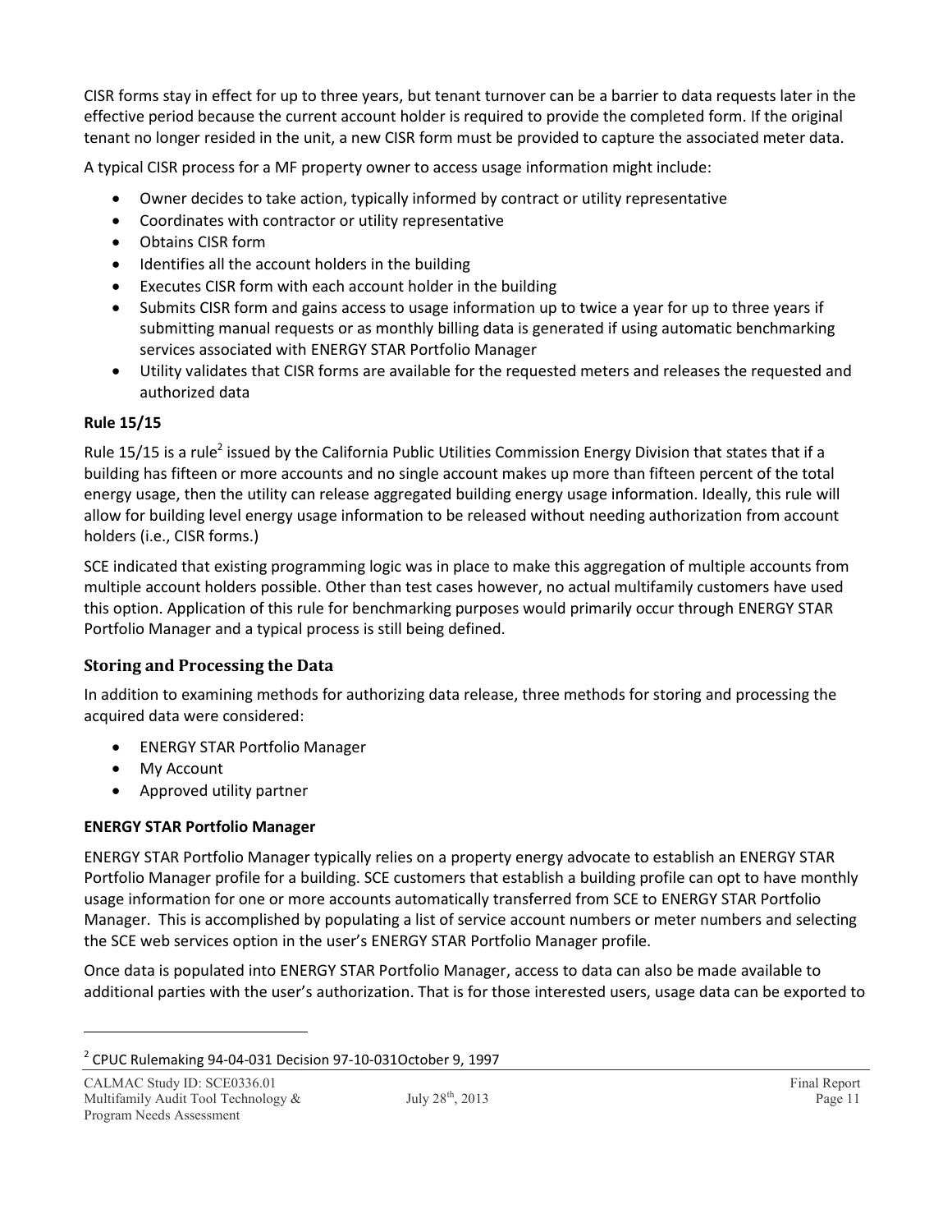CISR forms stay in effect for up to three years, but tenant turnover can be a barrier to data requests later in the effective period because the current account holder is required to provide the completed form. If the original tenant no longer resided in the unit, a new CISR form must be provided to capture the associated meter data.

A typical CISR process for a MF property owner to access usage information might include:

- Owner decides to take action, typically informed by contract or utility representative
- Coordinates with contractor or utility representative
- Obtains CISR form
- Identifies all the account holders in the building
- Executes CISR form with each account holder in the building
- Submits CISR form and gains access to usage information up to twice a year for up to three years if submitting manual requests or as monthly billing data is generated if using automatic benchmarking services associated with ENERGY STAR Portfolio Manager
- Utility validates that CISR forms are available for the requested meters and releases the requested and authorized data

**Rule 15/15**

Rule 15/15 is a rule[2] issued by the California Public Utilities Commission Energy Division that states that if a building has fifteen or more accounts and no single account makes up more than fifteen percent of the total energy usage, then the utility can release aggregated building energy usage information. Ideally, this rule will allow for building level energy usage information to be released without needing authorization from account holders (i.e., CISR forms.)

SCE indicated that existing programming logic was in place to make this aggregation of multiple accounts from multiple account holders possible. Other than test cases however, no actual multifamily customers have used this option. Application of this rule for benchmarking purposes would primarily occur through ENERGY STAR Portfolio Manager and a typical process is still being defined.

### Storing and Processing the Data

In addition to examining methods for authorizing data release, three methods for storing and processing the acquired data were considered:

- ENERGY STAR Portfolio Manager
- My Account
- Approved utility partner

**ENERGY STAR Portfolio Manager**

ENERGY STAR Portfolio Manager typically relies on a property energy advocate to establish an ENERGY STAR Portfolio Manager profile for a building. SCE customers that establish a building profile can opt to have monthly usage information for one or more accounts automatically transferred from SCE to ENERGY STAR Portfolio Manager. This is accomplished by populating a list of service account numbers or meter numbers and selecting the SCE web services option in the user's ENERGY STAR Portfolio Manager profile.

Once data is populated into ENERGY STAR Portfolio Manager, access to data can also be made available to additional parties with the user's authorization. That is for those interested users, usage data can be exported to

[2] CPUC Rulemaking 94-04-031 Decision 97-10-031October 9, 1997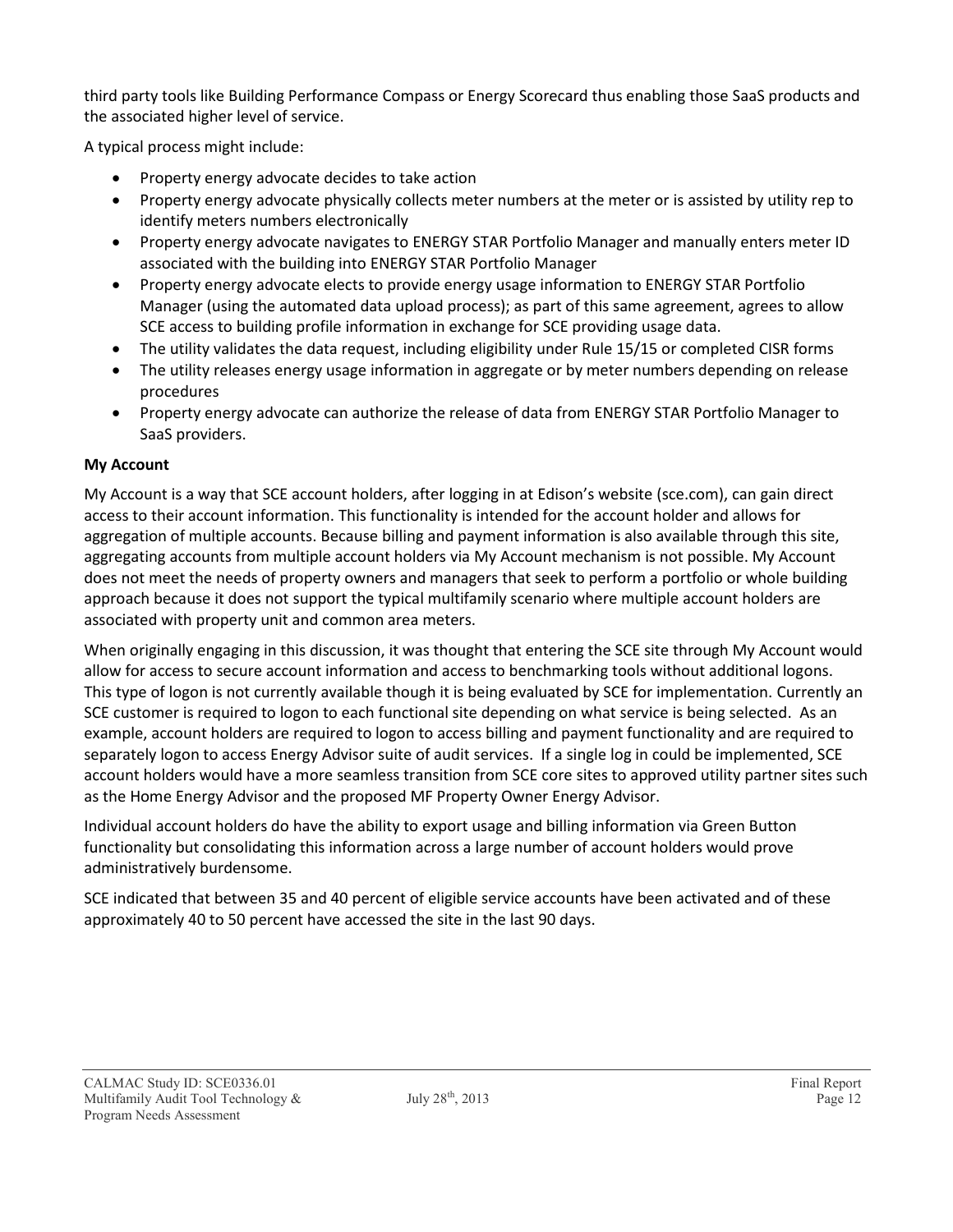third party tools like Building Performance Compass or Energy Scorecard thus enabling those SaaS products and the associated higher level of service.

A typical process might include:

- Property energy advocate decides to take action
- Property energy advocate physically collects meter numbers at the meter or is assisted by utility rep to identify meters numbers electronically
- Property energy advocate navigates to ENERGY STAR Portfolio Manager and manually enters meter ID associated with the building into ENERGY STAR Portfolio Manager
- Property energy advocate elects to provide energy usage information to ENERGY STAR Portfolio Manager (using the automated data upload process); as part of this same agreement, agrees to allow SCE access to building profile information in exchange for SCE providing usage data.
- The utility validates the data request, including eligibility under Rule 15/15 or completed CISR forms
- The utility releases energy usage information in aggregate or by meter numbers depending on release procedures
- Property energy advocate can authorize the release of data from ENERGY STAR Portfolio Manager to SaaS providers.

**My Account**

My Account is a way that SCE account holders, after logging in at Edison's website (sce.com), can gain direct access to their account information. This functionality is intended for the account holder and allows for aggregation of multiple accounts. Because billing and payment information is also available through this site, aggregating accounts from multiple account holders via My Account mechanism is not possible. My Account does not meet the needs of property owners and managers that seek to perform a portfolio or whole building approach because it does not support the typical multifamily scenario where multiple account holders are associated with property unit and common area meters.

When originally engaging in this discussion, it was thought that entering the SCE site through My Account would allow for access to secure account information and access to benchmarking tools without additional logons. This type of logon is not currently available though it is being evaluated by SCE for implementation. Currently an SCE customer is required to logon to each functional site depending on what service is being selected. As an example, account holders are required to logon to access billing and payment functionality and are required to separately logon to access Energy Advisor suite of audit services. If a single log in could be implemented, SCE account holders would have a more seamless transition from SCE core sites to approved utility partner sites such as the Home Energy Advisor and the proposed MF Property Owner Energy Advisor.

Individual account holders do have the ability to export usage and billing information via Green Button functionality but consolidating this information across a large number of account holders would prove administratively burdensome.

SCE indicated that between 35 and 40 percent of eligible service accounts have been activated and of these approximately 40 to 50 percent have accessed the site in the last 90 days.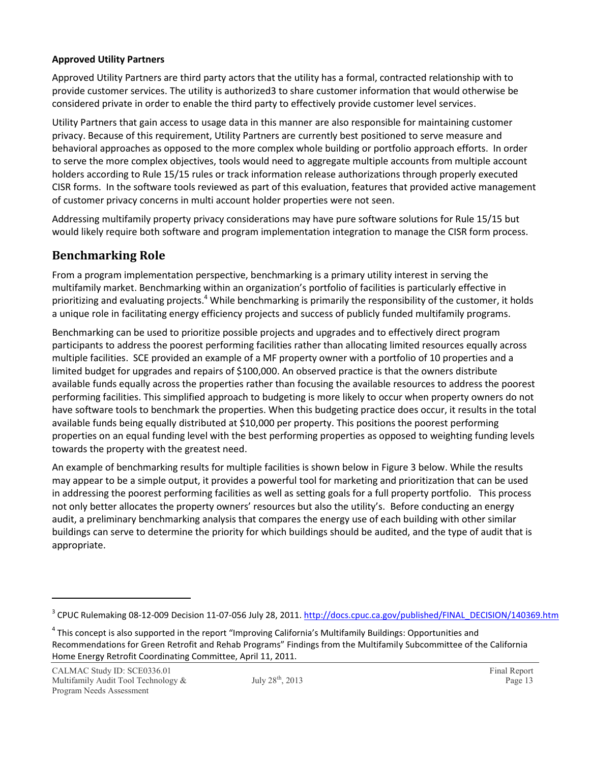**Approved Utility Partners**

Approved Utility Partners are third party actors that the utility has a formal, contracted relationship with to provide customer services. The utility is authorized[3] to share customer information that would otherwise be considered private in order to enable the third party to effectively provide customer level services.

Utility Partners that gain access to usage data in this manner are also responsible for maintaining customer privacy. Because of this requirement, Utility Partners are currently best positioned to serve measure and behavioral approaches as opposed to the more complex whole building or portfolio approach efforts. In order to serve the more complex objectives, tools would need to aggregate multiple accounts from multiple account holders according to Rule 15/15 rules or track information release authorizations through properly executed CISR forms. In the software tools reviewed as part of this evaluation, features that provided active management of customer privacy concerns in multi account holder properties were not seen.

Addressing multifamily property privacy considerations may have pure software solutions for Rule 15/15 but would likely require both software and program implementation integration to manage the CISR form process.

## Benchmarking Role

From a program implementation perspective, benchmarking is a primary utility interest in serving the multifamily market. Benchmarking within an organization's portfolio of facilities is particularly effective in prioritizing and evaluating projects.[4] While benchmarking is primarily the responsibility of the customer, it holds a unique role in facilitating energy efficiency projects and success of publicly funded multifamily programs.

Benchmarking can be used to prioritize possible projects and upgrades and to effectively direct program participants to address the poorest performing facilities rather than allocating limited resources equally across multiple facilities. SCE provided an example of a MF property owner with a portfolio of 10 properties and a limited budget for upgrades and repairs of $100,000. An observed practice is that the owners distribute available funds equally across the properties rather than focusing the available resources to address the poorest performing facilities. This simplified approach to budgeting is more likely to occur when property owners do not have software tools to benchmark the properties. When this budgeting practice does occur, it results in the total available funds being equally distributed at $10,000 per property. This positions the poorest performing properties on an equal funding level with the best performing properties as opposed to weighting funding levels towards the property with the greatest need.

An example of benchmarking results for multiple facilities is shown below in Figure 3 below. While the results may appear to be a simple output, it provides a powerful tool for marketing and prioritization that can be used in addressing the poorest performing facilities as well as setting goals for a full property portfolio. This process not only better allocates the property owners' resources but also the utility's. Before conducting an energy audit, a preliminary benchmarking analysis that compares the energy use of each building with other similar buildings can serve to determine the priority for which buildings should be audited, and the type of audit that is appropriate.

---

[3] CPUC Rulemaking 08-12-009 Decision 11-07-056 July 28, 2011. http://docs.cpuc.ca.gov/published/FINAL_DECISION/140369.htm

[4] This concept is also supported in the report "Improving California's Multifamily Buildings: Opportunities and Recommendations for Green Retrofit and Rehab Programs" Findings from the Multifamily Subcommittee of the California Home Energy Retrofit Coordinating Committee, April 11, 2011.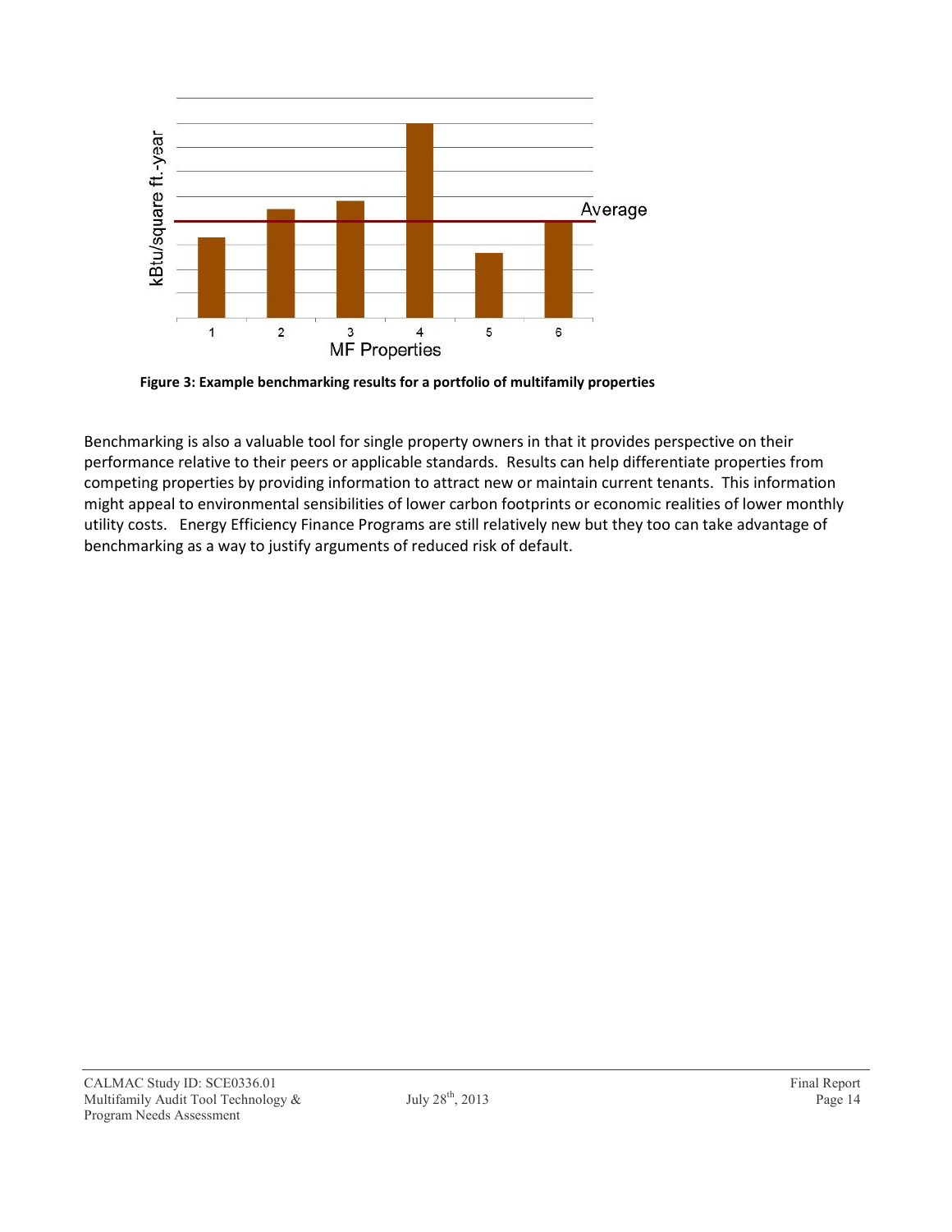Figure 3: Example benchmarking results for a portfolio of multifamily properties

Benchmarking is also a valuable tool for single property owners in that it provides perspective on their performance relative to their peers or applicable standards. Results can help differentiate properties from competing properties by providing information to attract new or maintain current tenants. This information might appeal to environmental sensibilities of lower carbon footprints or economic realities of lower monthly utility costs. Energy Efficiency Finance Programs are still relatively new but they too can take advantage of benchmarking as a way to justify arguments of reduced risk of default.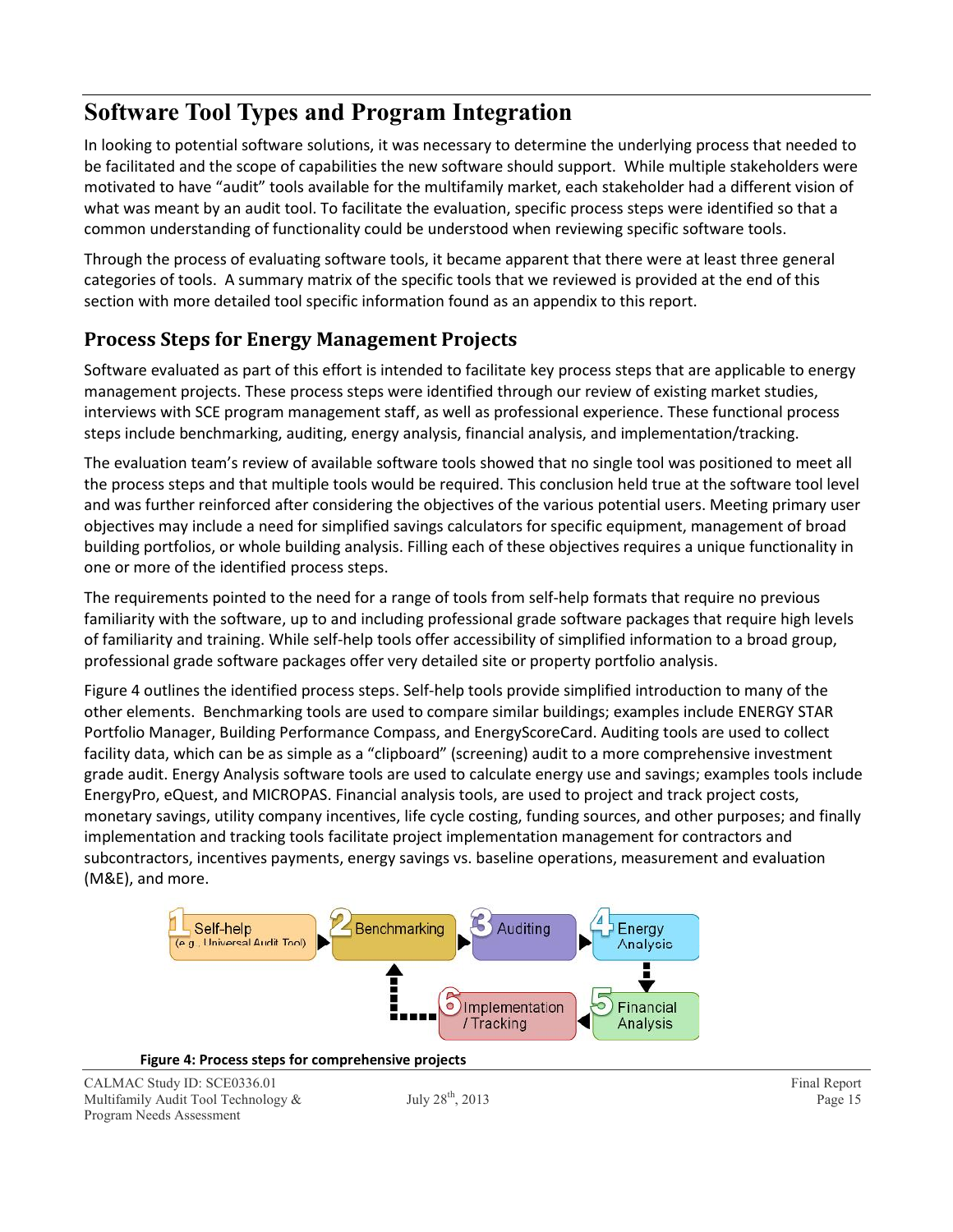# Software Tool Types and Program Integration

In looking to potential software solutions, it was necessary to determine the underlying process that needed to be facilitated and the scope of capabilities the new software should support. While multiple stakeholders were motivated to have "audit" tools available for the multifamily market, each stakeholder had a different vision of what was meant by an audit tool. To facilitate the evaluation, specific process steps were identified so that a common understanding of functionality could be understood when reviewing specific software tools.

Through the process of evaluating software tools, it became apparent that there were at least three general categories of tools. A summary matrix of the specific tools that we reviewed is provided at the end of this section with more detailed tool specific information found as an appendix to this report.

## Process Steps for Energy Management Projects

Software evaluated as part of this effort is intended to facilitate key process steps that are applicable to energy management projects. These process steps were identified through our review of existing market studies, interviews with SCE program management staff, as well as professional experience. These functional process steps include benchmarking, auditing, energy analysis, financial analysis, and implementation/tracking.

The evaluation team's review of available software tools showed that no single tool was positioned to meet all the process steps and that multiple tools would be required. This conclusion held true at the software tool level and was further reinforced after considering the objectives of the various potential users. Meeting primary user objectives may include a need for simplified savings calculators for specific equipment, management of broad building portfolios, or whole building analysis. Filling each of these objectives requires a unique functionality in one or more of the identified process steps.

The requirements pointed to the need for a range of tools from self-help formats that require no previous familiarity with the software, up to and including professional grade software packages that require high levels of familiarity and training. While self-help tools offer accessibility of simplified information to a broad group, professional grade software packages offer very detailed site or property portfolio analysis.

Figure 4 outlines the identified process steps. Self-help tools provide simplified introduction to many of the other elements. Benchmarking tools are used to compare similar buildings; examples include ENERGY STAR Portfolio Manager, Building Performance Compass, and EnergyScoreCard. Auditing tools are used to collect facility data, which can be as simple as a "clipboard" (screening) audit to a more comprehensive investment grade audit. Energy Analysis software tools are used to calculate energy use and savings; examples tools include EnergyPro, eQuest, and MICROPAS. Financial analysis tools, are used to project and track project costs, monetary savings, utility company incentives, life cycle costing, funding sources, and other purposes; and finally implementation and tracking tools facilitate project implementation management for contractors and subcontractors, incentives payments, energy savings vs. baseline operations, measurement and evaluation (M&E), and more.

1 Self-help (e.g., Universal Audit Tool) → 2 Benchmarking → 3 Auditing → 4 Energy Analysis → 5 Financial Analysis → 6 Implementation / Tracking → 2 Benchmarking

**Figure 4: Process steps for comprehensive projects**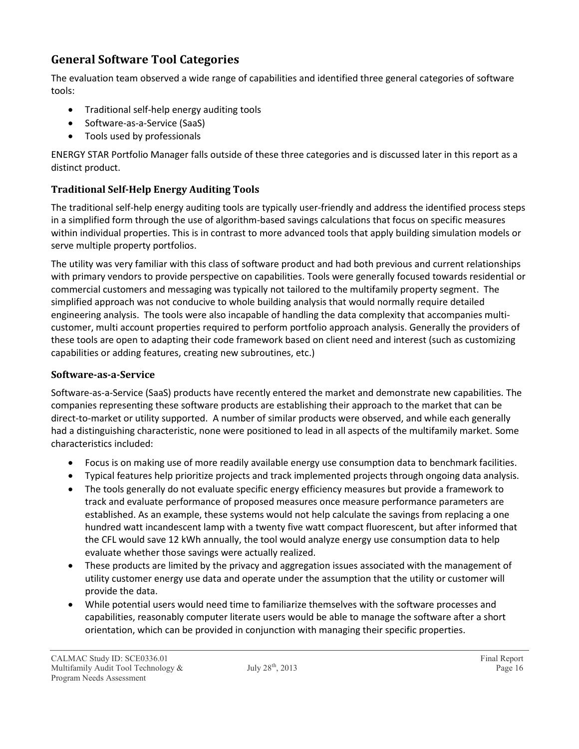## General Software Tool Categories

The evaluation team observed a wide range of capabilities and identified three general categories of software tools:

- Traditional self-help energy auditing tools
- Software-as-a-Service (SaaS)
- Tools used by professionals

ENERGY STAR Portfolio Manager falls outside of these three categories and is discussed later in this report as a distinct product.

### Traditional Self-Help Energy Auditing Tools

The traditional self-help energy auditing tools are typically user-friendly and address the identified process steps in a simplified form through the use of algorithm-based savings calculations that focus on specific measures within individual properties. This is in contrast to more advanced tools that apply building simulation models or serve multiple property portfolios.

The utility was very familiar with this class of software product and had both previous and current relationships with primary vendors to provide perspective on capabilities. Tools were generally focused towards residential or commercial customers and messaging was typically not tailored to the multifamily property segment. The simplified approach was not conducive to whole building analysis that would normally require detailed engineering analysis. The tools were also incapable of handling the data complexity that accompanies multi-customer, multi account properties required to perform portfolio approach analysis. Generally the providers of these tools are open to adapting their code framework based on client need and interest (such as customizing capabilities or adding features, creating new subroutines, etc.)

### Software-as-a-Service

Software-as-a-Service (SaaS) products have recently entered the market and demonstrate new capabilities. The companies representing these software products are establishing their approach to the market that can be direct-to-market or utility supported. A number of similar products were observed, and while each generally had a distinguishing characteristic, none were positioned to lead in all aspects of the multifamily market. Some characteristics included:

- Focus is on making use of more readily available energy use consumption data to benchmark facilities.
- Typical features help prioritize projects and track implemented projects through ongoing data analysis.
- The tools generally do not evaluate specific energy efficiency measures but provide a framework to track and evaluate performance of proposed measures once measure performance parameters are established. As an example, these systems would not help calculate the savings from replacing a one hundred watt incandescent lamp with a twenty five watt compact fluorescent, but after informed that the CFL would save 12 kWh annually, the tool would analyze energy use consumption data to help evaluate whether those savings were actually realized.
- These products are limited by the privacy and aggregation issues associated with the management of utility customer energy use data and operate under the assumption that the utility or customer will provide the data.
- While potential users would need time to familiarize themselves with the software processes and capabilities, reasonably computer literate users would be able to manage the software after a short orientation, which can be provided in conjunction with managing their specific properties.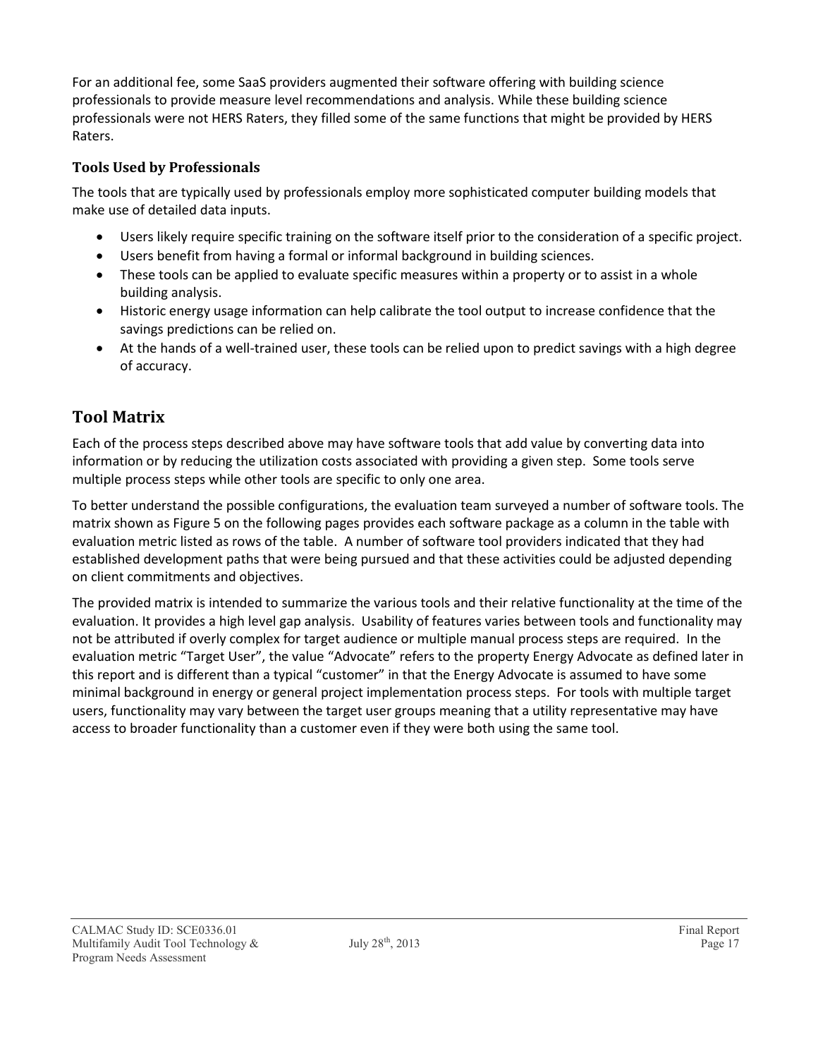For an additional fee, some SaaS providers augmented their software offering with building science professionals to provide measure level recommendations and analysis. While these building science professionals were not HERS Raters, they filled some of the same functions that might be provided by HERS Raters.

### Tools Used by Professionals

The tools that are typically used by professionals employ more sophisticated computer building models that make use of detailed data inputs.

- Users likely require specific training on the software itself prior to the consideration of a specific project.
- Users benefit from having a formal or informal background in building sciences.
- These tools can be applied to evaluate specific measures within a property or to assist in a whole building analysis.
- Historic energy usage information can help calibrate the tool output to increase confidence that the savings predictions can be relied on.
- At the hands of a well-trained user, these tools can be relied upon to predict savings with a high degree of accuracy.

## Tool Matrix

Each of the process steps described above may have software tools that add value by converting data into information or by reducing the utilization costs associated with providing a given step. Some tools serve multiple process steps while other tools are specific to only one area.

To better understand the possible configurations, the evaluation team surveyed a number of software tools. The matrix shown as Figure 5 on the following pages provides each software package as a column in the table with evaluation metric listed as rows of the table. A number of software tool providers indicated that they had established development paths that were being pursued and that these activities could be adjusted depending on client commitments and objectives.

The provided matrix is intended to summarize the various tools and their relative functionality at the time of the evaluation. It provides a high level gap analysis. Usability of features varies between tools and functionality may not be attributed if overly complex for target audience or multiple manual process steps are required. In the evaluation metric "Target User", the value "Advocate" refers to the property Energy Advocate as defined later in this report and is different than a typical "customer" in that the Energy Advocate is assumed to have some minimal background in energy or general project implementation process steps. For tools with multiple target users, functionality may vary between the target user groups meaning that a utility representative may have access to broader functionality than a customer even if they were both using the same tool.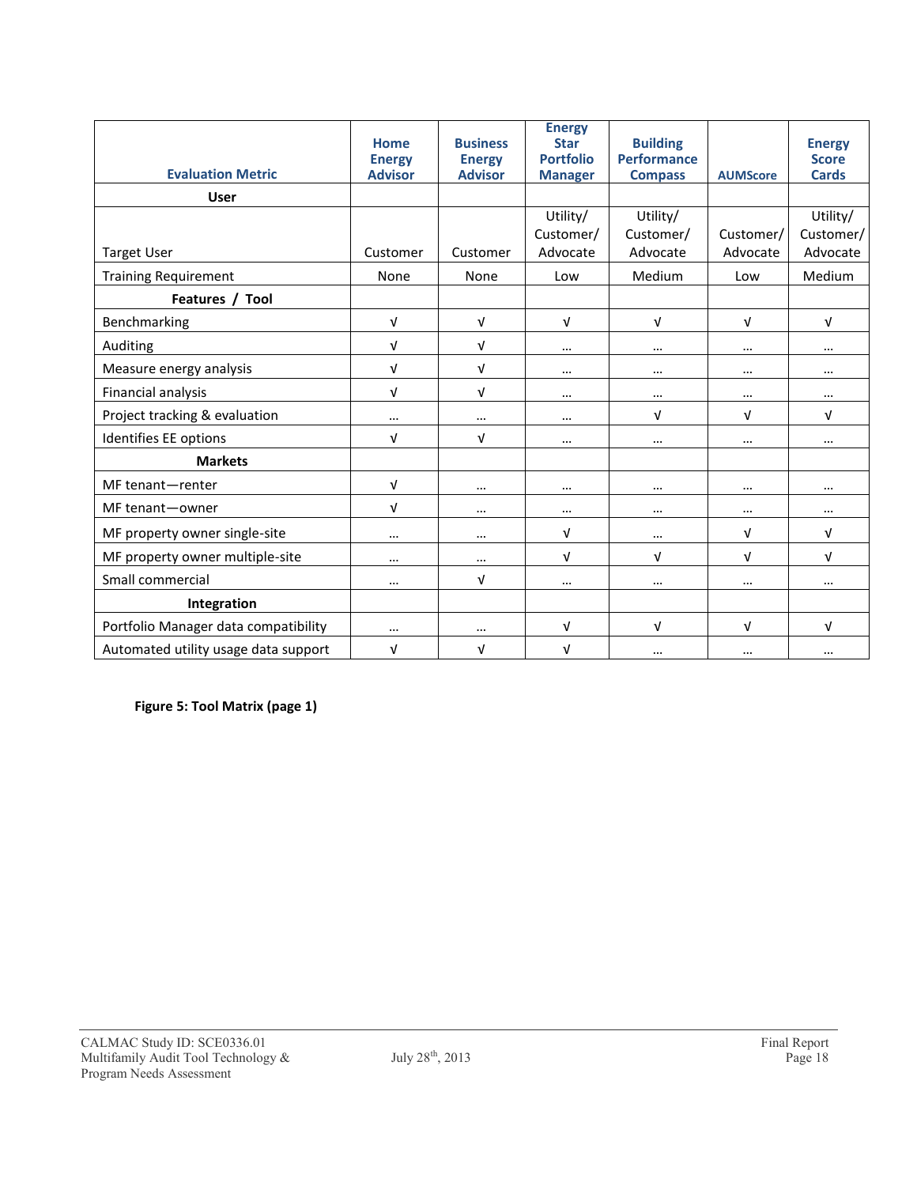| Evaluation Metric | Home Energy Advisor | Business Energy Advisor | Energy Star Portfolio Manager | Building Performance Compass | AUMScore | Energy Score Cards |
|---|---|---|---|---|---|---|
| **User** | | | | | | |
| Target User | Customer | Customer | Utility/ Customer/ Advocate | Utility/ Customer/ Advocate | Customer/ Advocate | Utility/ Customer/ Advocate |
| Training Requirement | None | None | Low | Medium | Low | Medium |
| **Features / Tool** | | | | | | |
| Benchmarking | √ | √ | √ | √ | √ | √ |
| Auditing | √ | √ | … | … | … | … |
| Measure energy analysis | √ | √ | … | … | … | … |
| Financial analysis | √ | √ | … | … | … | … |
| Project tracking & evaluation | … | … | … | √ | √ | √ |
| Identifies EE options | √ | √ | … | … | … | … |
| **Markets** | | | | | | |
| MF tenant—renter | √ | … | … | … | … | … |
| MF tenant—owner | √ | … | … | … | … | … |
| MF property owner single-site | … | … | √ | … | √ | √ |
| MF property owner multiple-site | … | … | √ | √ | √ | √ |
| Small commercial | … | √ | … | … | … | … |
| **Integration** | | | | | | |
| Portfolio Manager data compatibility | … | … | √ | √ | √ | √ |
| Automated utility usage data support | √ | √ | √ | … | … | … |

**Figure 5: Tool Matrix (page 1)**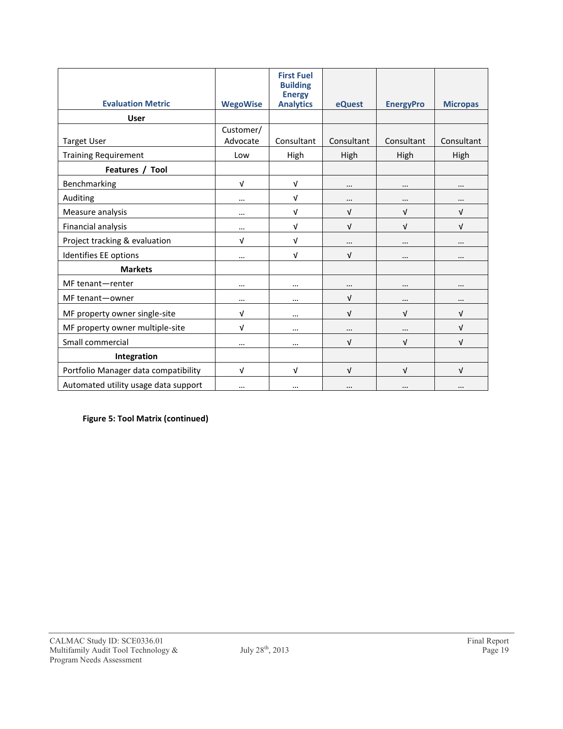| Evaluation Metric | WegoWise | First Fuel Building Energy Analytics | eQuest | EnergyPro | Micropas |
|---|---|---|---|---|---|
| **User** | | | | | |
| Target User | Customer/ Advocate | Consultant | Consultant | Consultant | Consultant |
| Training Requirement | Low | High | High | High | High |
| **Features / Tool** | | | | | |
| Benchmarking | √ | √ | … | … | … |
| Auditing | … | √ | … | … | … |
| Measure analysis | … | √ | √ | √ | √ |
| Financial analysis | … | √ | √ | √ | √ |
| Project tracking & evaluation | √ | √ | … | … | … |
| Identifies EE options | … | √ | √ | … | … |
| **Markets** | | | | | |
| MF tenant—renter | … | … | … | … | … |
| MF tenant—owner | … | … | √ | … | … |
| MF property owner single-site | √ | … | √ | √ | √ |
| MF property owner multiple-site | √ | … | … | … | √ |
| Small commercial | … | … | √ | √ | √ |
| **Integration** | | | | | |
| Portfolio Manager data compatibility | √ | √ | √ | √ | √ |
| Automated utility usage data support | … | … | … | … | … |

**Figure 5: Tool Matrix (continued)**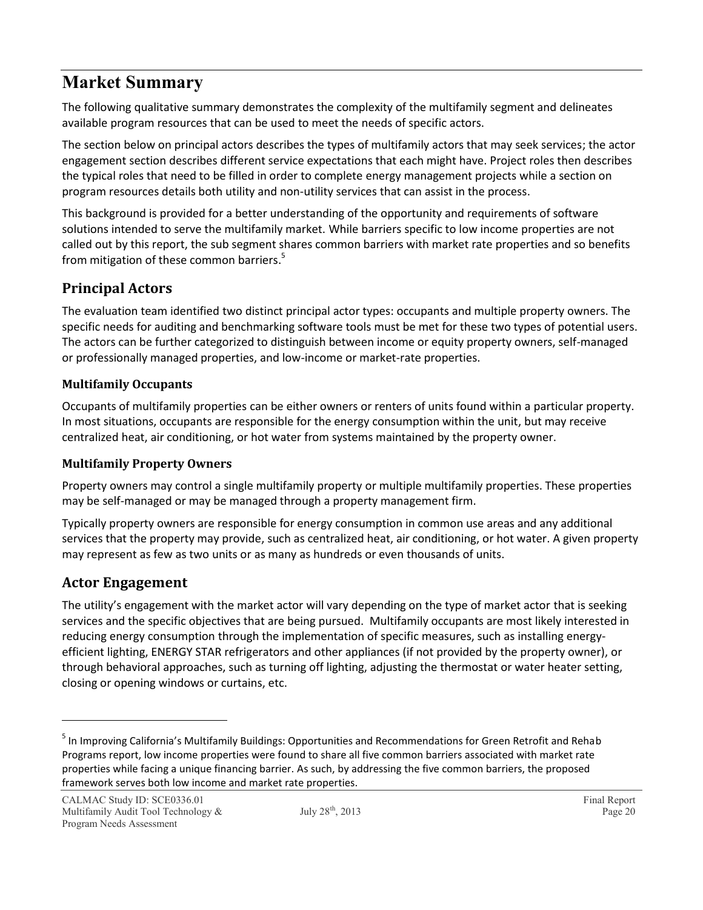# Market Summary

The following qualitative summary demonstrates the complexity of the multifamily segment and delineates available program resources that can be used to meet the needs of specific actors.

The section below on principal actors describes the types of multifamily actors that may seek services; the actor engagement section describes different service expectations that each might have. Project roles then describes the typical roles that need to be filled in order to complete energy management projects while a section on program resources details both utility and non-utility services that can assist in the process.

This background is provided for a better understanding of the opportunity and requirements of software solutions intended to serve the multifamily market. While barriers specific to low income properties are not called out by this report, the sub segment shares common barriers with market rate properties and so benefits from mitigation of these common barriers.[5]

## Principal Actors

The evaluation team identified two distinct principal actor types: occupants and multiple property owners. The specific needs for auditing and benchmarking software tools must be met for these two types of potential users. The actors can be further categorized to distinguish between income or equity property owners, self-managed or professionally managed properties, and low-income or market-rate properties.

### Multifamily Occupants

Occupants of multifamily properties can be either owners or renters of units found within a particular property. In most situations, occupants are responsible for the energy consumption within the unit, but may receive centralized heat, air conditioning, or hot water from systems maintained by the property owner.

### Multifamily Property Owners

Property owners may control a single multifamily property or multiple multifamily properties. These properties may be self-managed or may be managed through a property management firm.

Typically property owners are responsible for energy consumption in common use areas and any additional services that the property may provide, such as centralized heat, air conditioning, or hot water. A given property may represent as few as two units or as many as hundreds or even thousands of units.

## Actor Engagement

The utility's engagement with the market actor will vary depending on the type of market actor that is seeking services and the specific objectives that are being pursued. Multifamily occupants are most likely interested in reducing energy consumption through the implementation of specific measures, such as installing energy-efficient lighting, ENERGY STAR refrigerators and other appliances (if not provided by the property owner), or through behavioral approaches, such as turning off lighting, adjusting the thermostat or water heater setting, closing or opening windows or curtains, etc.

---

[5] In Improving California's Multifamily Buildings: Opportunities and Recommendations for Green Retrofit and Rehab Programs report, low income properties were found to share all five common barriers associated with market rate properties while facing a unique financing barrier. As such, by addressing the five common barriers, the proposed framework serves both low income and market rate properties.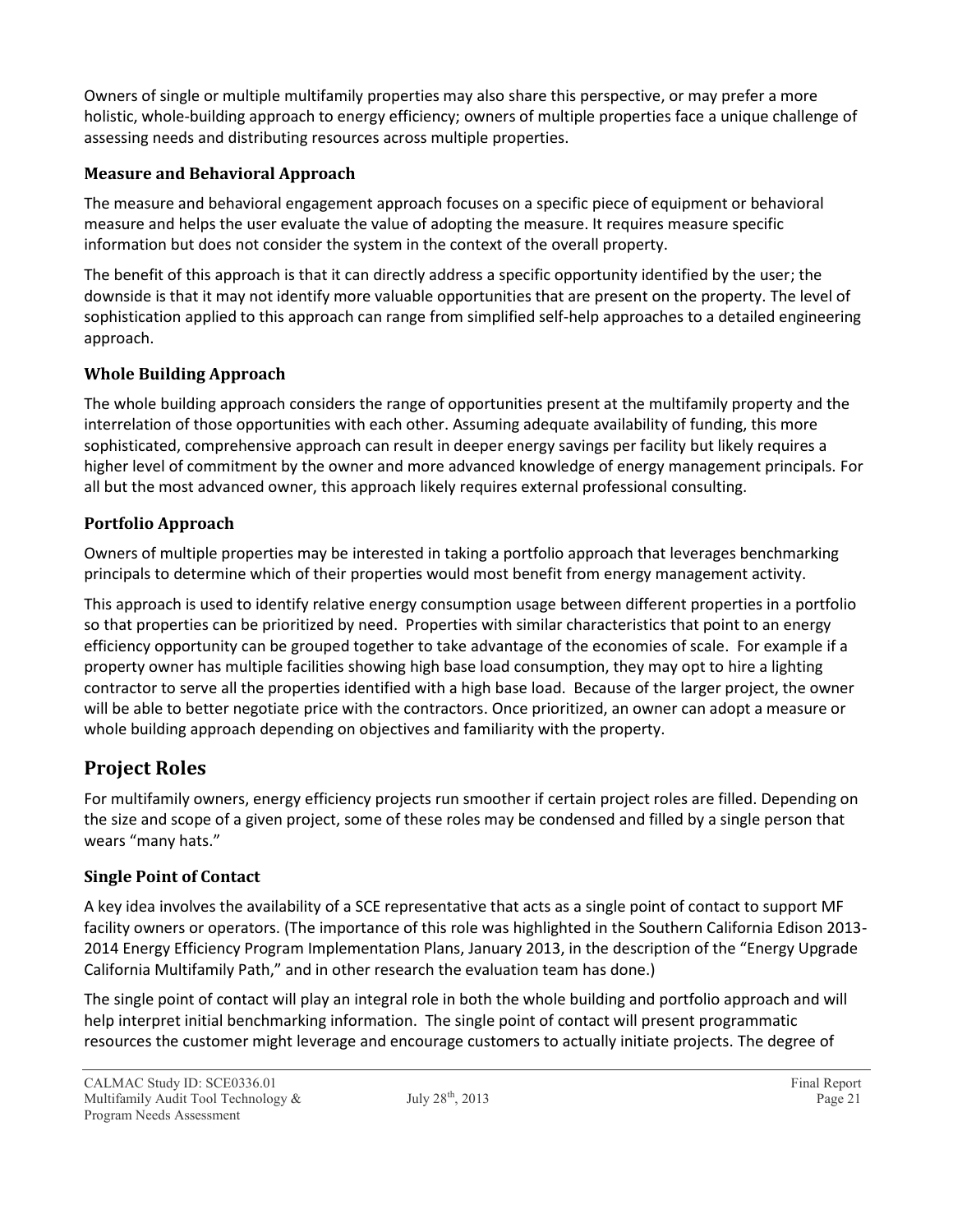Owners of single or multiple multifamily properties may also share this perspective, or may prefer a more holistic, whole-building approach to energy efficiency; owners of multiple properties face a unique challenge of assessing needs and distributing resources across multiple properties.

### Measure and Behavioral Approach

The measure and behavioral engagement approach focuses on a specific piece of equipment or behavioral measure and helps the user evaluate the value of adopting the measure. It requires measure specific information but does not consider the system in the context of the overall property.

The benefit of this approach is that it can directly address a specific opportunity identified by the user; the downside is that it may not identify more valuable opportunities that are present on the property. The level of sophistication applied to this approach can range from simplified self-help approaches to a detailed engineering approach.

### Whole Building Approach

The whole building approach considers the range of opportunities present at the multifamily property and the interrelation of those opportunities with each other. Assuming adequate availability of funding, this more sophisticated, comprehensive approach can result in deeper energy savings per facility but likely requires a higher level of commitment by the owner and more advanced knowledge of energy management principals. For all but the most advanced owner, this approach likely requires external professional consulting.

### Portfolio Approach

Owners of multiple properties may be interested in taking a portfolio approach that leverages benchmarking principals to determine which of their properties would most benefit from energy management activity.

This approach is used to identify relative energy consumption usage between different properties in a portfolio so that properties can be prioritized by need. Properties with similar characteristics that point to an energy efficiency opportunity can be grouped together to take advantage of the economies of scale. For example if a property owner has multiple facilities showing high base load consumption, they may opt to hire a lighting contractor to serve all the properties identified with a high base load. Because of the larger project, the owner will be able to better negotiate price with the contractors. Once prioritized, an owner can adopt a measure or whole building approach depending on objectives and familiarity with the property.

## Project Roles

For multifamily owners, energy efficiency projects run smoother if certain project roles are filled. Depending on the size and scope of a given project, some of these roles may be condensed and filled by a single person that wears "many hats."

### Single Point of Contact

A key idea involves the availability of a SCE representative that acts as a single point of contact to support MF facility owners or operators. (The importance of this role was highlighted in the Southern California Edison 2013-2014 Energy Efficiency Program Implementation Plans, January 2013, in the description of the "Energy Upgrade California Multifamily Path," and in other research the evaluation team has done.)

The single point of contact will play an integral role in both the whole building and portfolio approach and will help interpret initial benchmarking information. The single point of contact will present programmatic resources the customer might leverage and encourage customers to actually initiate projects. The degree of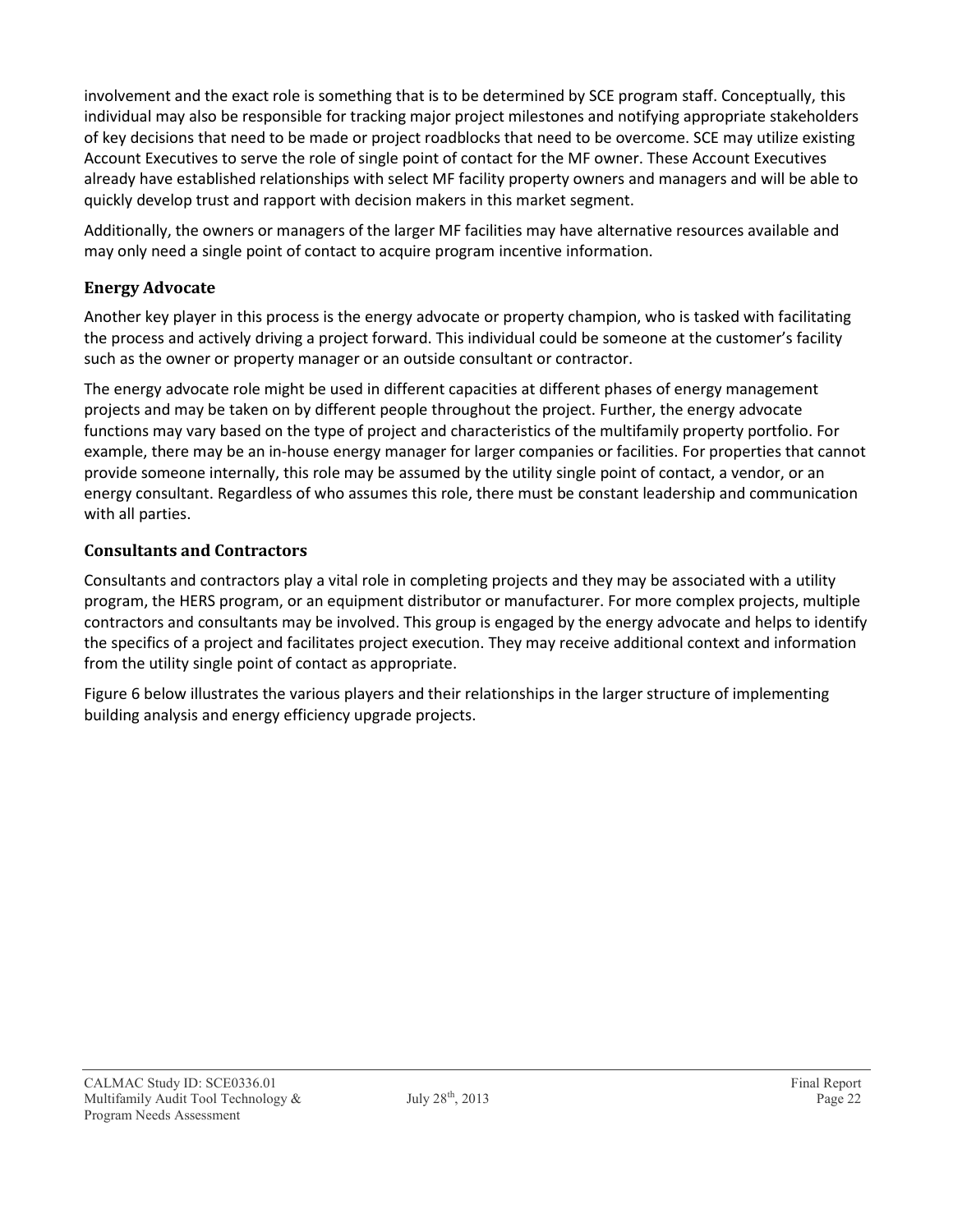involvement and the exact role is something that is to be determined by SCE program staff. Conceptually, this individual may also be responsible for tracking major project milestones and notifying appropriate stakeholders of key decisions that need to be made or project roadblocks that need to be overcome. SCE may utilize existing Account Executives to serve the role of single point of contact for the MF owner. These Account Executives already have established relationships with select MF facility property owners and managers and will be able to quickly develop trust and rapport with decision makers in this market segment.

Additionally, the owners or managers of the larger MF facilities may have alternative resources available and may only need a single point of contact to acquire program incentive information.

### Energy Advocate

Another key player in this process is the energy advocate or property champion, who is tasked with facilitating the process and actively driving a project forward. This individual could be someone at the customer's facility such as the owner or property manager or an outside consultant or contractor.

The energy advocate role might be used in different capacities at different phases of energy management projects and may be taken on by different people throughout the project. Further, the energy advocate functions may vary based on the type of project and characteristics of the multifamily property portfolio. For example, there may be an in-house energy manager for larger companies or facilities. For properties that cannot provide someone internally, this role may be assumed by the utility single point of contact, a vendor, or an energy consultant. Regardless of who assumes this role, there must be constant leadership and communication with all parties.

### Consultants and Contractors

Consultants and contractors play a vital role in completing projects and they may be associated with a utility program, the HERS program, or an equipment distributor or manufacturer. For more complex projects, multiple contractors and consultants may be involved. This group is engaged by the energy advocate and helps to identify the specifics of a project and facilitates project execution. They may receive additional context and information from the utility single point of contact as appropriate.

Figure 6 below illustrates the various players and their relationships in the larger structure of implementing building analysis and energy efficiency upgrade projects.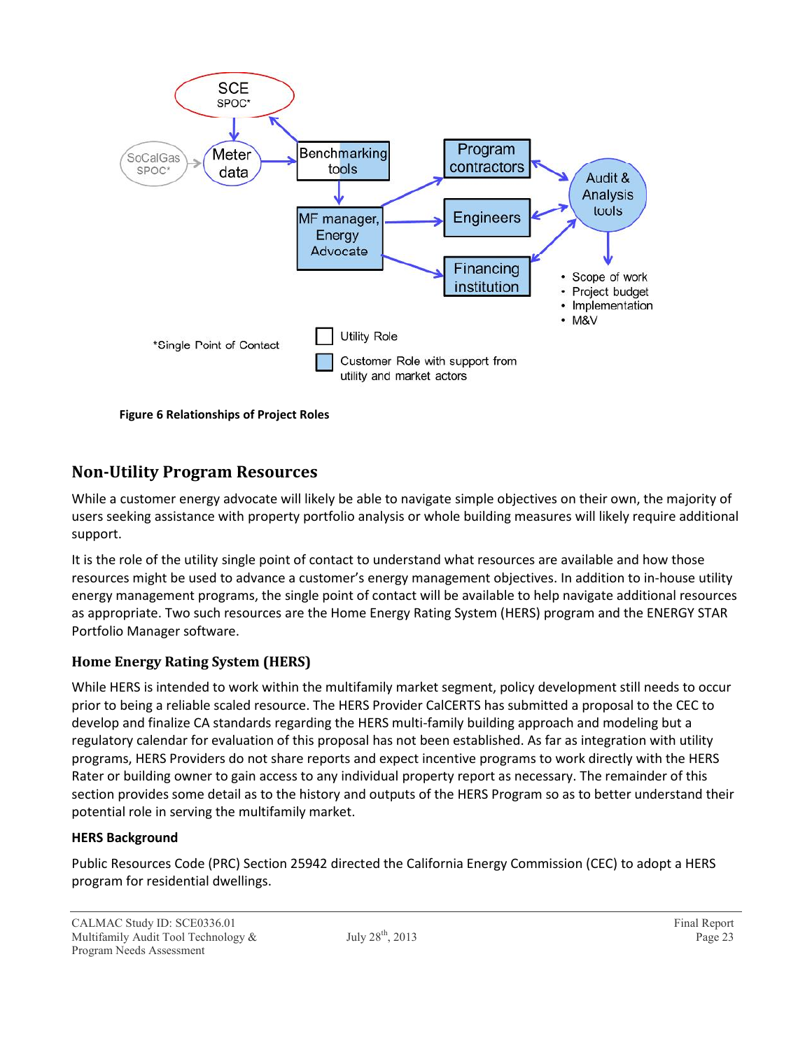Figure 6 Relationships of Project Roles

## Non-Utility Program Resources

While a customer energy advocate will likely be able to navigate simple objectives on their own, the majority of users seeking assistance with property portfolio analysis or whole building measures will likely require additional support.

It is the role of the utility single point of contact to understand what resources are available and how those resources might be used to advance a customer's energy management objectives. In addition to in-house utility energy management programs, the single point of contact will be available to help navigate additional resources as appropriate. Two such resources are the Home Energy Rating System (HERS) program and the ENERGY STAR Portfolio Manager software.

### Home Energy Rating System (HERS)

While HERS is intended to work within the multifamily market segment, policy development still needs to occur prior to being a reliable scaled resource. The HERS Provider CalCERTS has submitted a proposal to the CEC to develop and finalize CA standards regarding the HERS multi-family building approach and modeling but a regulatory calendar for evaluation of this proposal has not been established. As far as integration with utility programs, HERS Providers do not share reports and expect incentive programs to work directly with the HERS Rater or building owner to gain access to any individual property report as necessary. The remainder of this section provides some detail as to the history and outputs of the HERS Program so as to better understand their potential role in serving the multifamily market.

**HERS Background**

Public Resources Code (PRC) Section 25942 directed the California Energy Commission (CEC) to adopt a HERS program for residential dwellings.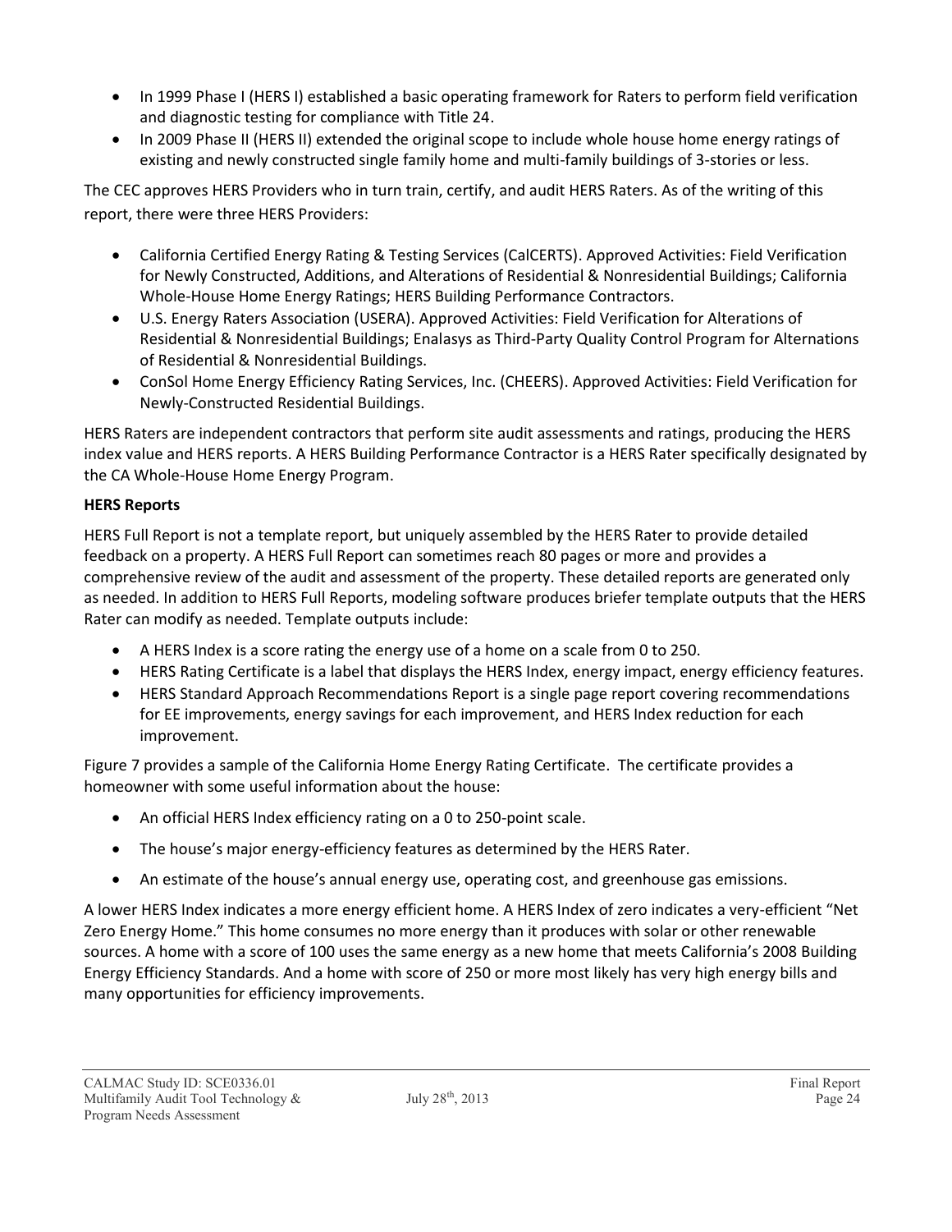- In 1999 Phase I (HERS I) established a basic operating framework for Raters to perform field verification and diagnostic testing for compliance with Title 24.
- In 2009 Phase II (HERS II) extended the original scope to include whole house home energy ratings of existing and newly constructed single family home and multi-family buildings of 3-stories or less.

The CEC approves HERS Providers who in turn train, certify, and audit HERS Raters. As of the writing of this report, there were three HERS Providers:

- California Certified Energy Rating & Testing Services (CalCERTS). Approved Activities: Field Verification for Newly Constructed, Additions, and Alterations of Residential & Nonresidential Buildings; California Whole-House Home Energy Ratings; HERS Building Performance Contractors.
- U.S. Energy Raters Association (USERA). Approved Activities: Field Verification for Alterations of Residential & Nonresidential Buildings; Enalasys as Third-Party Quality Control Program for Alternations of Residential & Nonresidential Buildings.
- ConSol Home Energy Efficiency Rating Services, Inc. (CHEERS). Approved Activities: Field Verification for Newly-Constructed Residential Buildings.

HERS Raters are independent contractors that perform site audit assessments and ratings, producing the HERS index value and HERS reports. A HERS Building Performance Contractor is a HERS Rater specifically designated by the CA Whole-House Home Energy Program.

**HERS Reports**

HERS Full Report is not a template report, but uniquely assembled by the HERS Rater to provide detailed feedback on a property. A HERS Full Report can sometimes reach 80 pages or more and provides a comprehensive review of the audit and assessment of the property. These detailed reports are generated only as needed. In addition to HERS Full Reports, modeling software produces briefer template outputs that the HERS Rater can modify as needed. Template outputs include:

- A HERS Index is a score rating the energy use of a home on a scale from 0 to 250.
- HERS Rating Certificate is a label that displays the HERS Index, energy impact, energy efficiency features.
- HERS Standard Approach Recommendations Report is a single page report covering recommendations for EE improvements, energy savings for each improvement, and HERS Index reduction for each improvement.

Figure 7 provides a sample of the California Home Energy Rating Certificate. The certificate provides a homeowner with some useful information about the house:

- An official HERS Index efficiency rating on a 0 to 250-point scale.
- The house's major energy-efficiency features as determined by the HERS Rater.
- An estimate of the house's annual energy use, operating cost, and greenhouse gas emissions.

A lower HERS Index indicates a more energy efficient home. A HERS Index of zero indicates a very-efficient "Net Zero Energy Home." This home consumes no more energy than it produces with solar or other renewable sources. A home with a score of 100 uses the same energy as a new home that meets California's 2008 Building Energy Efficiency Standards. And a home with score of 250 or more most likely has very high energy bills and many opportunities for efficiency improvements.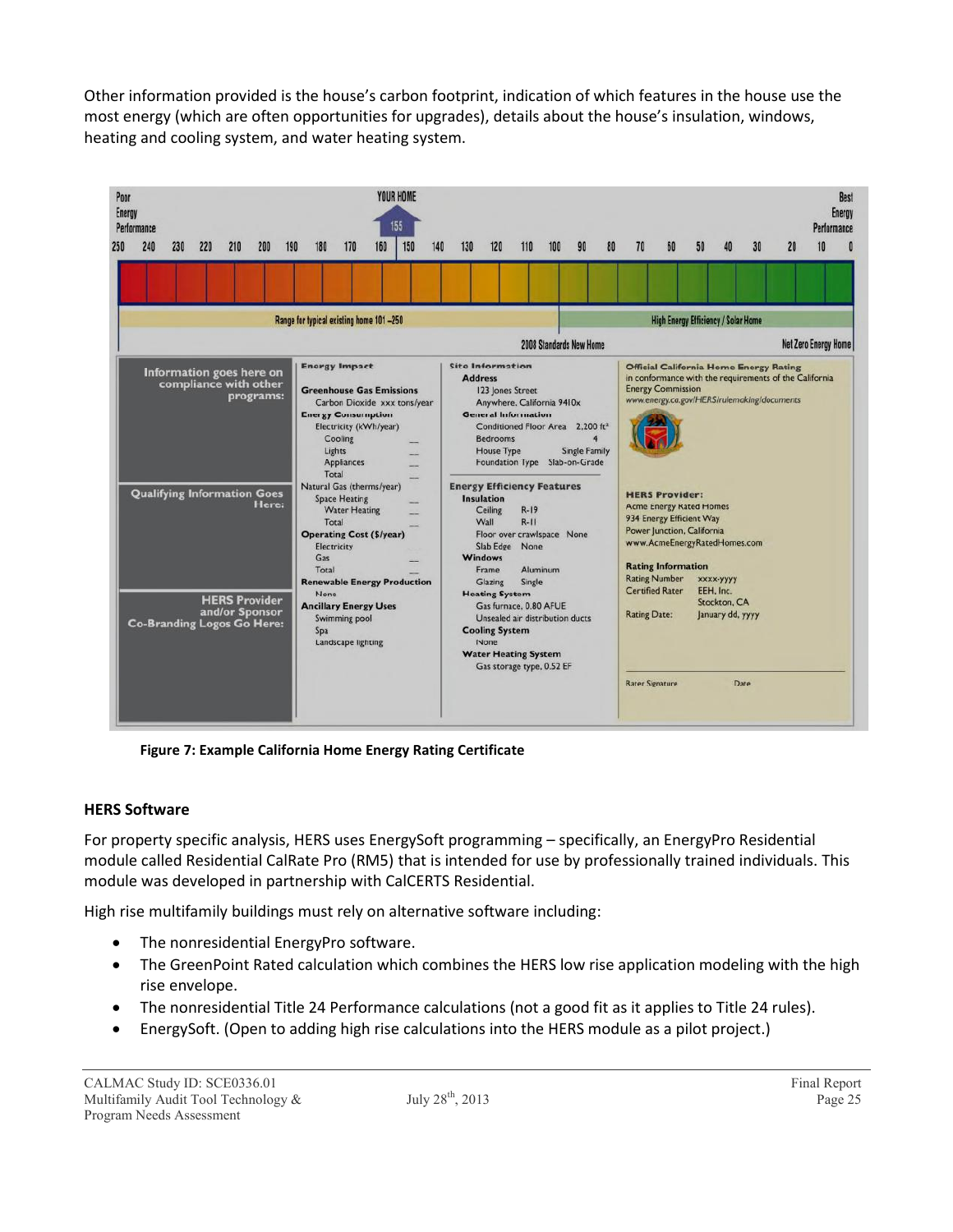Other information provided is the house's carbon footprint, indication of which features in the house use the most energy (which are often opportunities for upgrades), details about the house's insulation, windows, heating and cooling system, and water heating system.

Poor Energy Performance | YOUR HOME 155 | Best Energy Performance

250 240 230 220 210 200 190 180 170 160 150 140 130 120 110 100 90 80 70 60 50 40 30 20 10 0

Range for typical existing home 101 – 250 | High Energy Efficiency / Solar Home

2008 Standards New Home | Net Zero Energy Home

Information goes here on compliance with other programs:

Qualifying Information Goes Here:

HERS Provider and/or Sponsor Co-Branding Logos Go Here:

**Energy Impact**

**Greenhouse Gas Emissions**
Carbon Dioxide xxx tons/year

**Energy Consumption**
Electricity (kWh/year)
Cooling —
Lights —
Appliances —
Total —
Natural Gas (therms/year)
Space Heating —
Water Heating —
Total —

**Operating Cost ($/year)**
Electricity
Gas —
Total —

**Renewable Energy Production**
None

**Ancillary Energy Uses**
Swimming pool
Spa
Landscape lighting

**Site Information**

**Address**
123 Jones Street
Anywhere, California 9410x

**General Information**
Conditioned Floor Area 2,200 ft²
Bedrooms 4
House Type Single Family
Foundation Type Slab-on-Grade

**Energy Efficiency Features**

**Insulation**
Ceiling R-19
Wall R-11
Floor over crawlspace None
Slab Edge None

**Windows**
Frame Aluminum
Glazing Single

**Heating System**
Gas furnace, 0.80 AFUE
Unsealed air distribution ducts

**Cooling System**
None

**Water Heating System**
Gas storage type, 0.52 EF

**Official California Home Energy Rating**
in conformance with the requirements of the California Energy Commission
www.energy.ca.gov/HERS/rulemaking/documents

**HERS Provider:**
Acme Energy Rated Homes
934 Energy Efficient Way
Power Junction, California
www.AcmeEnergyRatedHomes.com

**Rating Information**
Rating Number xxxx-yyyy
Certified Rater EEH, Inc.
Stockton, CA
Rating Date: January dd, yyyy

Rater Signature Date

**Figure 7: Example California Home Energy Rating Certificate**

### HERS Software

For property specific analysis, HERS uses EnergySoft programming – specifically, an EnergyPro Residential module called Residential CalRate Pro (RM5) that is intended for use by professionally trained individuals. This module was developed in partnership with CalCERTS Residential.

High rise multifamily buildings must rely on alternative software including:

- The nonresidential EnergyPro software.
- The GreenPoint Rated calculation which combines the HERS low rise application modeling with the high rise envelope.
- The nonresidential Title 24 Performance calculations (not a good fit as it applies to Title 24 rules).
- EnergySoft. (Open to adding high rise calculations into the HERS module as a pilot project.)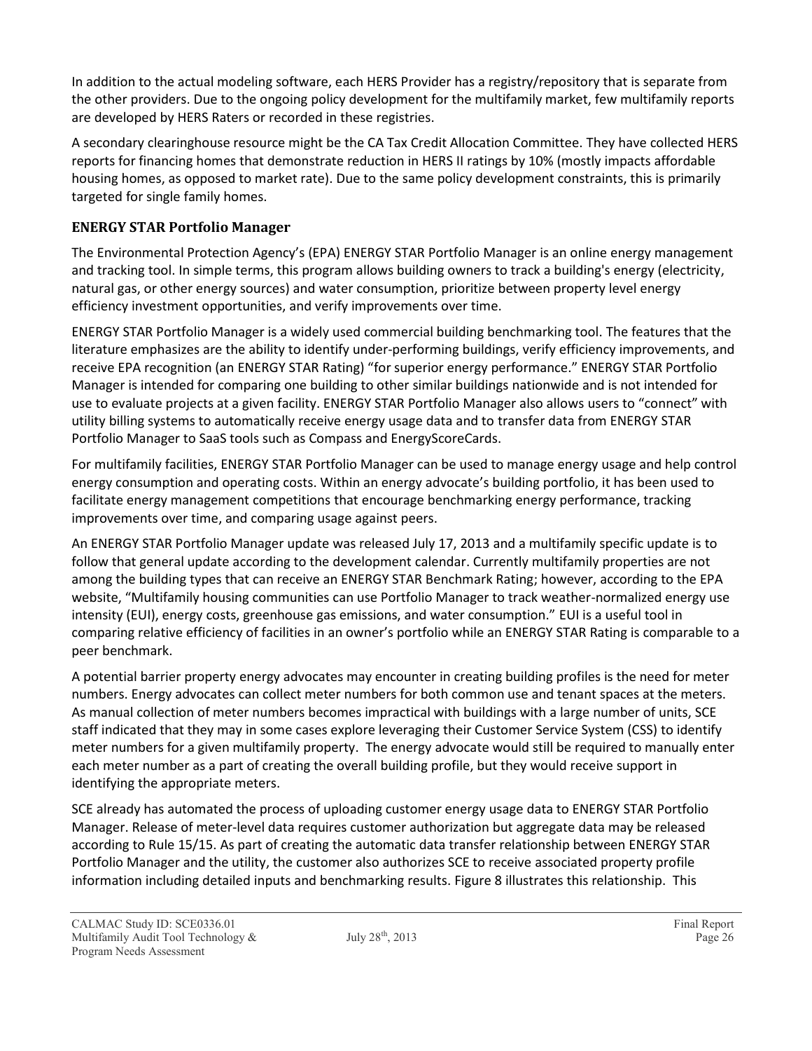In addition to the actual modeling software, each HERS Provider has a registry/repository that is separate from the other providers. Due to the ongoing policy development for the multifamily market, few multifamily reports are developed by HERS Raters or recorded in these registries.

A secondary clearinghouse resource might be the CA Tax Credit Allocation Committee. They have collected HERS reports for financing homes that demonstrate reduction in HERS II ratings by 10% (mostly impacts affordable housing homes, as opposed to market rate). Due to the same policy development constraints, this is primarily targeted for single family homes.

### ENERGY STAR Portfolio Manager

The Environmental Protection Agency's (EPA) ENERGY STAR Portfolio Manager is an online energy management and tracking tool. In simple terms, this program allows building owners to track a building's energy (electricity, natural gas, or other energy sources) and water consumption, prioritize between property level energy efficiency investment opportunities, and verify improvements over time.

ENERGY STAR Portfolio Manager is a widely used commercial building benchmarking tool. The features that the literature emphasizes are the ability to identify under-performing buildings, verify efficiency improvements, and receive EPA recognition (an ENERGY STAR Rating) "for superior energy performance." ENERGY STAR Portfolio Manager is intended for comparing one building to other similar buildings nationwide and is not intended for use to evaluate projects at a given facility. ENERGY STAR Portfolio Manager also allows users to "connect" with utility billing systems to automatically receive energy usage data and to transfer data from ENERGY STAR Portfolio Manager to SaaS tools such as Compass and EnergyScoreCards.

For multifamily facilities, ENERGY STAR Portfolio Manager can be used to manage energy usage and help control energy consumption and operating costs. Within an energy advocate's building portfolio, it has been used to facilitate energy management competitions that encourage benchmarking energy performance, tracking improvements over time, and comparing usage against peers.

An ENERGY STAR Portfolio Manager update was released July 17, 2013 and a multifamily specific update is to follow that general update according to the development calendar. Currently multifamily properties are not among the building types that can receive an ENERGY STAR Benchmark Rating; however, according to the EPA website, "Multifamily housing communities can use Portfolio Manager to track weather-normalized energy use intensity (EUI), energy costs, greenhouse gas emissions, and water consumption." EUI is a useful tool in comparing relative efficiency of facilities in an owner's portfolio while an ENERGY STAR Rating is comparable to a peer benchmark.

A potential barrier property energy advocates may encounter in creating building profiles is the need for meter numbers. Energy advocates can collect meter numbers for both common use and tenant spaces at the meters. As manual collection of meter numbers becomes impractical with buildings with a large number of units, SCE staff indicated that they may in some cases explore leveraging their Customer Service System (CSS) to identify meter numbers for a given multifamily property. The energy advocate would still be required to manually enter each meter number as a part of creating the overall building profile, but they would receive support in identifying the appropriate meters.

SCE already has automated the process of uploading customer energy usage data to ENERGY STAR Portfolio Manager. Release of meter-level data requires customer authorization but aggregate data may be released according to Rule 15/15. As part of creating the automatic data transfer relationship between ENERGY STAR Portfolio Manager and the utility, the customer also authorizes SCE to receive associated property profile information including detailed inputs and benchmarking results. Figure 8 illustrates this relationship. This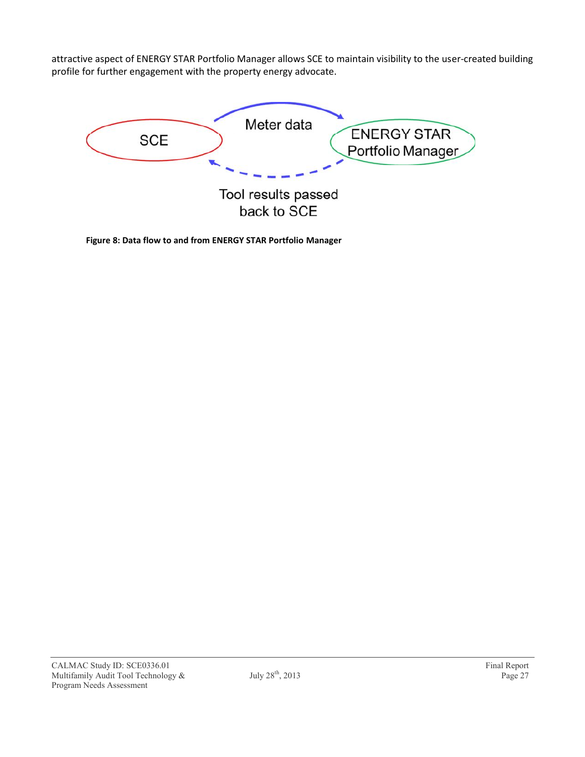attractive aspect of ENERGY STAR Portfolio Manager allows SCE to maintain visibility to the user-created building profile for further engagement with the property energy advocate.

SCE

Meter data

ENERGY STAR Portfolio Manager

Tool results passed back to SCE

**Figure 8: Data flow to and from ENERGY STAR Portfolio Manager**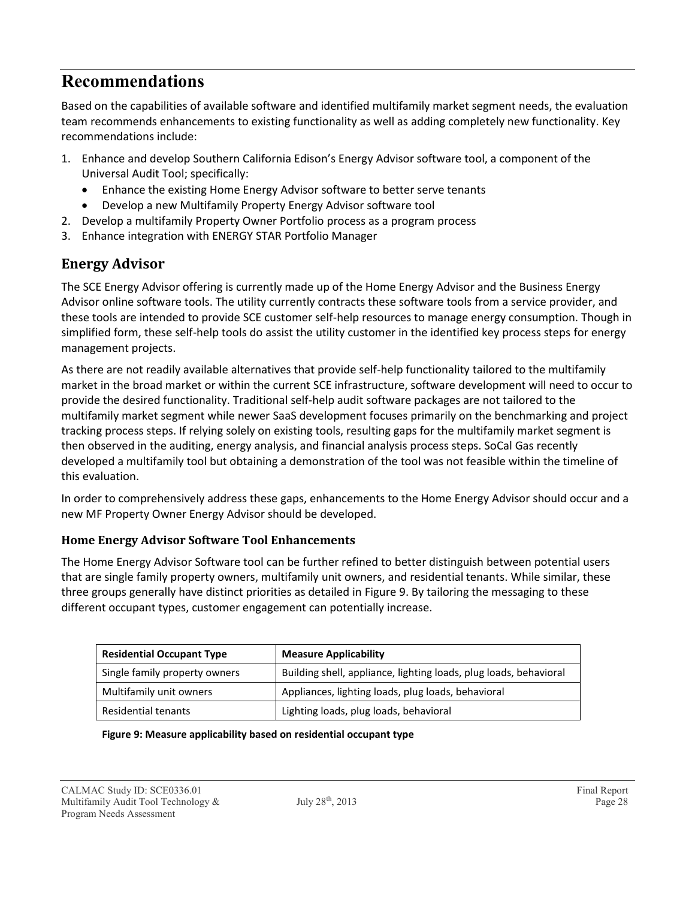# Recommendations

Based on the capabilities of available software and identified multifamily market segment needs, the evaluation team recommends enhancements to existing functionality as well as adding completely new functionality. Key recommendations include:

1. Enhance and develop Southern California Edison's Energy Advisor software tool, a component of the Universal Audit Tool; specifically:
   - Enhance the existing Home Energy Advisor software to better serve tenants
   - Develop a new Multifamily Property Energy Advisor software tool
2. Develop a multifamily Property Owner Portfolio process as a program process
3. Enhance integration with ENERGY STAR Portfolio Manager

## Energy Advisor

The SCE Energy Advisor offering is currently made up of the Home Energy Advisor and the Business Energy Advisor online software tools. The utility currently contracts these software tools from a service provider, and these tools are intended to provide SCE customer self-help resources to manage energy consumption. Though in simplified form, these self-help tools do assist the utility customer in the identified key process steps for energy management projects.

As there are not readily available alternatives that provide self-help functionality tailored to the multifamily market in the broad market or within the current SCE infrastructure, software development will need to occur to provide the desired functionality. Traditional self-help audit software packages are not tailored to the multifamily market segment while newer SaaS development focuses primarily on the benchmarking and project tracking process steps. If relying solely on existing tools, resulting gaps for the multifamily market segment is then observed in the auditing, energy analysis, and financial analysis process steps. SoCal Gas recently developed a multifamily tool but obtaining a demonstration of the tool was not feasible within the timeline of this evaluation.

In order to comprehensively address these gaps, enhancements to the Home Energy Advisor should occur and a new MF Property Owner Energy Advisor should be developed.

### Home Energy Advisor Software Tool Enhancements

The Home Energy Advisor Software tool can be further refined to better distinguish between potential users that are single family property owners, multifamily unit owners, and residential tenants. While similar, these three groups generally have distinct priorities as detailed in Figure 9. By tailoring the messaging to these different occupant types, customer engagement can potentially increase.

| Residential Occupant Type | Measure Applicability |
|---|---|
| Single family property owners | Building shell, appliance, lighting loads, plug loads, behavioral |
| Multifamily unit owners | Appliances, lighting loads, plug loads, behavioral |
| Residential tenants | Lighting loads, plug loads, behavioral |

**Figure 9: Measure applicability based on residential occupant type**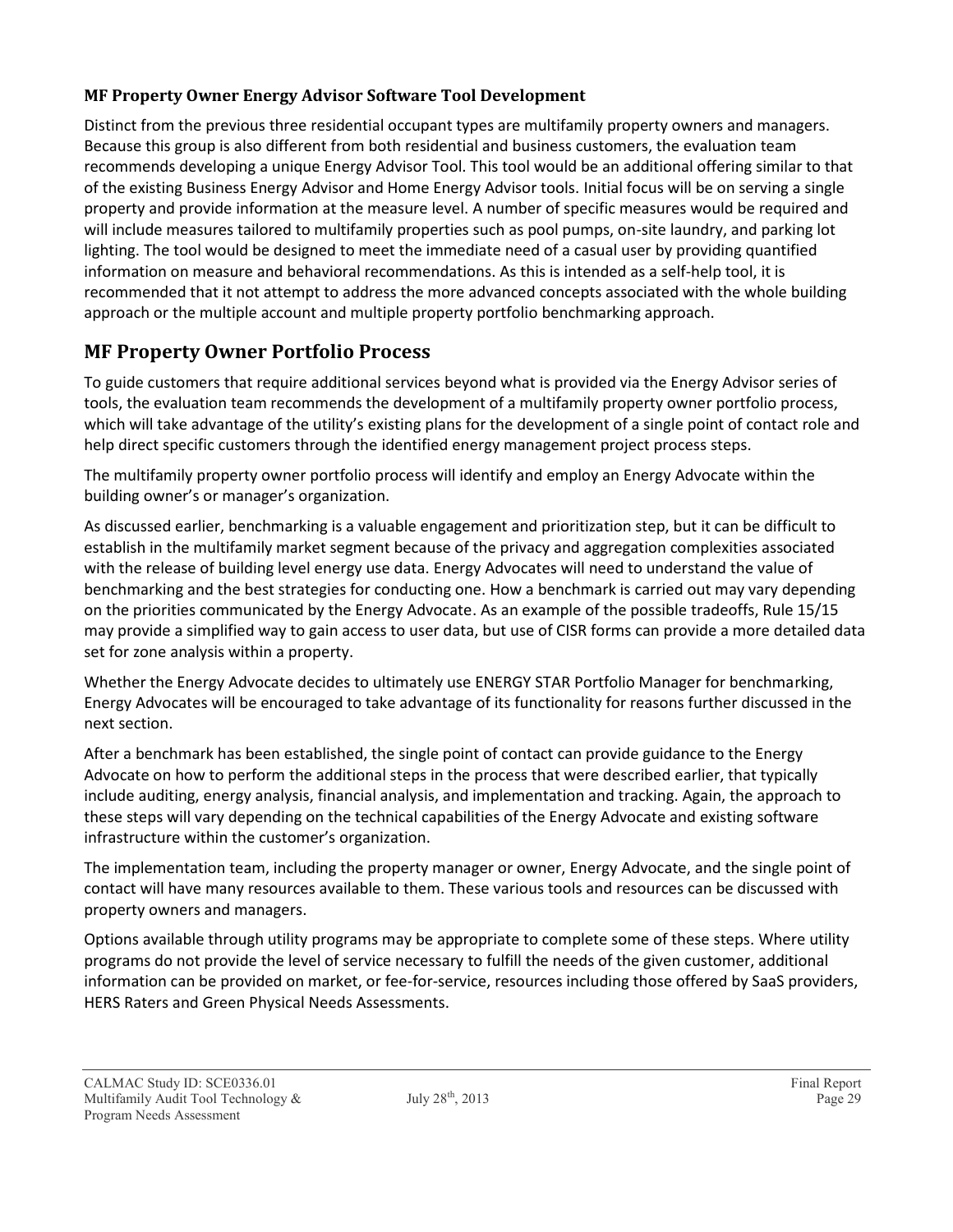### MF Property Owner Energy Advisor Software Tool Development

Distinct from the previous three residential occupant types are multifamily property owners and managers. Because this group is also different from both residential and business customers, the evaluation team recommends developing a unique Energy Advisor Tool. This tool would be an additional offering similar to that of the existing Business Energy Advisor and Home Energy Advisor tools. Initial focus will be on serving a single property and provide information at the measure level. A number of specific measures would be required and will include measures tailored to multifamily properties such as pool pumps, on-site laundry, and parking lot lighting. The tool would be designed to meet the immediate need of a casual user by providing quantified information on measure and behavioral recommendations. As this is intended as a self-help tool, it is recommended that it not attempt to address the more advanced concepts associated with the whole building approach or the multiple account and multiple property portfolio benchmarking approach.

## MF Property Owner Portfolio Process

To guide customers that require additional services beyond what is provided via the Energy Advisor series of tools, the evaluation team recommends the development of a multifamily property owner portfolio process, which will take advantage of the utility's existing plans for the development of a single point of contact role and help direct specific customers through the identified energy management project process steps.

The multifamily property owner portfolio process will identify and employ an Energy Advocate within the building owner's or manager's organization.

As discussed earlier, benchmarking is a valuable engagement and prioritization step, but it can be difficult to establish in the multifamily market segment because of the privacy and aggregation complexities associated with the release of building level energy use data. Energy Advocates will need to understand the value of benchmarking and the best strategies for conducting one. How a benchmark is carried out may vary depending on the priorities communicated by the Energy Advocate. As an example of the possible tradeoffs, Rule 15/15 may provide a simplified way to gain access to user data, but use of CISR forms can provide a more detailed data set for zone analysis within a property.

Whether the Energy Advocate decides to ultimately use ENERGY STAR Portfolio Manager for benchmarking, Energy Advocates will be encouraged to take advantage of its functionality for reasons further discussed in the next section.

After a benchmark has been established, the single point of contact can provide guidance to the Energy Advocate on how to perform the additional steps in the process that were described earlier, that typically include auditing, energy analysis, financial analysis, and implementation and tracking. Again, the approach to these steps will vary depending on the technical capabilities of the Energy Advocate and existing software infrastructure within the customer's organization.

The implementation team, including the property manager or owner, Energy Advocate, and the single point of contact will have many resources available to them. These various tools and resources can be discussed with property owners and managers.

Options available through utility programs may be appropriate to complete some of these steps. Where utility programs do not provide the level of service necessary to fulfill the needs of the given customer, additional information can be provided on market, or fee-for-service, resources including those offered by SaaS providers, HERS Raters and Green Physical Needs Assessments.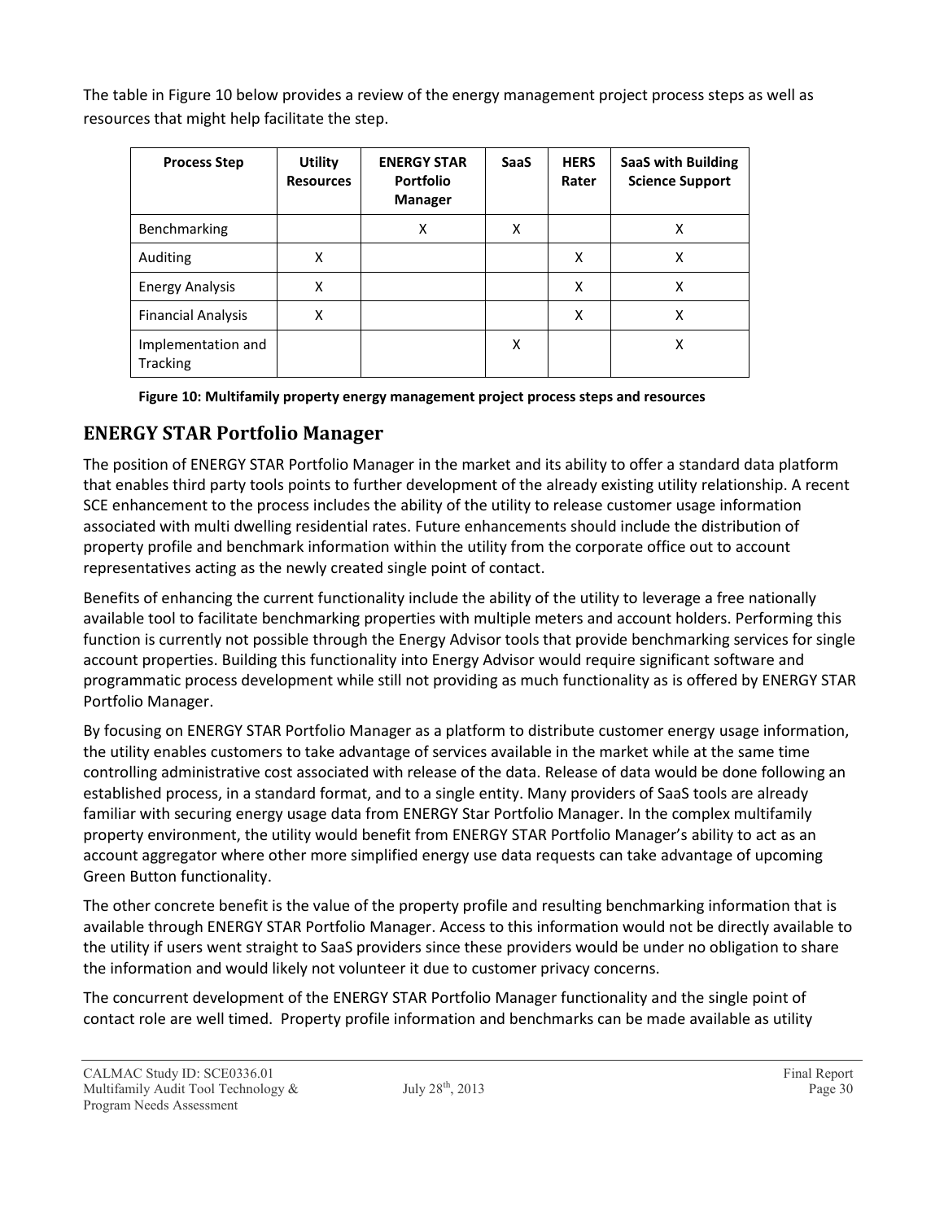The table in Figure 10 below provides a review of the energy management project process steps as well as resources that might help facilitate the step.

| Process Step | Utility Resources | ENERGY STAR Portfolio Manager | SaaS | HERS Rater | SaaS with Building Science Support |
|---|---|---|---|---|---|
| Benchmarking | | X | X | | X |
| Auditing | X | | | X | X |
| Energy Analysis | X | | | X | X |
| Financial Analysis | X | | | X | X |
| Implementation and Tracking | | | X | | X |

**Figure 10: Multifamily property energy management project process steps and resources**

## ENERGY STAR Portfolio Manager

The position of ENERGY STAR Portfolio Manager in the market and its ability to offer a standard data platform that enables third party tools points to further development of the already existing utility relationship. A recent SCE enhancement to the process includes the ability of the utility to release customer usage information associated with multi dwelling residential rates. Future enhancements should include the distribution of property profile and benchmark information within the utility from the corporate office out to account representatives acting as the newly created single point of contact.

Benefits of enhancing the current functionality include the ability of the utility to leverage a free nationally available tool to facilitate benchmarking properties with multiple meters and account holders. Performing this function is currently not possible through the Energy Advisor tools that provide benchmarking services for single account properties. Building this functionality into Energy Advisor would require significant software and programmatic process development while still not providing as much functionality as is offered by ENERGY STAR Portfolio Manager.

By focusing on ENERGY STAR Portfolio Manager as a platform to distribute customer energy usage information, the utility enables customers to take advantage of services available in the market while at the same time controlling administrative cost associated with release of the data. Release of data would be done following an established process, in a standard format, and to a single entity. Many providers of SaaS tools are already familiar with securing energy usage data from ENERGY Star Portfolio Manager. In the complex multifamily property environment, the utility would benefit from ENERGY STAR Portfolio Manager's ability to act as an account aggregator where other more simplified energy use data requests can take advantage of upcoming Green Button functionality.

The other concrete benefit is the value of the property profile and resulting benchmarking information that is available through ENERGY STAR Portfolio Manager. Access to this information would not be directly available to the utility if users went straight to SaaS providers since these providers would be under no obligation to share the information and would likely not volunteer it due to customer privacy concerns.

The concurrent development of the ENERGY STAR Portfolio Manager functionality and the single point of contact role are well timed. Property profile information and benchmarks can be made available as utility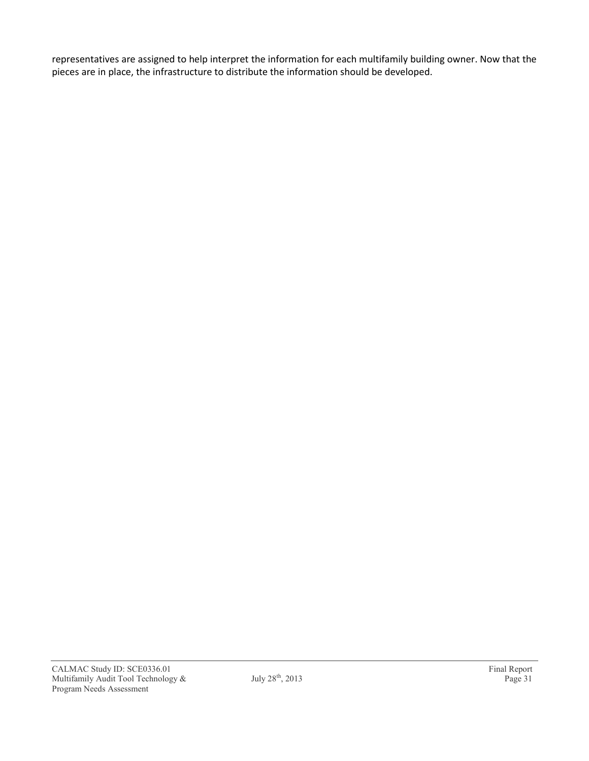representatives are assigned to help interpret the information for each multifamily building owner. Now that the pieces are in place, the infrastructure to distribute the information should be developed.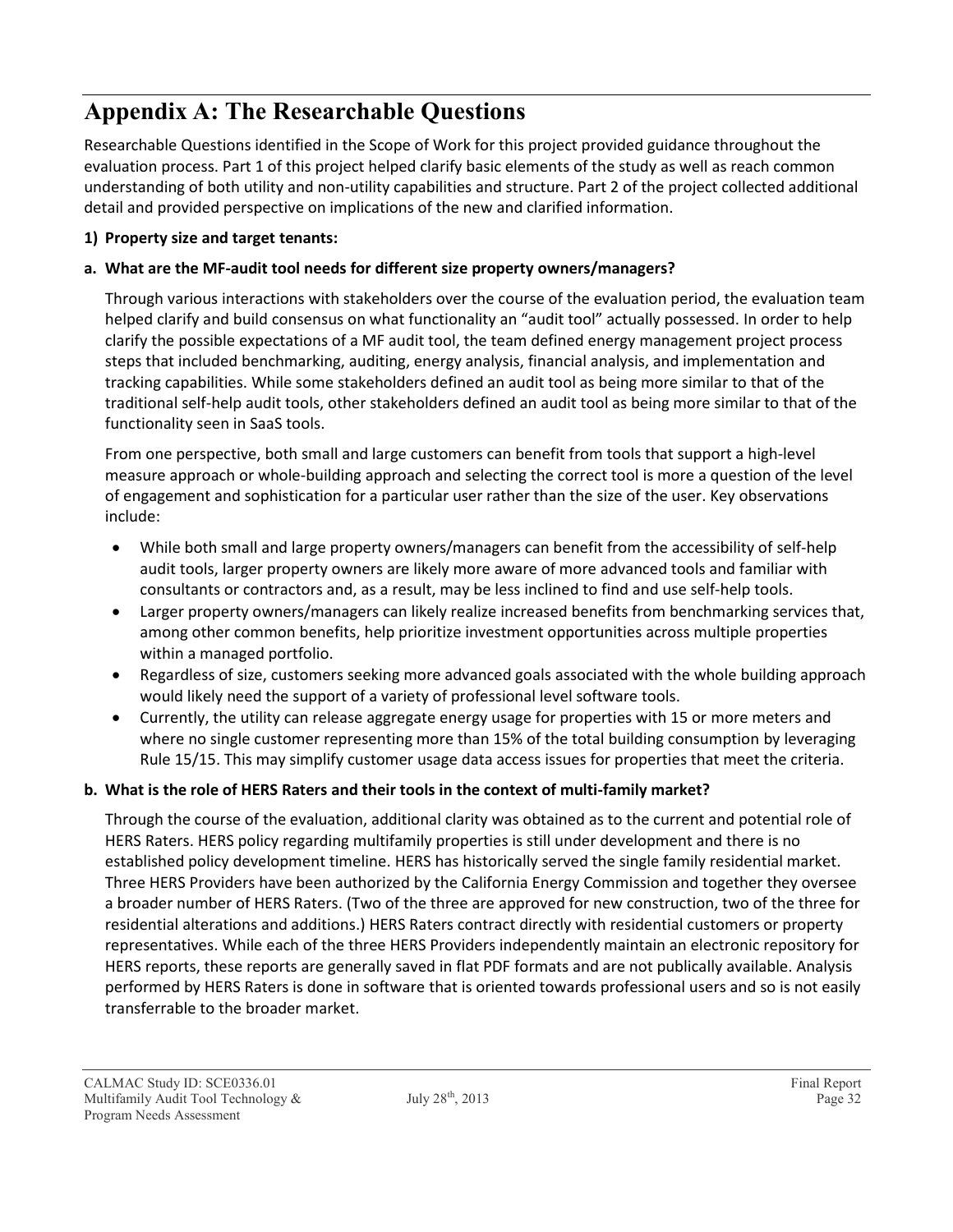# Appendix A: The Researchable Questions

Researchable Questions identified in the Scope of Work for this project provided guidance throughout the evaluation process. Part 1 of this project helped clarify basic elements of the study as well as reach common understanding of both utility and non-utility capabilities and structure. Part 2 of the project collected additional detail and provided perspective on implications of the new and clarified information.

**1) Property size and target tenants:**

**a. What are the MF-audit tool needs for different size property owners/managers?**

Through various interactions with stakeholders over the course of the evaluation period, the evaluation team helped clarify and build consensus on what functionality an "audit tool" actually possessed. In order to help clarify the possible expectations of a MF audit tool, the team defined energy management project process steps that included benchmarking, auditing, energy analysis, financial analysis, and implementation and tracking capabilities. While some stakeholders defined an audit tool as being more similar to that of the traditional self-help audit tools, other stakeholders defined an audit tool as being more similar to that of the functionality seen in SaaS tools.

From one perspective, both small and large customers can benefit from tools that support a high-level measure approach or whole-building approach and selecting the correct tool is more a question of the level of engagement and sophistication for a particular user rather than the size of the user. Key observations include:

- While both small and large property owners/managers can benefit from the accessibility of self-help audit tools, larger property owners are likely more aware of more advanced tools and familiar with consultants or contractors and, as a result, may be less inclined to find and use self-help tools.
- Larger property owners/managers can likely realize increased benefits from benchmarking services that, among other common benefits, help prioritize investment opportunities across multiple properties within a managed portfolio.
- Regardless of size, customers seeking more advanced goals associated with the whole building approach would likely need the support of a variety of professional level software tools.
- Currently, the utility can release aggregate energy usage for properties with 15 or more meters and where no single customer representing more than 15% of the total building consumption by leveraging Rule 15/15. This may simplify customer usage data access issues for properties that meet the criteria.

**b. What is the role of HERS Raters and their tools in the context of multi-family market?**

Through the course of the evaluation, additional clarity was obtained as to the current and potential role of HERS Raters. HERS policy regarding multifamily properties is still under development and there is no established policy development timeline. HERS has historically served the single family residential market. Three HERS Providers have been authorized by the California Energy Commission and together they oversee a broader number of HERS Raters. (Two of the three are approved for new construction, two of the three for residential alterations and additions.) HERS Raters contract directly with residential customers or property representatives. While each of the three HERS Providers independently maintain an electronic repository for HERS reports, these reports are generally saved in flat PDF formats and are not publically available. Analysis performed by HERS Raters is done in software that is oriented towards professional users and so is not easily transferrable to the broader market.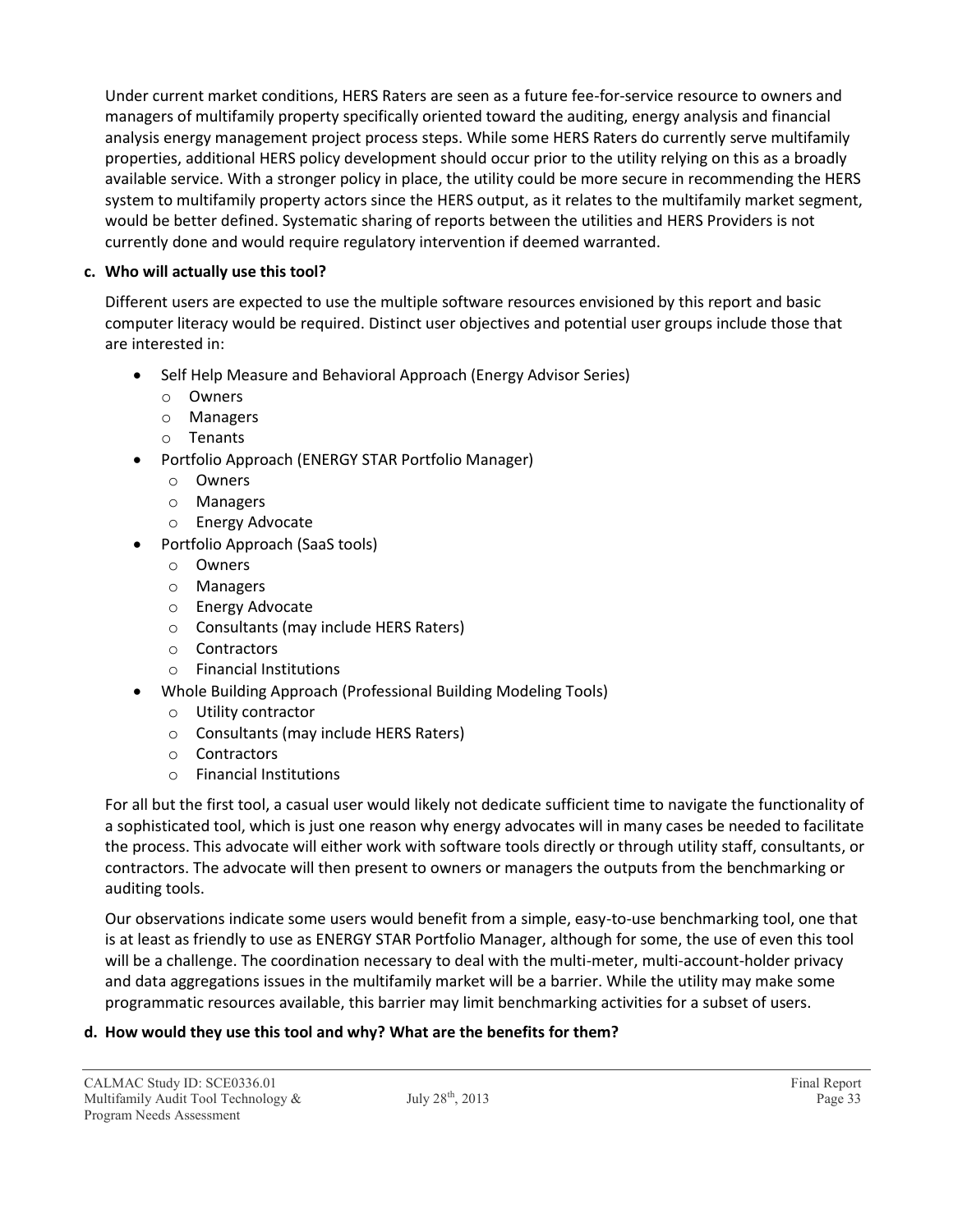Under current market conditions, HERS Raters are seen as a future fee-for-service resource to owners and managers of multifamily property specifically oriented toward the auditing, energy analysis and financial analysis energy management project process steps. While some HERS Raters do currently serve multifamily properties, additional HERS policy development should occur prior to the utility relying on this as a broadly available service. With a stronger policy in place, the utility could be more secure in recommending the HERS system to multifamily property actors since the HERS output, as it relates to the multifamily market segment, would be better defined. Systematic sharing of reports between the utilities and HERS Providers is not currently done and would require regulatory intervention if deemed warranted.

**c. Who will actually use this tool?**

Different users are expected to use the multiple software resources envisioned by this report and basic computer literacy would be required. Distinct user objectives and potential user groups include those that are interested in:

- Self Help Measure and Behavioral Approach (Energy Advisor Series)
    - Owners
    - Managers
    - Tenants
- Portfolio Approach (ENERGY STAR Portfolio Manager)
    - Owners
    - Managers
    - Energy Advocate
- Portfolio Approach (SaaS tools)
    - Owners
    - Managers
    - Energy Advocate
    - Consultants (may include HERS Raters)
    - Contractors
    - Financial Institutions
- Whole Building Approach (Professional Building Modeling Tools)
    - Utility contractor
    - Consultants (may include HERS Raters)
    - Contractors
    - Financial Institutions

For all but the first tool, a casual user would likely not dedicate sufficient time to navigate the functionality of a sophisticated tool, which is just one reason why energy advocates will in many cases be needed to facilitate the process. This advocate will either work with software tools directly or through utility staff, consultants, or contractors. The advocate will then present to owners or managers the outputs from the benchmarking or auditing tools.

Our observations indicate some users would benefit from a simple, easy-to-use benchmarking tool, one that is at least as friendly to use as ENERGY STAR Portfolio Manager, although for some, the use of even this tool will be a challenge. The coordination necessary to deal with the multi-meter, multi-account-holder privacy and data aggregations issues in the multifamily market will be a barrier. While the utility may make some programmatic resources available, this barrier may limit benchmarking activities for a subset of users.

**d. How would they use this tool and why? What are the benefits for them?**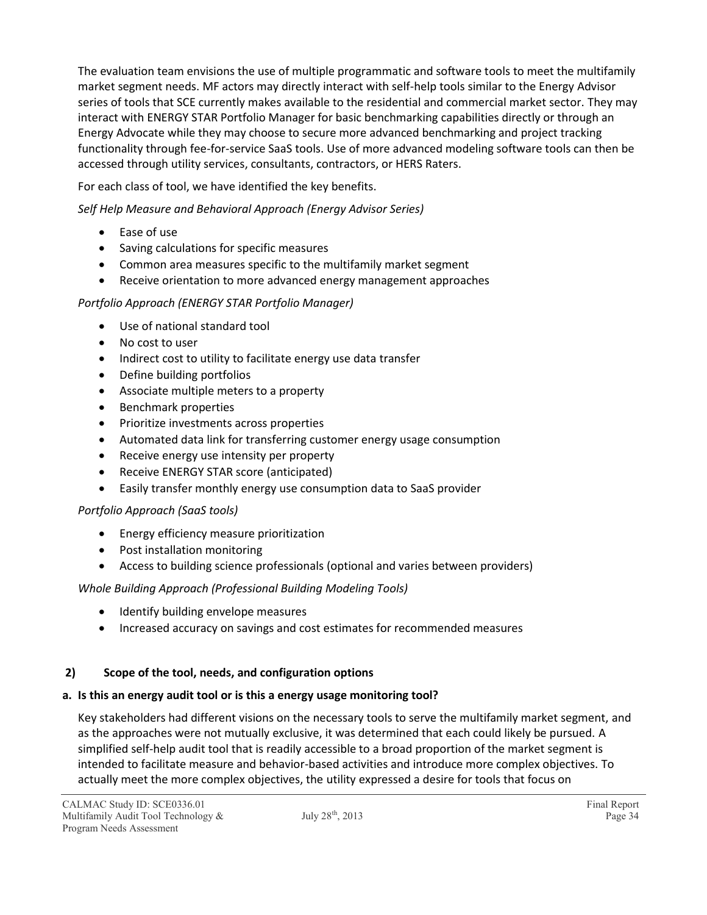The evaluation team envisions the use of multiple programmatic and software tools to meet the multifamily market segment needs. MF actors may directly interact with self-help tools similar to the Energy Advisor series of tools that SCE currently makes available to the residential and commercial market sector. They may interact with ENERGY STAR Portfolio Manager for basic benchmarking capabilities directly or through an Energy Advocate while they may choose to secure more advanced benchmarking and project tracking functionality through fee-for-service SaaS tools. Use of more advanced modeling software tools can then be accessed through utility services, consultants, contractors, or HERS Raters.

For each class of tool, we have identified the key benefits.

*Self Help Measure and Behavioral Approach (Energy Advisor Series)*

- Ease of use
- Saving calculations for specific measures
- Common area measures specific to the multifamily market segment
- Receive orientation to more advanced energy management approaches

*Portfolio Approach (ENERGY STAR Portfolio Manager)*

- Use of national standard tool
- No cost to user
- Indirect cost to utility to facilitate energy use data transfer
- Define building portfolios
- Associate multiple meters to a property
- Benchmark properties
- Prioritize investments across properties
- Automated data link for transferring customer energy usage consumption
- Receive energy use intensity per property
- Receive ENERGY STAR score (anticipated)
- Easily transfer monthly energy use consumption data to SaaS provider

*Portfolio Approach (SaaS tools)*

- Energy efficiency measure prioritization
- Post installation monitoring
- Access to building science professionals (optional and varies between providers)

*Whole Building Approach (Professional Building Modeling Tools)*

- Identify building envelope measures
- Increased accuracy on savings and cost estimates for recommended measures

### 2) Scope of the tool, needs, and configuration options

#### a. Is this an energy audit tool or is this a energy usage monitoring tool?

Key stakeholders had different visions on the necessary tools to serve the multifamily market segment, and as the approaches were not mutually exclusive, it was determined that each could likely be pursued. A simplified self-help audit tool that is readily accessible to a broad proportion of the market segment is intended to facilitate measure and behavior-based activities and introduce more complex objectives. To actually meet the more complex objectives, the utility expressed a desire for tools that focus on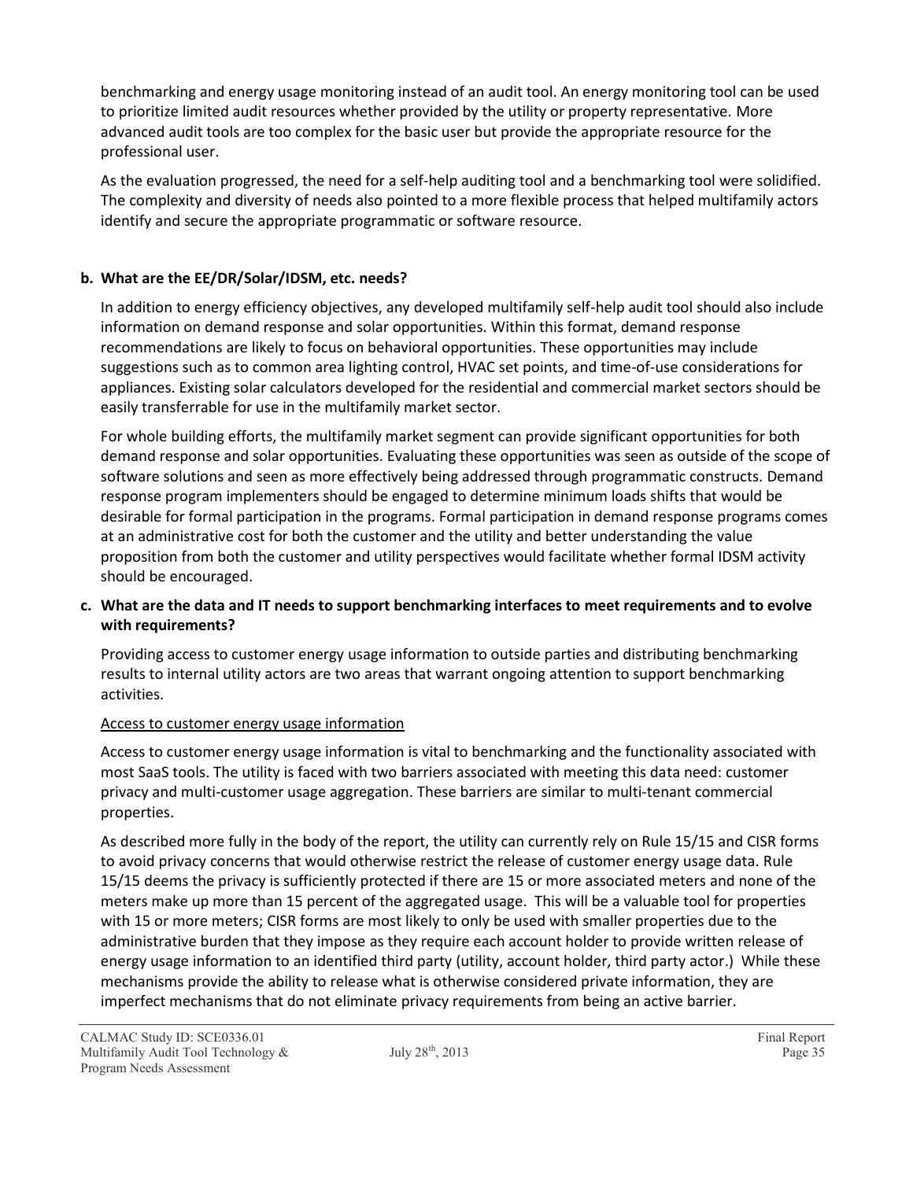benchmarking and energy usage monitoring instead of an audit tool. An energy monitoring tool can be used to prioritize limited audit resources whether provided by the utility or property representative. More advanced audit tools are too complex for the basic user but provide the appropriate resource for the professional user.

As the evaluation progressed, the need for a self-help auditing tool and a benchmarking tool were solidified. The complexity and diversity of needs also pointed to a more flexible process that helped multifamily actors identify and secure the appropriate programmatic or software resource.

**b. What are the EE/DR/Solar/IDSM, etc. needs?**

In addition to energy efficiency objectives, any developed multifamily self-help audit tool should also include information on demand response and solar opportunities. Within this format, demand response recommendations are likely to focus on behavioral opportunities. These opportunities may include suggestions such as to common area lighting control, HVAC set points, and time-of-use considerations for appliances. Existing solar calculators developed for the residential and commercial market sectors should be easily transferrable for use in the multifamily market sector.

For whole building efforts, the multifamily market segment can provide significant opportunities for both demand response and solar opportunities. Evaluating these opportunities was seen as outside of the scope of software solutions and seen as more effectively being addressed through programmatic constructs. Demand response program implementers should be engaged to determine minimum loads shifts that would be desirable for formal participation in the programs. Formal participation in demand response programs comes at an administrative cost for both the customer and the utility and better understanding the value proposition from both the customer and utility perspectives would facilitate whether formal IDSM activity should be encouraged.

**c. What are the data and IT needs to support benchmarking interfaces to meet requirements and to evolve with requirements?**

Providing access to customer energy usage information to outside parties and distributing benchmarking results to internal utility actors are two areas that warrant ongoing attention to support benchmarking activities.

<u>Access to customer energy usage information</u>

Access to customer energy usage information is vital to benchmarking and the functionality associated with most SaaS tools. The utility is faced with two barriers associated with meeting this data need: customer privacy and multi-customer usage aggregation. These barriers are similar to multi-tenant commercial properties.

As described more fully in the body of the report, the utility can currently rely on Rule 15/15 and CISR forms to avoid privacy concerns that would otherwise restrict the release of customer energy usage data. Rule 15/15 deems the privacy is sufficiently protected if there are 15 or more associated meters and none of the meters make up more than 15 percent of the aggregated usage. This will be a valuable tool for properties with 15 or more meters; CISR forms are most likely to only be used with smaller properties due to the administrative burden that they impose as they require each account holder to provide written release of energy usage information to an identified third party (utility, account holder, third party actor.) While these mechanisms provide the ability to release what is otherwise considered private information, they are imperfect mechanisms that do not eliminate privacy requirements from being an active barrier.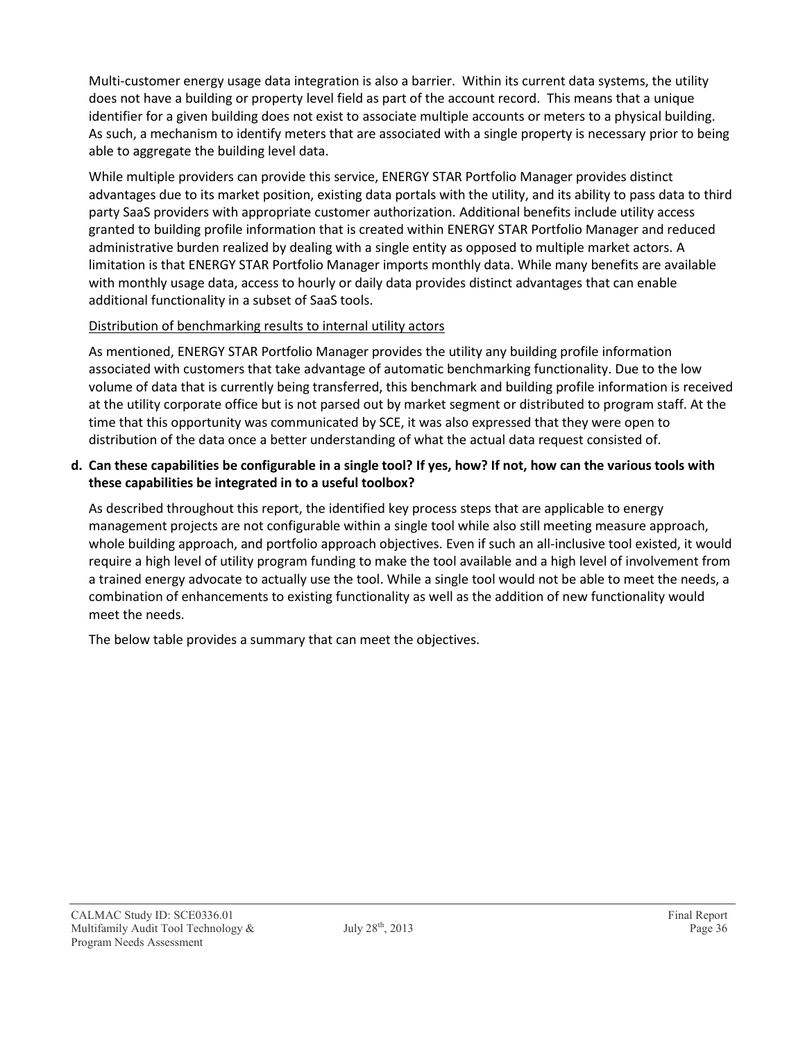Multi-customer energy usage data integration is also a barrier. Within its current data systems, the utility does not have a building or property level field as part of the account record. This means that a unique identifier for a given building does not exist to associate multiple accounts or meters to a physical building. As such, a mechanism to identify meters that are associated with a single property is necessary prior to being able to aggregate the building level data.

While multiple providers can provide this service, ENERGY STAR Portfolio Manager provides distinct advantages due to its market position, existing data portals with the utility, and its ability to pass data to third party SaaS providers with appropriate customer authorization. Additional benefits include utility access granted to building profile information that is created within ENERGY STAR Portfolio Manager and reduced administrative burden realized by dealing with a single entity as opposed to multiple market actors. A limitation is that ENERGY STAR Portfolio Manager imports monthly data. While many benefits are available with monthly usage data, access to hourly or daily data provides distinct advantages that can enable additional functionality in a subset of SaaS tools.

Distribution of benchmarking results to internal utility actors

As mentioned, ENERGY STAR Portfolio Manager provides the utility any building profile information associated with customers that take advantage of automatic benchmarking functionality. Due to the low volume of data that is currently being transferred, this benchmark and building profile information is received at the utility corporate office but is not parsed out by market segment or distributed to program staff. At the time that this opportunity was communicated by SCE, it was also expressed that they were open to distribution of the data once a better understanding of what the actual data request consisted of.

**d. Can these capabilities be configurable in a single tool? If yes, how? If not, how can the various tools with these capabilities be integrated in to a useful toolbox?**

As described throughout this report, the identified key process steps that are applicable to energy management projects are not configurable within a single tool while also still meeting measure approach, whole building approach, and portfolio approach objectives. Even if such an all-inclusive tool existed, it would require a high level of utility program funding to make the tool available and a high level of involvement from a trained energy advocate to actually use the tool. While a single tool would not be able to meet the needs, a combination of enhancements to existing functionality as well as the addition of new functionality would meet the needs.

The below table provides a summary that can meet the objectives.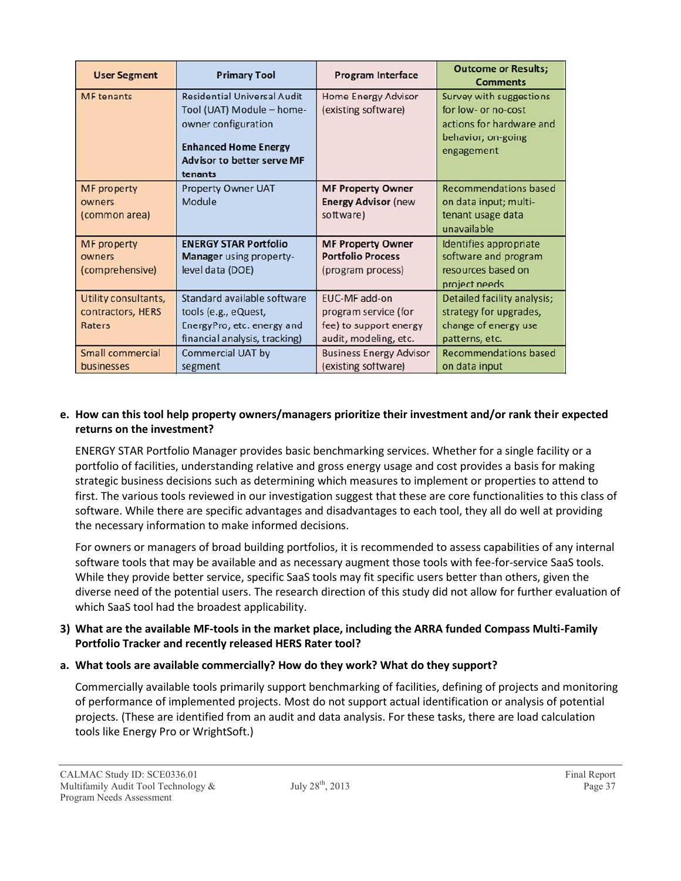| User Segment | Primary Tool | Program Interface | Outcome or Results; Comments |
|---|---|---|---|
| MF tenants | Residential Universal Audit Tool (UAT) Module – home-owner configuration<br>**Enhanced Home Energy Advisor to better serve MF tenants** | Home Energy Advisor (existing software) | Survey with suggestions for low- or no-cost actions for hardware and behavior; on-going engagement |
| MF property owners (common area) | Property Owner UAT Module | **MF Property Owner Energy Advisor** (new software) | Recommendations based on data input; multi-tenant usage data unavailable |
| MF property owners (comprehensive) | **ENERGY STAR Portfolio Manager** using property-level data (DOE) | **MF Property Owner Portfolio Process** (program process) | Identifies appropriate software and program resources based on project needs |
| Utility consultants, contractors, HERS Raters | Standard available software tools (e.g., eQuest, EnergyPro, etc. energy and financial analysis, tracking) | EUC-MF add-on program service (for fee) to support energy audit, modeling, etc. | Detailed facility analysis; strategy for upgrades, change of energy use patterns, etc. |
| Small commercial businesses | Commercial UAT by segment | Business Energy Advisor (existing software) | Recommendations based on data input |

**e. How can this tool help property owners/managers prioritize their investment and/or rank their expected returns on the investment?**

ENERGY STAR Portfolio Manager provides basic benchmarking services. Whether for a single facility or a portfolio of facilities, understanding relative and gross energy usage and cost provides a basis for making strategic business decisions such as determining which measures to implement or properties to attend to first. The various tools reviewed in our investigation suggest that these are core functionalities to this class of software. While there are specific advantages and disadvantages to each tool, they all do well at providing the necessary information to make informed decisions.

For owners or managers of broad building portfolios, it is recommended to assess capabilities of any internal software tools that may be available and as necessary augment those tools with fee-for-service SaaS tools. While they provide better service, specific SaaS tools may fit specific users better than others, given the diverse need of the potential users. The research direction of this study did not allow for further evaluation of which SaaS tool had the broadest applicability.

**3) What are the available MF-tools in the market place, including the ARRA funded Compass Multi-Family Portfolio Tracker and recently released HERS Rater tool?**

**a. What tools are available commercially? How do they work? What do they support?**

Commercially available tools primarily support benchmarking of facilities, defining of projects and monitoring of performance of implemented projects. Most do not support actual identification or analysis of potential projects. (These are identified from an audit and data analysis. For these tasks, there are load calculation tools like Energy Pro or WrightSoft.)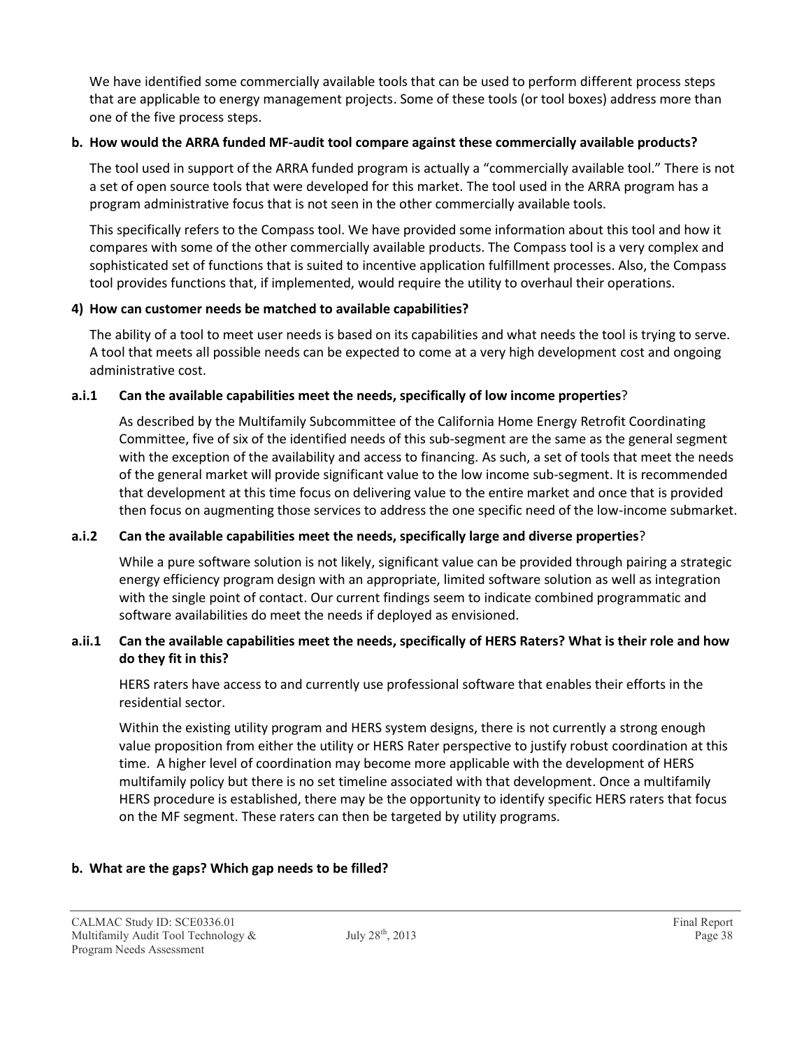We have identified some commercially available tools that can be used to perform different process steps that are applicable to energy management projects. Some of these tools (or tool boxes) address more than one of the five process steps.

**b. How would the ARRA funded MF-audit tool compare against these commercially available products?**

The tool used in support of the ARRA funded program is actually a "commercially available tool." There is not a set of open source tools that were developed for this market. The tool used in the ARRA program has a program administrative focus that is not seen in the other commercially available tools.

This specifically refers to the Compass tool. We have provided some information about this tool and how it compares with some of the other commercially available products. The Compass tool is a very complex and sophisticated set of functions that is suited to incentive application fulfillment processes. Also, the Compass tool provides functions that, if implemented, would require the utility to overhaul their operations.

**4) How can customer needs be matched to available capabilities?**

The ability of a tool to meet user needs is based on its capabilities and what needs the tool is trying to serve. A tool that meets all possible needs can be expected to come at a very high development cost and ongoing administrative cost.

**a.i.1 Can the available capabilities meet the needs, specifically of low income properties?**

As described by the Multifamily Subcommittee of the California Home Energy Retrofit Coordinating Committee, five of six of the identified needs of this sub-segment are the same as the general segment with the exception of the availability and access to financing. As such, a set of tools that meet the needs of the general market will provide significant value to the low income sub-segment. It is recommended that development at this time focus on delivering value to the entire market and once that is provided then focus on augmenting those services to address the one specific need of the low-income submarket.

**a.i.2 Can the available capabilities meet the needs, specifically large and diverse properties?**

While a pure software solution is not likely, significant value can be provided through pairing a strategic energy efficiency program design with an appropriate, limited software solution as well as integration with the single point of contact. Our current findings seem to indicate combined programmatic and software availabilities do meet the needs if deployed as envisioned.

**a.ii.1 Can the available capabilities meet the needs, specifically of HERS Raters? What is their role and how do they fit in this?**

HERS raters have access to and currently use professional software that enables their efforts in the residential sector.

Within the existing utility program and HERS system designs, there is not currently a strong enough value proposition from either the utility or HERS Rater perspective to justify robust coordination at this time. A higher level of coordination may become more applicable with the development of HERS multifamily policy but there is no set timeline associated with that development. Once a multifamily HERS procedure is established, there may be the opportunity to identify specific HERS raters that focus on the MF segment. These raters can then be targeted by utility programs.

**b. What are the gaps? Which gap needs to be filled?**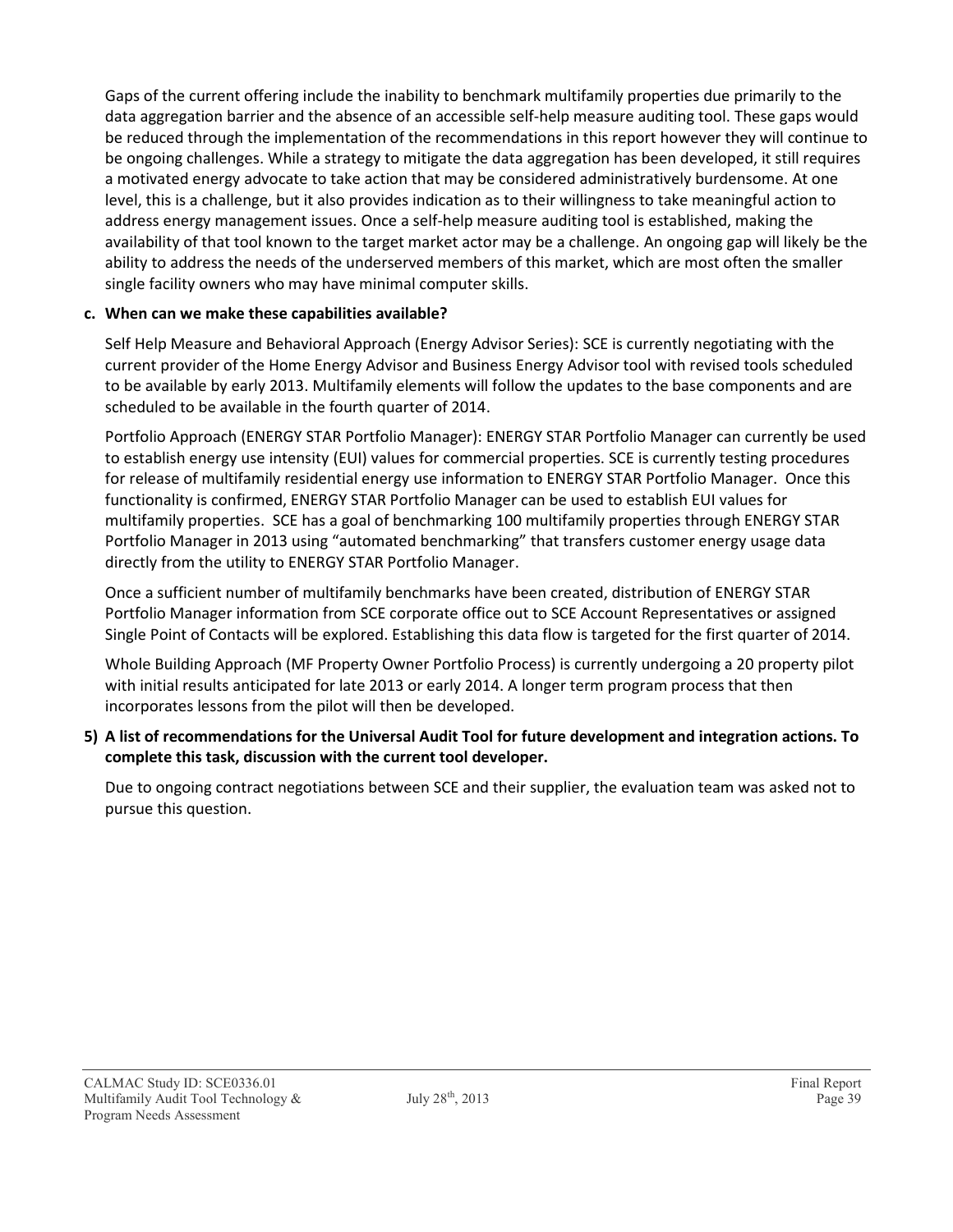Gaps of the current offering include the inability to benchmark multifamily properties due primarily to the data aggregation barrier and the absence of an accessible self-help measure auditing tool. These gaps would be reduced through the implementation of the recommendations in this report however they will continue to be ongoing challenges. While a strategy to mitigate the data aggregation has been developed, it still requires a motivated energy advocate to take action that may be considered administratively burdensome. At one level, this is a challenge, but it also provides indication as to their willingness to take meaningful action to address energy management issues. Once a self-help measure auditing tool is established, making the availability of that tool known to the target market actor may be a challenge. An ongoing gap will likely be the ability to address the needs of the underserved members of this market, which are most often the smaller single facility owners who may have minimal computer skills.

**c. When can we make these capabilities available?**

Self Help Measure and Behavioral Approach (Energy Advisor Series): SCE is currently negotiating with the current provider of the Home Energy Advisor and Business Energy Advisor tool with revised tools scheduled to be available by early 2013. Multifamily elements will follow the updates to the base components and are scheduled to be available in the fourth quarter of 2014.

Portfolio Approach (ENERGY STAR Portfolio Manager): ENERGY STAR Portfolio Manager can currently be used to establish energy use intensity (EUI) values for commercial properties. SCE is currently testing procedures for release of multifamily residential energy use information to ENERGY STAR Portfolio Manager. Once this functionality is confirmed, ENERGY STAR Portfolio Manager can be used to establish EUI values for multifamily properties. SCE has a goal of benchmarking 100 multifamily properties through ENERGY STAR Portfolio Manager in 2013 using "automated benchmarking" that transfers customer energy usage data directly from the utility to ENERGY STAR Portfolio Manager.

Once a sufficient number of multifamily benchmarks have been created, distribution of ENERGY STAR Portfolio Manager information from SCE corporate office out to SCE Account Representatives or assigned Single Point of Contacts will be explored. Establishing this data flow is targeted for the first quarter of 2014.

Whole Building Approach (MF Property Owner Portfolio Process) is currently undergoing a 20 property pilot with initial results anticipated for late 2013 or early 2014. A longer term program process that then incorporates lessons from the pilot will then be developed.

**5) A list of recommendations for the Universal Audit Tool for future development and integration actions. To complete this task, discussion with the current tool developer.**

Due to ongoing contract negotiations between SCE and their supplier, the evaluation team was asked not to pursue this question.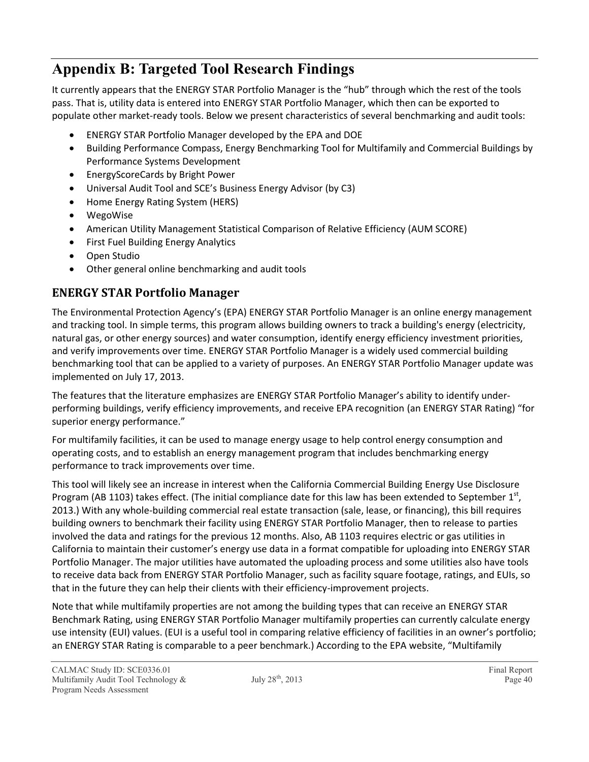# Appendix B: Targeted Tool Research Findings

It currently appears that the ENERGY STAR Portfolio Manager is the "hub" through which the rest of the tools pass. That is, utility data is entered into ENERGY STAR Portfolio Manager, which then can be exported to populate other market-ready tools. Below we present characteristics of several benchmarking and audit tools:

- ENERGY STAR Portfolio Manager developed by the EPA and DOE
- Building Performance Compass, Energy Benchmarking Tool for Multifamily and Commercial Buildings by Performance Systems Development
- EnergyScoreCards by Bright Power
- Universal Audit Tool and SCE's Business Energy Advisor (by C3)
- Home Energy Rating System (HERS)
- WegoWise
- American Utility Management Statistical Comparison of Relative Efficiency (AUM SCORE)
- First Fuel Building Energy Analytics
- Open Studio
- Other general online benchmarking and audit tools

## ENERGY STAR Portfolio Manager

The Environmental Protection Agency's (EPA) ENERGY STAR Portfolio Manager is an online energy management and tracking tool. In simple terms, this program allows building owners to track a building's energy (electricity, natural gas, or other energy sources) and water consumption, identify energy efficiency investment priorities, and verify improvements over time. ENERGY STAR Portfolio Manager is a widely used commercial building benchmarking tool that can be applied to a variety of purposes. An ENERGY STAR Portfolio Manager update was implemented on July 17, 2013.

The features that the literature emphasizes are ENERGY STAR Portfolio Manager's ability to identify under-performing buildings, verify efficiency improvements, and receive EPA recognition (an ENERGY STAR Rating) "for superior energy performance."

For multifamily facilities, it can be used to manage energy usage to help control energy consumption and operating costs, and to establish an energy management program that includes benchmarking energy performance to track improvements over time.

This tool will likely see an increase in interest when the California Commercial Building Energy Use Disclosure Program (AB 1103) takes effect. (The initial compliance date for this law has been extended to September 1st, 2013.) With any whole-building commercial real estate transaction (sale, lease, or financing), this bill requires building owners to benchmark their facility using ENERGY STAR Portfolio Manager, then to release to parties involved the data and ratings for the previous 12 months. Also, AB 1103 requires electric or gas utilities in California to maintain their customer's energy use data in a format compatible for uploading into ENERGY STAR Portfolio Manager. The major utilities have automated the uploading process and some utilities also have tools to receive data back from ENERGY STAR Portfolio Manager, such as facility square footage, ratings, and EUIs, so that in the future they can help their clients with their efficiency-improvement projects.

Note that while multifamily properties are not among the building types that can receive an ENERGY STAR Benchmark Rating, using ENERGY STAR Portfolio Manager multifamily properties can currently calculate energy use intensity (EUI) values. (EUI is a useful tool in comparing relative efficiency of facilities in an owner's portfolio; an ENERGY STAR Rating is comparable to a peer benchmark.) According to the EPA website, "Multifamily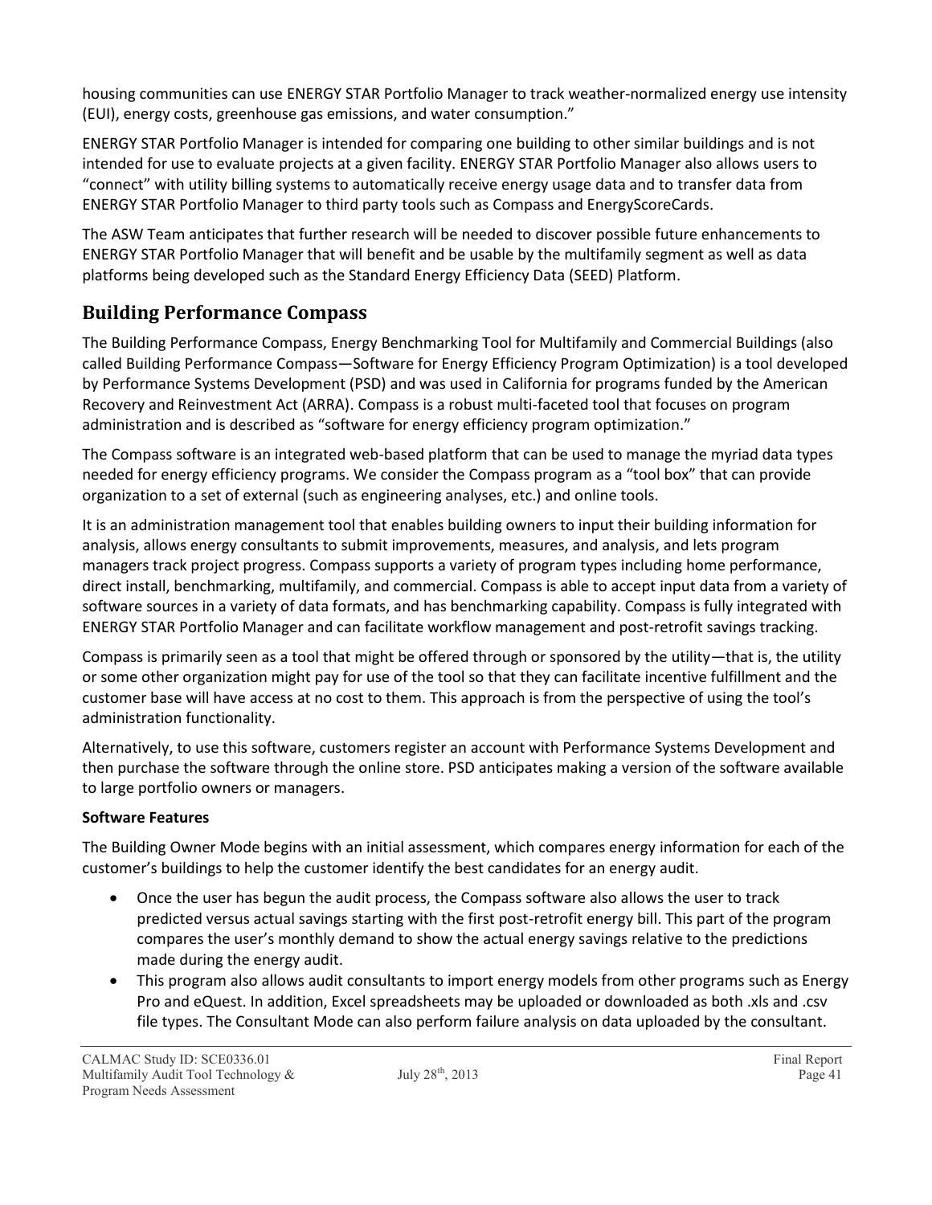housing communities can use ENERGY STAR Portfolio Manager to track weather-normalized energy use intensity (EUI), energy costs, greenhouse gas emissions, and water consumption."

ENERGY STAR Portfolio Manager is intended for comparing one building to other similar buildings and is not intended for use to evaluate projects at a given facility. ENERGY STAR Portfolio Manager also allows users to "connect" with utility billing systems to automatically receive energy usage data and to transfer data from ENERGY STAR Portfolio Manager to third party tools such as Compass and EnergyScoreCards.

The ASW Team anticipates that further research will be needed to discover possible future enhancements to ENERGY STAR Portfolio Manager that will benefit and be usable by the multifamily segment as well as data platforms being developed such as the Standard Energy Efficiency Data (SEED) Platform.

## Building Performance Compass

The Building Performance Compass, Energy Benchmarking Tool for Multifamily and Commercial Buildings (also called Building Performance Compass—Software for Energy Efficiency Program Optimization) is a tool developed by Performance Systems Development (PSD) and was used in California for programs funded by the American Recovery and Reinvestment Act (ARRA). Compass is a robust multi-faceted tool that focuses on program administration and is described as "software for energy efficiency program optimization."

The Compass software is an integrated web-based platform that can be used to manage the myriad data types needed for energy efficiency programs. We consider the Compass program as a "tool box" that can provide organization to a set of external (such as engineering analyses, etc.) and online tools.

It is an administration management tool that enables building owners to input their building information for analysis, allows energy consultants to submit improvements, measures, and analysis, and lets program managers track project progress. Compass supports a variety of program types including home performance, direct install, benchmarking, multifamily, and commercial. Compass is able to accept input data from a variety of software sources in a variety of data formats, and has benchmarking capability. Compass is fully integrated with ENERGY STAR Portfolio Manager and can facilitate workflow management and post-retrofit savings tracking.

Compass is primarily seen as a tool that might be offered through or sponsored by the utility—that is, the utility or some other organization might pay for use of the tool so that they can facilitate incentive fulfillment and the customer base will have access at no cost to them. This approach is from the perspective of using the tool's administration functionality.

Alternatively, to use this software, customers register an account with Performance Systems Development and then purchase the software through the online store. PSD anticipates making a version of the software available to large portfolio owners or managers.

**Software Features**

The Building Owner Mode begins with an initial assessment, which compares energy information for each of the customer's buildings to help the customer identify the best candidates for an energy audit.

- Once the user has begun the audit process, the Compass software also allows the user to track predicted versus actual savings starting with the first post-retrofit energy bill. This part of the program compares the user's monthly demand to show the actual energy savings relative to the predictions made during the energy audit.
- This program also allows audit consultants to import energy models from other programs such as Energy Pro and eQuest. In addition, Excel spreadsheets may be uploaded or downloaded as both .xls and .csv file types. The Consultant Mode can also perform failure analysis on data uploaded by the consultant.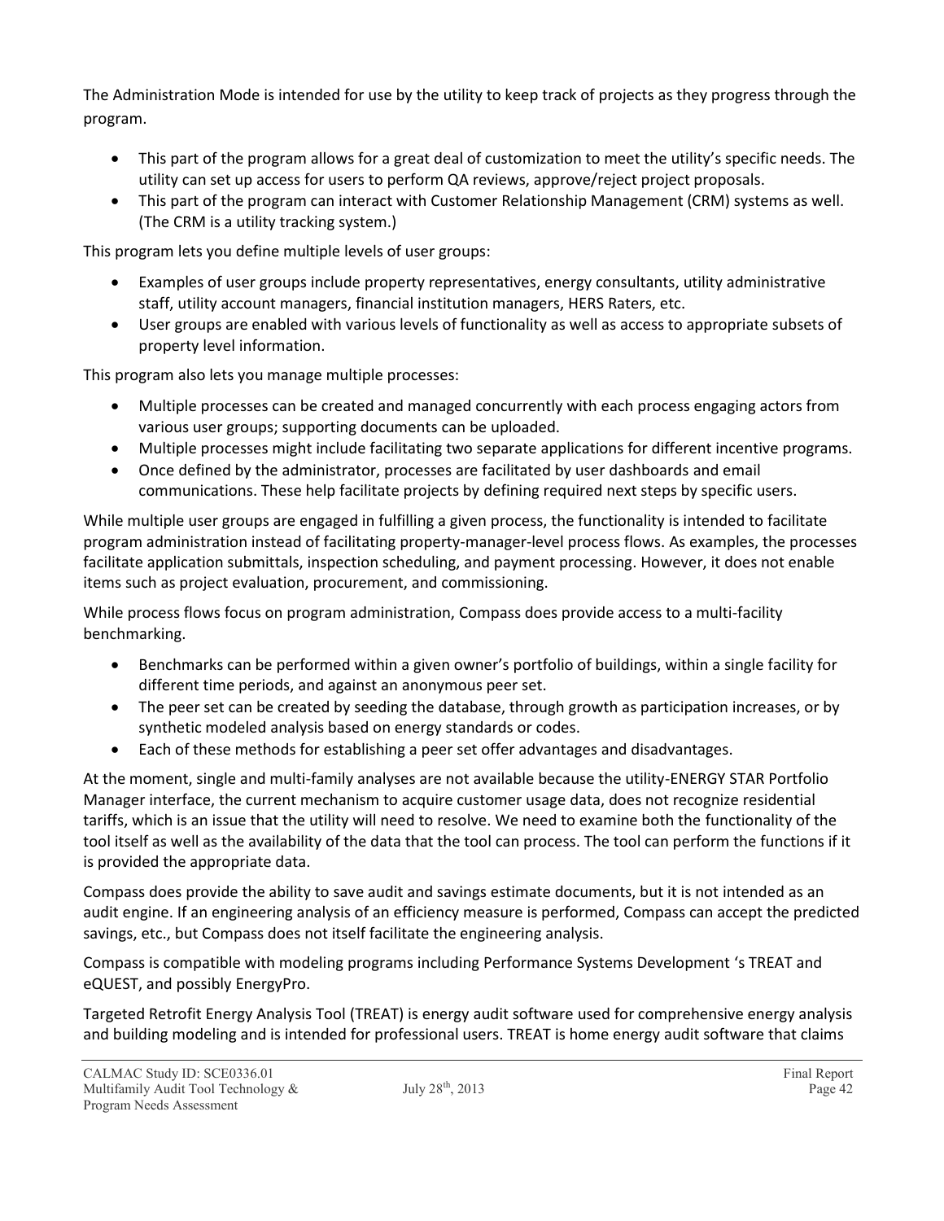The Administration Mode is intended for use by the utility to keep track of projects as they progress through the program.

- This part of the program allows for a great deal of customization to meet the utility's specific needs. The utility can set up access for users to perform QA reviews, approve/reject project proposals.
- This part of the program can interact with Customer Relationship Management (CRM) systems as well. (The CRM is a utility tracking system.)

This program lets you define multiple levels of user groups:

- Examples of user groups include property representatives, energy consultants, utility administrative staff, utility account managers, financial institution managers, HERS Raters, etc.
- User groups are enabled with various levels of functionality as well as access to appropriate subsets of property level information.

This program also lets you manage multiple processes:

- Multiple processes can be created and managed concurrently with each process engaging actors from various user groups; supporting documents can be uploaded.
- Multiple processes might include facilitating two separate applications for different incentive programs.
- Once defined by the administrator, processes are facilitated by user dashboards and email communications. These help facilitate projects by defining required next steps by specific users.

While multiple user groups are engaged in fulfilling a given process, the functionality is intended to facilitate program administration instead of facilitating property-manager-level process flows. As examples, the processes facilitate application submittals, inspection scheduling, and payment processing. However, it does not enable items such as project evaluation, procurement, and commissioning.

While process flows focus on program administration, Compass does provide access to a multi-facility benchmarking.

- Benchmarks can be performed within a given owner's portfolio of buildings, within a single facility for different time periods, and against an anonymous peer set.
- The peer set can be created by seeding the database, through growth as participation increases, or by synthetic modeled analysis based on energy standards or codes.
- Each of these methods for establishing a peer set offer advantages and disadvantages.

At the moment, single and multi-family analyses are not available because the utility-ENERGY STAR Portfolio Manager interface, the current mechanism to acquire customer usage data, does not recognize residential tariffs, which is an issue that the utility will need to resolve. We need to examine both the functionality of the tool itself as well as the availability of the data that the tool can process. The tool can perform the functions if it is provided the appropriate data.

Compass does provide the ability to save audit and savings estimate documents, but it is not intended as an audit engine. If an engineering analysis of an efficiency measure is performed, Compass can accept the predicted savings, etc., but Compass does not itself facilitate the engineering analysis.

Compass is compatible with modeling programs including Performance Systems Development 's TREAT and eQUEST, and possibly EnergyPro.

Targeted Retrofit Energy Analysis Tool (TREAT) is energy audit software used for comprehensive energy analysis and building modeling and is intended for professional users. TREAT is home energy audit software that claims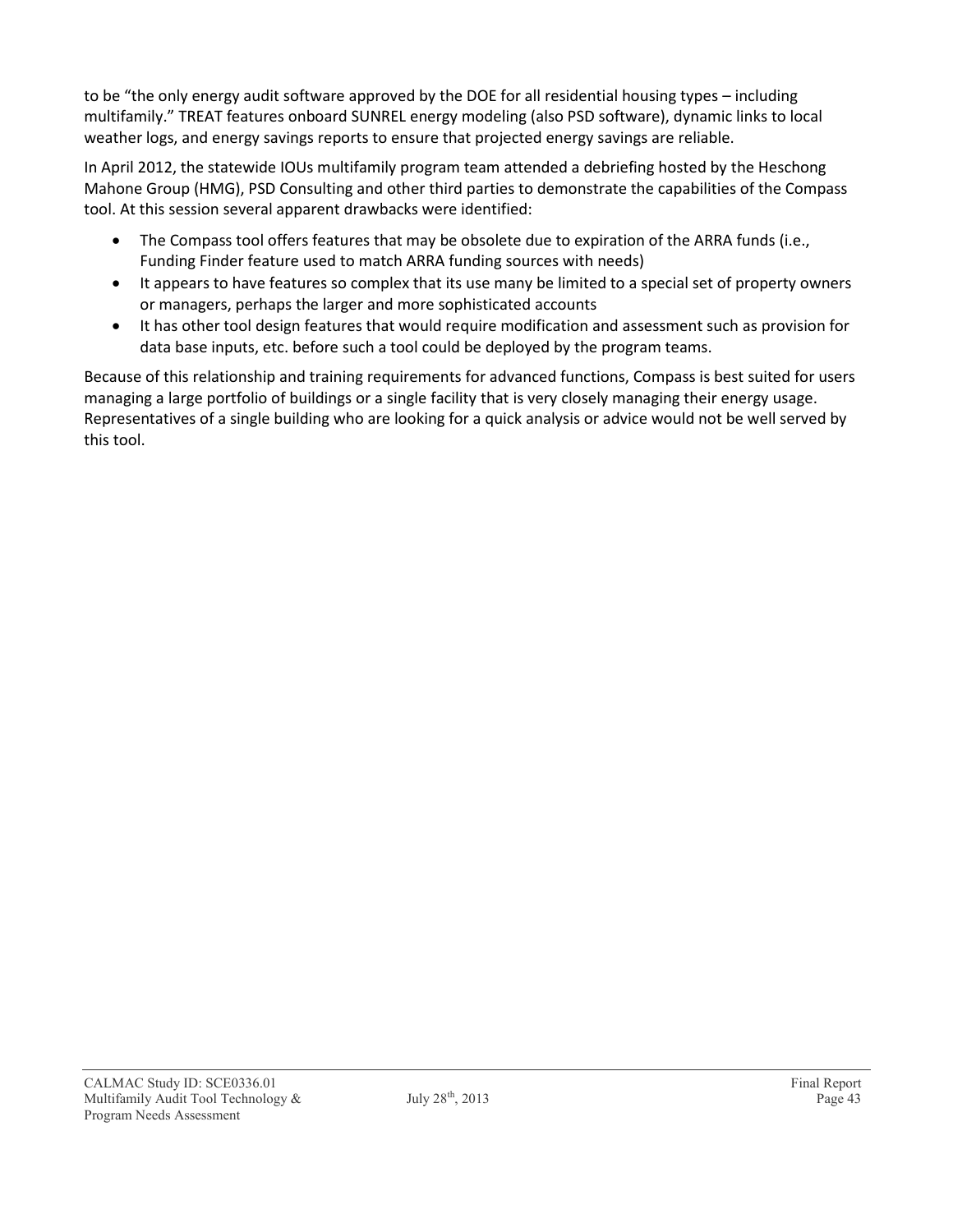to be “the only energy audit software approved by the DOE for all residential housing types – including multifamily.” TREAT features onboard SUNREL energy modeling (also PSD software), dynamic links to local weather logs, and energy savings reports to ensure that projected energy savings are reliable.

In April 2012, the statewide IOUs multifamily program team attended a debriefing hosted by the Heschong Mahone Group (HMG), PSD Consulting and other third parties to demonstrate the capabilities of the Compass tool. At this session several apparent drawbacks were identified:

- The Compass tool offers features that may be obsolete due to expiration of the ARRA funds (i.e., Funding Finder feature used to match ARRA funding sources with needs)
- It appears to have features so complex that its use many be limited to a special set of property owners or managers, perhaps the larger and more sophisticated accounts
- It has other tool design features that would require modification and assessment such as provision for data base inputs, etc. before such a tool could be deployed by the program teams.

Because of this relationship and training requirements for advanced functions, Compass is best suited for users managing a large portfolio of buildings or a single facility that is very closely managing their energy usage. Representatives of a single building who are looking for a quick analysis or advice would not be well served by this tool.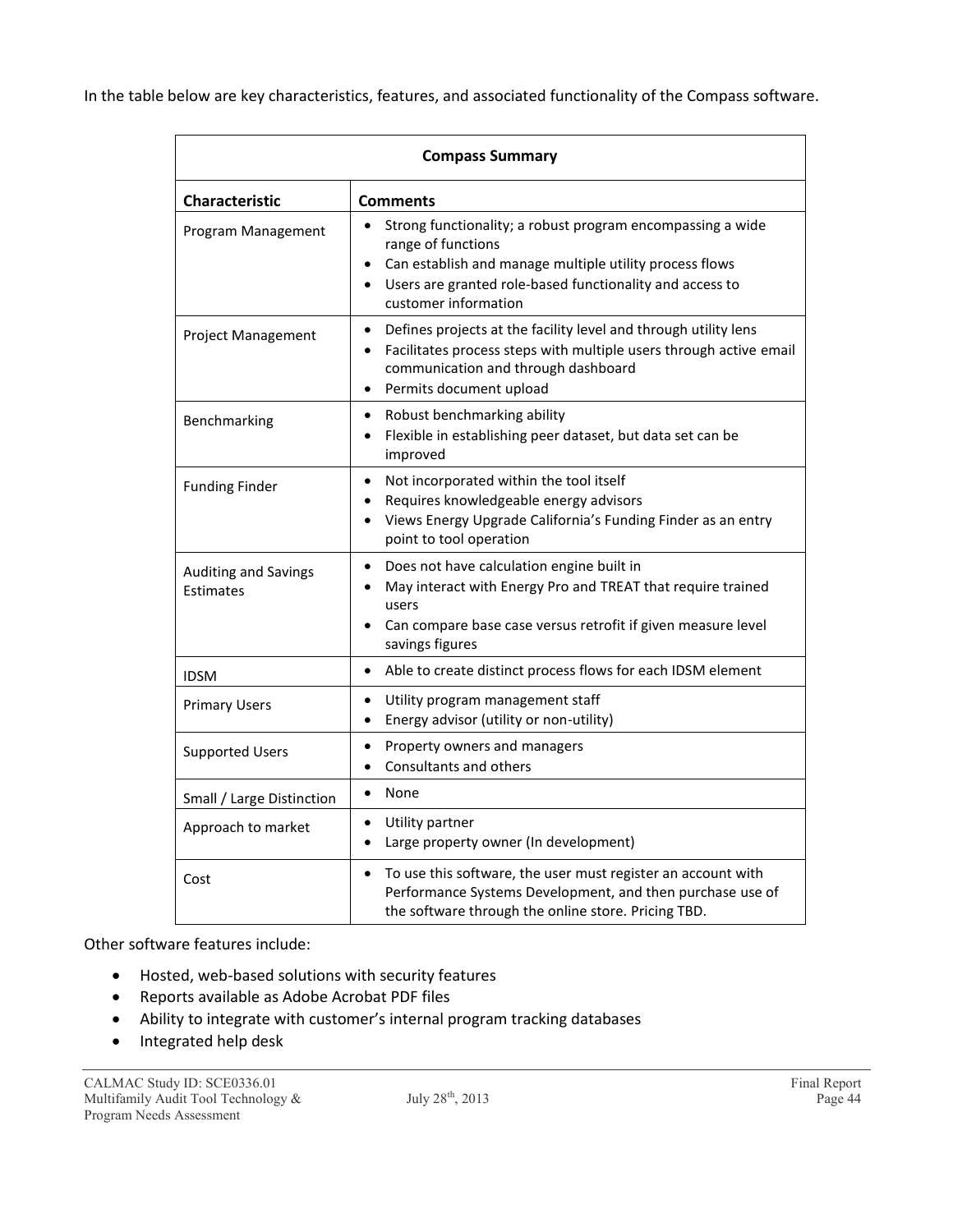In the table below are key characteristics, features, and associated functionality of the Compass software.

| Compass Summary | |
|---|---|
| **Characteristic** | **Comments** |
| Program Management | • Strong functionality; a robust program encompassing a wide range of functions<br>• Can establish and manage multiple utility process flows<br>• Users are granted role-based functionality and access to customer information |
| Project Management | • Defines projects at the facility level and through utility lens<br>• Facilitates process steps with multiple users through active email communication and through dashboard<br>• Permits document upload |
| Benchmarking | • Robust benchmarking ability<br>• Flexible in establishing peer dataset, but data set can be improved |
| Funding Finder | • Not incorporated within the tool itself<br>• Requires knowledgeable energy advisors<br>• Views Energy Upgrade California's Funding Finder as an entry point to tool operation |
| Auditing and Savings Estimates | • Does not have calculation engine built in<br>• May interact with Energy Pro and TREAT that require trained users<br>• Can compare base case versus retrofit if given measure level savings figures |
| IDSM | • Able to create distinct process flows for each IDSM element |
| Primary Users | • Utility program management staff<br>• Energy advisor (utility or non-utility) |
| Supported Users | • Property owners and managers<br>• Consultants and others |
| Small / Large Distinction | • None |
| Approach to market | • Utility partner<br>• Large property owner (In development) |
| Cost | • To use this software, the user must register an account with Performance Systems Development, and then purchase use of the software through the online store. Pricing TBD. |

Other software features include:

- Hosted, web-based solutions with security features
- Reports available as Adobe Acrobat PDF files
- Ability to integrate with customer's internal program tracking databases
- Integrated help desk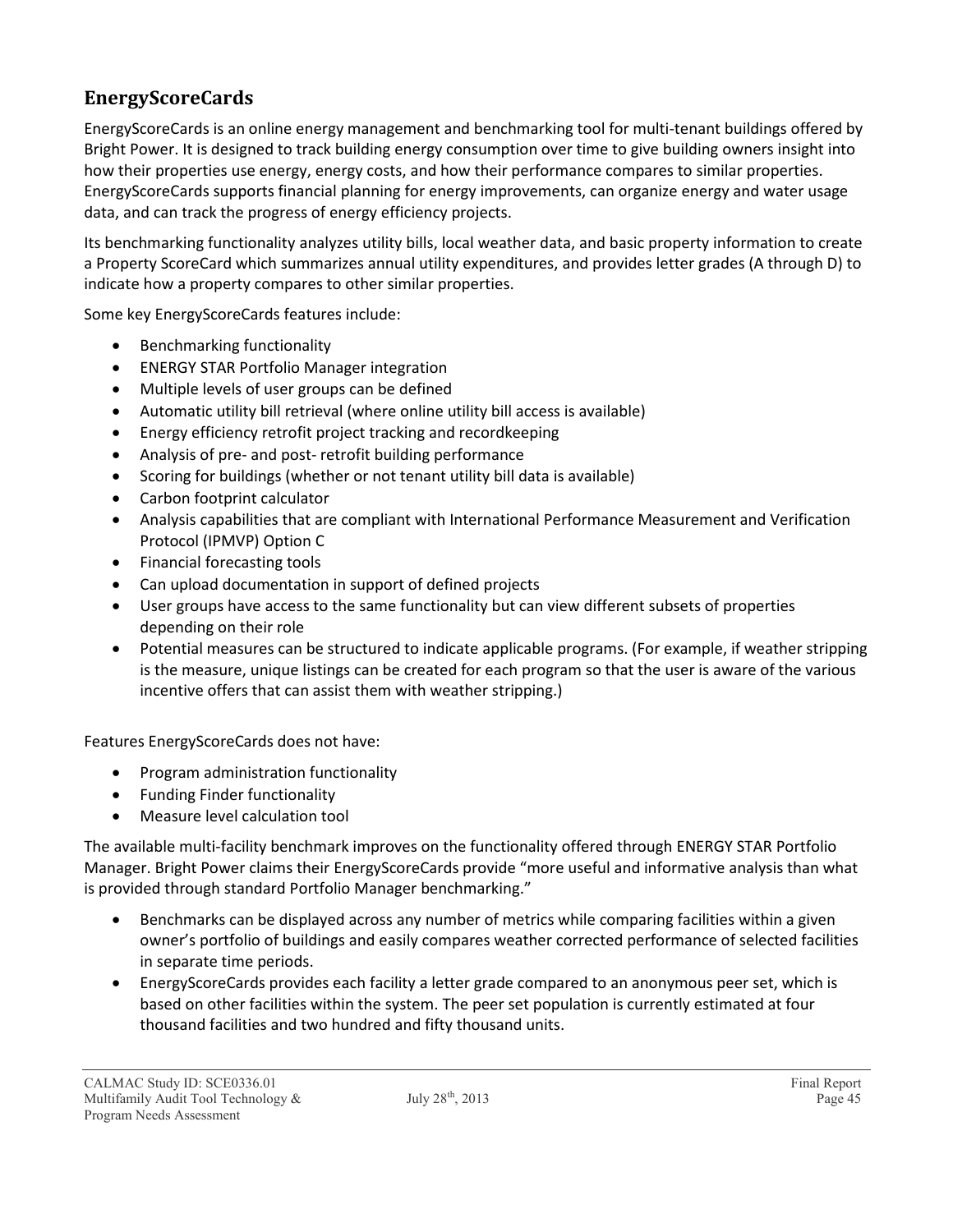## EnergyScoreCards

EnergyScoreCards is an online energy management and benchmarking tool for multi-tenant buildings offered by Bright Power. It is designed to track building energy consumption over time to give building owners insight into how their properties use energy, energy costs, and how their performance compares to similar properties. EnergyScoreCards supports financial planning for energy improvements, can organize energy and water usage data, and can track the progress of energy efficiency projects.

Its benchmarking functionality analyzes utility bills, local weather data, and basic property information to create a Property ScoreCard which summarizes annual utility expenditures, and provides letter grades (A through D) to indicate how a property compares to other similar properties.

Some key EnergyScoreCards features include:

- Benchmarking functionality
- ENERGY STAR Portfolio Manager integration
- Multiple levels of user groups can be defined
- Automatic utility bill retrieval (where online utility bill access is available)
- Energy efficiency retrofit project tracking and recordkeeping
- Analysis of pre- and post- retrofit building performance
- Scoring for buildings (whether or not tenant utility bill data is available)
- Carbon footprint calculator
- Analysis capabilities that are compliant with International Performance Measurement and Verification Protocol (IPMVP) Option C
- Financial forecasting tools
- Can upload documentation in support of defined projects
- User groups have access to the same functionality but can view different subsets of properties depending on their role
- Potential measures can be structured to indicate applicable programs. (For example, if weather stripping is the measure, unique listings can be created for each program so that the user is aware of the various incentive offers that can assist them with weather stripping.)

Features EnergyScoreCards does not have:

- Program administration functionality
- Funding Finder functionality
- Measure level calculation tool

The available multi-facility benchmark improves on the functionality offered through ENERGY STAR Portfolio Manager. Bright Power claims their EnergyScoreCards provide "more useful and informative analysis than what is provided through standard Portfolio Manager benchmarking."

- Benchmarks can be displayed across any number of metrics while comparing facilities within a given owner's portfolio of buildings and easily compares weather corrected performance of selected facilities in separate time periods.
- EnergyScoreCards provides each facility a letter grade compared to an anonymous peer set, which is based on other facilities within the system. The peer set population is currently estimated at four thousand facilities and two hundred and fifty thousand units.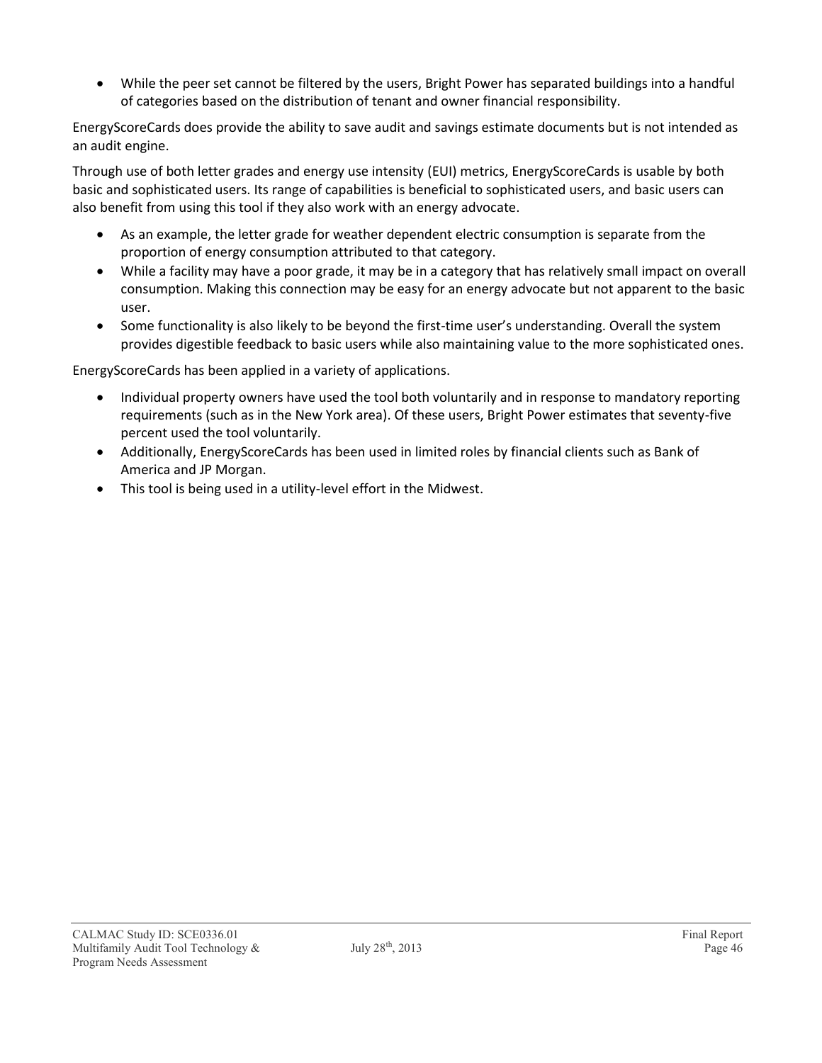- While the peer set cannot be filtered by the users, Bright Power has separated buildings into a handful of categories based on the distribution of tenant and owner financial responsibility.

EnergyScoreCards does provide the ability to save audit and savings estimate documents but is not intended as an audit engine.

Through use of both letter grades and energy use intensity (EUI) metrics, EnergyScoreCards is usable by both basic and sophisticated users. Its range of capabilities is beneficial to sophisticated users, and basic users can also benefit from using this tool if they also work with an energy advocate.

- As an example, the letter grade for weather dependent electric consumption is separate from the proportion of energy consumption attributed to that category.
- While a facility may have a poor grade, it may be in a category that has relatively small impact on overall consumption. Making this connection may be easy for an energy advocate but not apparent to the basic user.
- Some functionality is also likely to be beyond the first-time user's understanding. Overall the system provides digestible feedback to basic users while also maintaining value to the more sophisticated ones.

EnergyScoreCards has been applied in a variety of applications.

- Individual property owners have used the tool both voluntarily and in response to mandatory reporting requirements (such as in the New York area). Of these users, Bright Power estimates that seventy-five percent used the tool voluntarily.
- Additionally, EnergyScoreCards has been used in limited roles by financial clients such as Bank of America and JP Morgan.
- This tool is being used in a utility-level effort in the Midwest.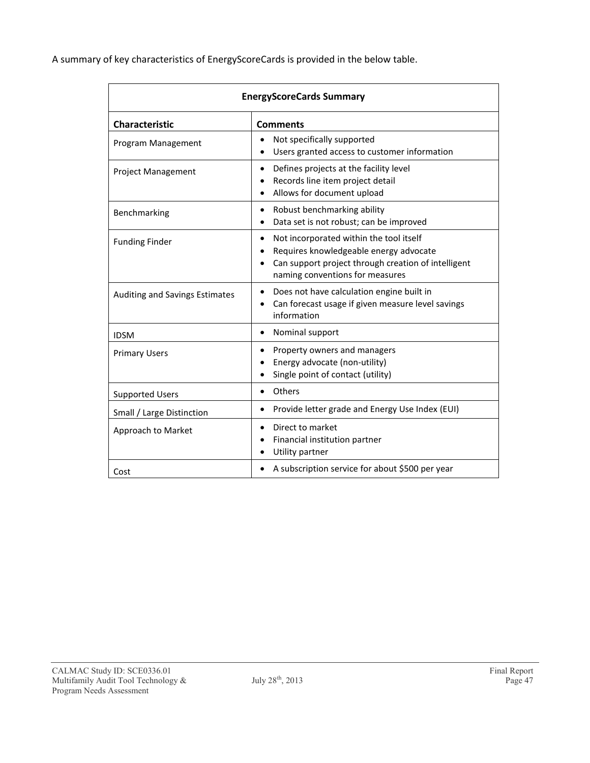A summary of key characteristics of EnergyScoreCards is provided in the below table.

| EnergyScoreCards Summary | |
|---|---|
| **Characteristic** | **Comments** |
| Program Management | • Not specifically supported<br>• Users granted access to customer information |
| Project Management | • Defines projects at the facility level<br>• Records line item project detail<br>• Allows for document upload |
| Benchmarking | • Robust benchmarking ability<br>• Data set is not robust; can be improved |
| Funding Finder | • Not incorporated within the tool itself<br>• Requires knowledgeable energy advocate<br>• Can support project through creation of intelligent naming conventions for measures |
| Auditing and Savings Estimates | • Does not have calculation engine built in<br>• Can forecast usage if given measure level savings information |
| IDSM | • Nominal support |
| Primary Users | • Property owners and managers<br>• Energy advocate (non-utility)<br>• Single point of contact (utility) |
| Supported Users | • Others |
| Small / Large Distinction | • Provide letter grade and Energy Use Index (EUI) |
| Approach to Market | • Direct to market<br>• Financial institution partner<br>• Utility partner |
| Cost | • A subscription service for about $500 per year |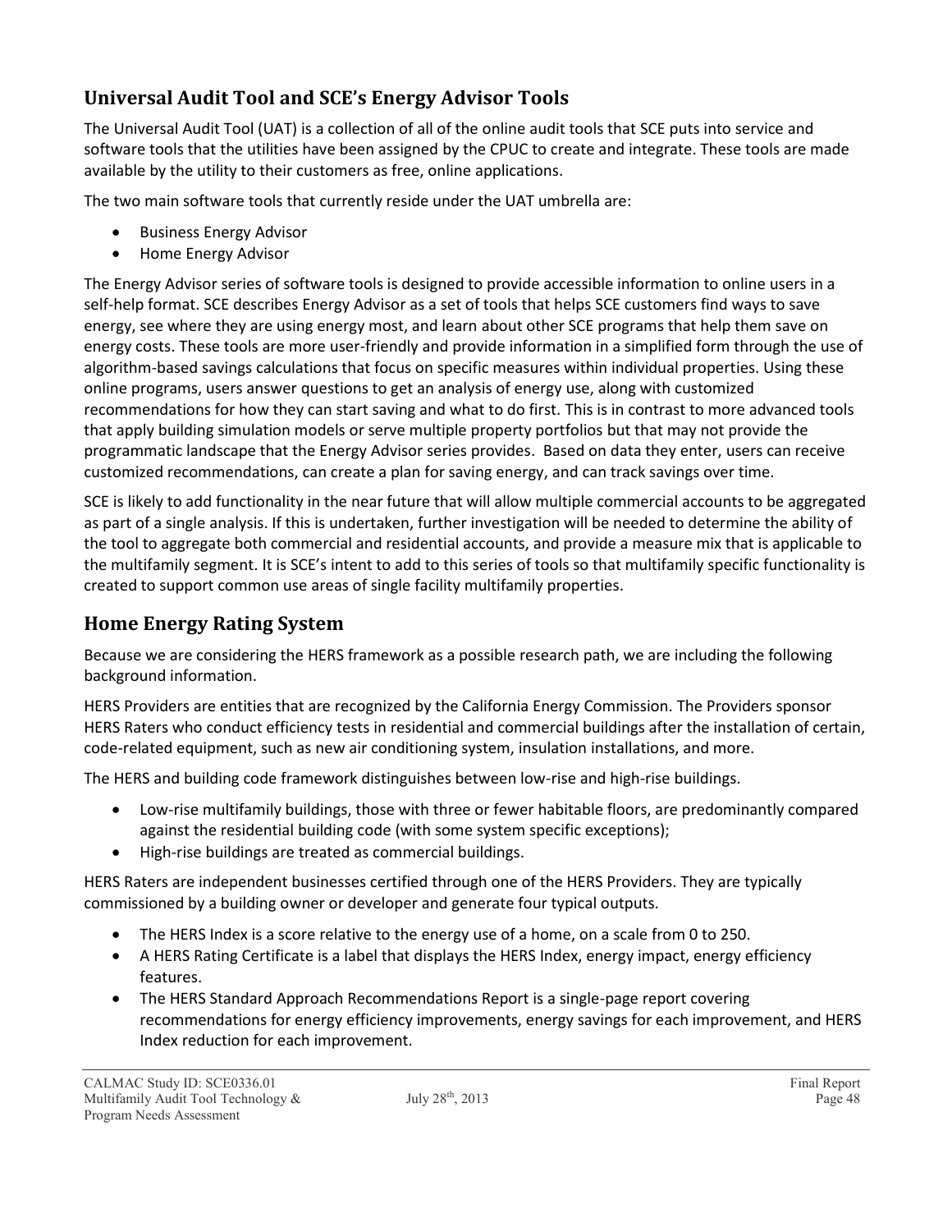## Universal Audit Tool and SCE's Energy Advisor Tools

The Universal Audit Tool (UAT) is a collection of all of the online audit tools that SCE puts into service and software tools that the utilities have been assigned by the CPUC to create and integrate. These tools are made available by the utility to their customers as free, online applications.

The two main software tools that currently reside under the UAT umbrella are:

- Business Energy Advisor
- Home Energy Advisor

The Energy Advisor series of software tools is designed to provide accessible information to online users in a self-help format. SCE describes Energy Advisor as a set of tools that helps SCE customers find ways to save energy, see where they are using energy most, and learn about other SCE programs that help them save on energy costs. These tools are more user-friendly and provide information in a simplified form through the use of algorithm-based savings calculations that focus on specific measures within individual properties. Using these online programs, users answer questions to get an analysis of energy use, along with customized recommendations for how they can start saving and what to do first. This is in contrast to more advanced tools that apply building simulation models or serve multiple property portfolios but that may not provide the programmatic landscape that the Energy Advisor series provides. Based on data they enter, users can receive customized recommendations, can create a plan for saving energy, and can track savings over time.

SCE is likely to add functionality in the near future that will allow multiple commercial accounts to be aggregated as part of a single analysis. If this is undertaken, further investigation will be needed to determine the ability of the tool to aggregate both commercial and residential accounts, and provide a measure mix that is applicable to the multifamily segment. It is SCE's intent to add to this series of tools so that multifamily specific functionality is created to support common use areas of single facility multifamily properties.

## Home Energy Rating System

Because we are considering the HERS framework as a possible research path, we are including the following background information.

HERS Providers are entities that are recognized by the California Energy Commission. The Providers sponsor HERS Raters who conduct efficiency tests in residential and commercial buildings after the installation of certain, code-related equipment, such as new air conditioning system, insulation installations, and more.

The HERS and building code framework distinguishes between low-rise and high-rise buildings.

- Low-rise multifamily buildings, those with three or fewer habitable floors, are predominantly compared against the residential building code (with some system specific exceptions);
- High-rise buildings are treated as commercial buildings.

HERS Raters are independent businesses certified through one of the HERS Providers. They are typically commissioned by a building owner or developer and generate four typical outputs.

- The HERS Index is a score relative to the energy use of a home, on a scale from 0 to 250.
- A HERS Rating Certificate is a label that displays the HERS Index, energy impact, energy efficiency features.
- The HERS Standard Approach Recommendations Report is a single-page report covering recommendations for energy efficiency improvements, energy savings for each improvement, and HERS Index reduction for each improvement.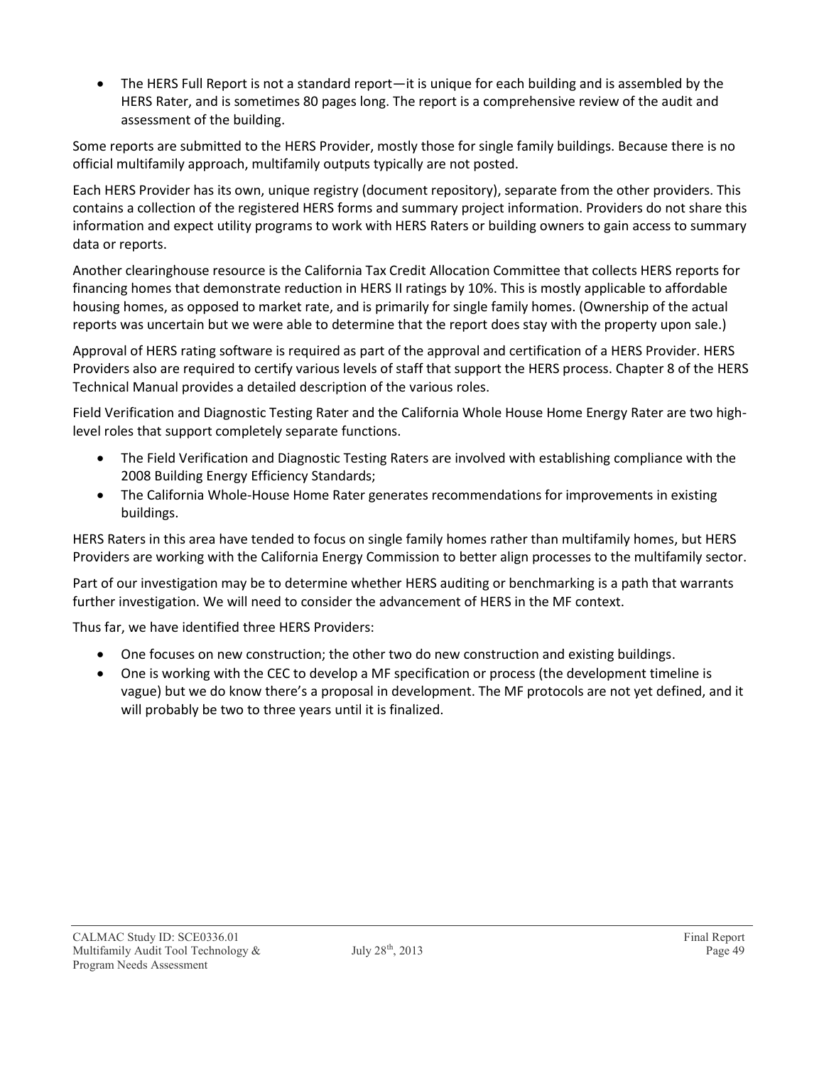- The HERS Full Report is not a standard report—it is unique for each building and is assembled by the HERS Rater, and is sometimes 80 pages long. The report is a comprehensive review of the audit and assessment of the building.

Some reports are submitted to the HERS Provider, mostly those for single family buildings. Because there is no official multifamily approach, multifamily outputs typically are not posted.

Each HERS Provider has its own, unique registry (document repository), separate from the other providers. This contains a collection of the registered HERS forms and summary project information. Providers do not share this information and expect utility programs to work with HERS Raters or building owners to gain access to summary data or reports.

Another clearinghouse resource is the California Tax Credit Allocation Committee that collects HERS reports for financing homes that demonstrate reduction in HERS II ratings by 10%. This is mostly applicable to affordable housing homes, as opposed to market rate, and is primarily for single family homes. (Ownership of the actual reports was uncertain but we were able to determine that the report does stay with the property upon sale.)

Approval of HERS rating software is required as part of the approval and certification of a HERS Provider. HERS Providers also are required to certify various levels of staff that support the HERS process. Chapter 8 of the HERS Technical Manual provides a detailed description of the various roles.

Field Verification and Diagnostic Testing Rater and the California Whole House Home Energy Rater are two high-level roles that support completely separate functions.

- The Field Verification and Diagnostic Testing Raters are involved with establishing compliance with the 2008 Building Energy Efficiency Standards;
- The California Whole-House Home Rater generates recommendations for improvements in existing buildings.

HERS Raters in this area have tended to focus on single family homes rather than multifamily homes, but HERS Providers are working with the California Energy Commission to better align processes to the multifamily sector.

Part of our investigation may be to determine whether HERS auditing or benchmarking is a path that warrants further investigation. We will need to consider the advancement of HERS in the MF context.

Thus far, we have identified three HERS Providers:

- One focuses on new construction; the other two do new construction and existing buildings.
- One is working with the CEC to develop a MF specification or process (the development timeline is vague) but we do know there's a proposal in development. The MF protocols are not yet defined, and it will probably be two to three years until it is finalized.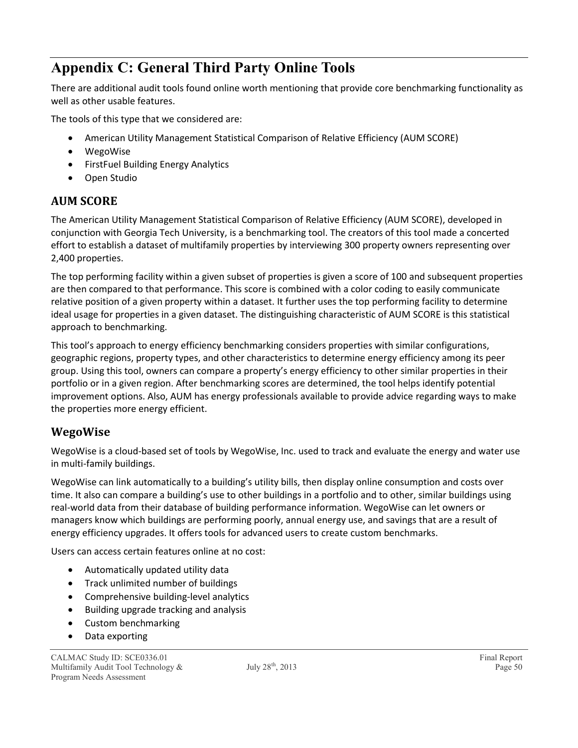# Appendix C: General Third Party Online Tools

There are additional audit tools found online worth mentioning that provide core benchmarking functionality as well as other usable features.

The tools of this type that we considered are:

- American Utility Management Statistical Comparison of Relative Efficiency (AUM SCORE)
- WegoWise
- FirstFuel Building Energy Analytics
- Open Studio

## AUM SCORE

The American Utility Management Statistical Comparison of Relative Efficiency (AUM SCORE), developed in conjunction with Georgia Tech University, is a benchmarking tool. The creators of this tool made a concerted effort to establish a dataset of multifamily properties by interviewing 300 property owners representing over 2,400 properties.

The top performing facility within a given subset of properties is given a score of 100 and subsequent properties are then compared to that performance. This score is combined with a color coding to easily communicate relative position of a given property within a dataset. It further uses the top performing facility to determine ideal usage for properties in a given dataset. The distinguishing characteristic of AUM SCORE is this statistical approach to benchmarking.

This tool's approach to energy efficiency benchmarking considers properties with similar configurations, geographic regions, property types, and other characteristics to determine energy efficiency among its peer group. Using this tool, owners can compare a property's energy efficiency to other similar properties in their portfolio or in a given region. After benchmarking scores are determined, the tool helps identify potential improvement options. Also, AUM has energy professionals available to provide advice regarding ways to make the properties more energy efficient.

## WegoWise

WegoWise is a cloud-based set of tools by WegoWise, Inc. used to track and evaluate the energy and water use in multi-family buildings.

WegoWise can link automatically to a building's utility bills, then display online consumption and costs over time. It also can compare a building's use to other buildings in a portfolio and to other, similar buildings using real-world data from their database of building performance information. WegoWise can let owners or managers know which buildings are performing poorly, annual energy use, and savings that are a result of energy efficiency upgrades. It offers tools for advanced users to create custom benchmarks.

Users can access certain features online at no cost:

- Automatically updated utility data
- Track unlimited number of buildings
- Comprehensive building-level analytics
- Building upgrade tracking and analysis
- Custom benchmarking
- Data exporting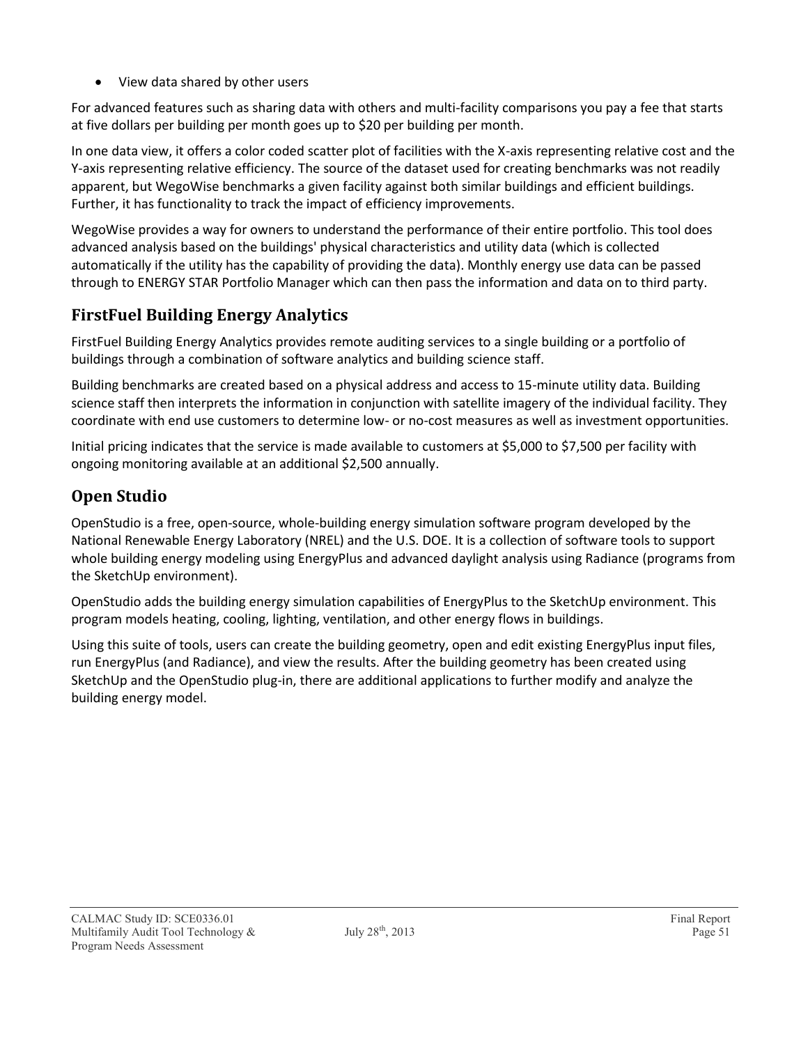- View data shared by other users

For advanced features such as sharing data with others and multi-facility comparisons you pay a fee that starts at five dollars per building per month goes up to $20 per building per month.

In one data view, it offers a color coded scatter plot of facilities with the X-axis representing relative cost and the Y-axis representing relative efficiency. The source of the dataset used for creating benchmarks was not readily apparent, but WegoWise benchmarks a given facility against both similar buildings and efficient buildings. Further, it has functionality to track the impact of efficiency improvements.

WegoWise provides a way for owners to understand the performance of their entire portfolio. This tool does advanced analysis based on the buildings' physical characteristics and utility data (which is collected automatically if the utility has the capability of providing the data). Monthly energy use data can be passed through to ENERGY STAR Portfolio Manager which can then pass the information and data on to third party.

## FirstFuel Building Energy Analytics

FirstFuel Building Energy Analytics provides remote auditing services to a single building or a portfolio of buildings through a combination of software analytics and building science staff.

Building benchmarks are created based on a physical address and access to 15-minute utility data. Building science staff then interprets the information in conjunction with satellite imagery of the individual facility. They coordinate with end use customers to determine low- or no-cost measures as well as investment opportunities.

Initial pricing indicates that the service is made available to customers at $5,000 to $7,500 per facility with ongoing monitoring available at an additional $2,500 annually.

## Open Studio

OpenStudio is a free, open-source, whole-building energy simulation software program developed by the National Renewable Energy Laboratory (NREL) and the U.S. DOE. It is a collection of software tools to support whole building energy modeling using EnergyPlus and advanced daylight analysis using Radiance (programs from the SketchUp environment).

OpenStudio adds the building energy simulation capabilities of EnergyPlus to the SketchUp environment. This program models heating, cooling, lighting, ventilation, and other energy flows in buildings.

Using this suite of tools, users can create the building geometry, open and edit existing EnergyPlus input files, run EnergyPlus (and Radiance), and view the results. After the building geometry has been created using SketchUp and the OpenStudio plug-in, there are additional applications to further modify and analyze the building energy model.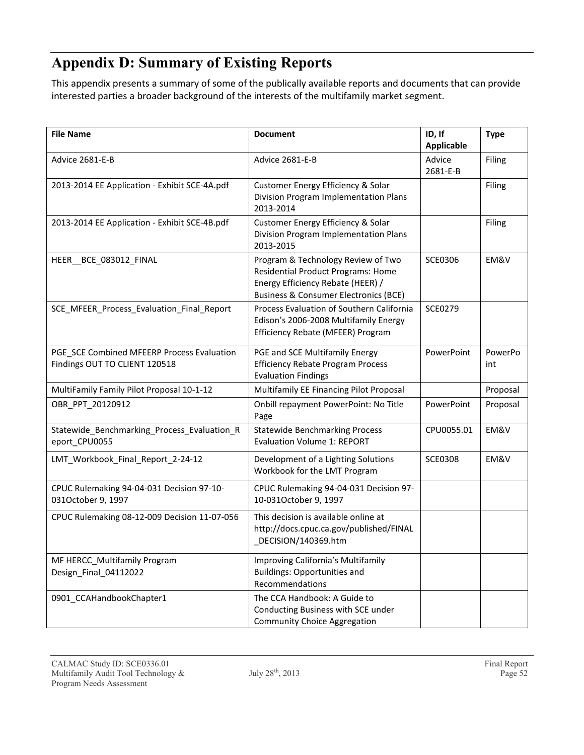# Appendix D: Summary of Existing Reports

This appendix presents a summary of some of the publically available reports and documents that can provide interested parties a broader background of the interests of the multifamily market segment.

| File Name | Document | ID, If Applicable | Type |
|---|---|---|---|
| Advice 2681-E-B | Advice 2681-E-B | Advice 2681-E-B | Filing |
| 2013-2014 EE Application - Exhibit SCE-4A.pdf | Customer Energy Efficiency & Solar Division Program Implementation Plans 2013-2014 | | Filing |
| 2013-2014 EE Application - Exhibit SCE-4B.pdf | Customer Energy Efficiency & Solar Division Program Implementation Plans 2013-2015 | | Filing |
| HEER__BCE_083012_FINAL | Program & Technology Review of Two Residential Product Programs: Home Energy Efficiency Rebate (HEER) / Business & Consumer Electronics (BCE) | SCE0306 | EM&V |
| SCE_MFEER_Process_Evaluation_Final_Report | Process Evaluation of Southern California Edison's 2006-2008 Multifamily Energy Efficiency Rebate (MFEER) Program | SCE0279 | |
| PGE_SCE Combined MFEERP Process Evaluation Findings OUT TO CLIENT 120518 | PGE and SCE Multifamily Energy Efficiency Rebate Program Process Evaluation Findings | PowerPoint | PowerPoint |
| MultiFamily Family Pilot Proposal 10-1-12 | Multifamily EE Financing Pilot Proposal | | Proposal |
| OBR_PPT_20120912 | Onbill repayment PowerPoint: No Title Page | PowerPoint | Proposal |
| Statewide_Benchmarking_Process_Evaluation_Report_CPU0055 | Statewide Benchmarking Process Evaluation Volume 1: REPORT | CPU0055.01 | EM&V |
| LMT_Workbook_Final_Report_2-24-12 | Development of a Lighting Solutions Workbook for the LMT Program | SCE0308 | EM&V |
| CPUC Rulemaking 94-04-031 Decision 97-10-031October 9, 1997 | CPUC Rulemaking 94-04-031 Decision 97-10-031October 9, 1997 | | |
| CPUC Rulemaking 08-12-009 Decision 11-07-056 | This decision is available online at http://docs.cpuc.ca.gov/published/FINAL_DECISION/140369.htm | | |
| MF HERCC_Multifamily Program Design_Final_04112022 | Improving California's Multifamily Buildings: Opportunities and Recommendations | | |
| 0901_CCAHandbookChapter1 | The CCA Handbook: A Guide to Conducting Business with SCE under Community Choice Aggregation | | |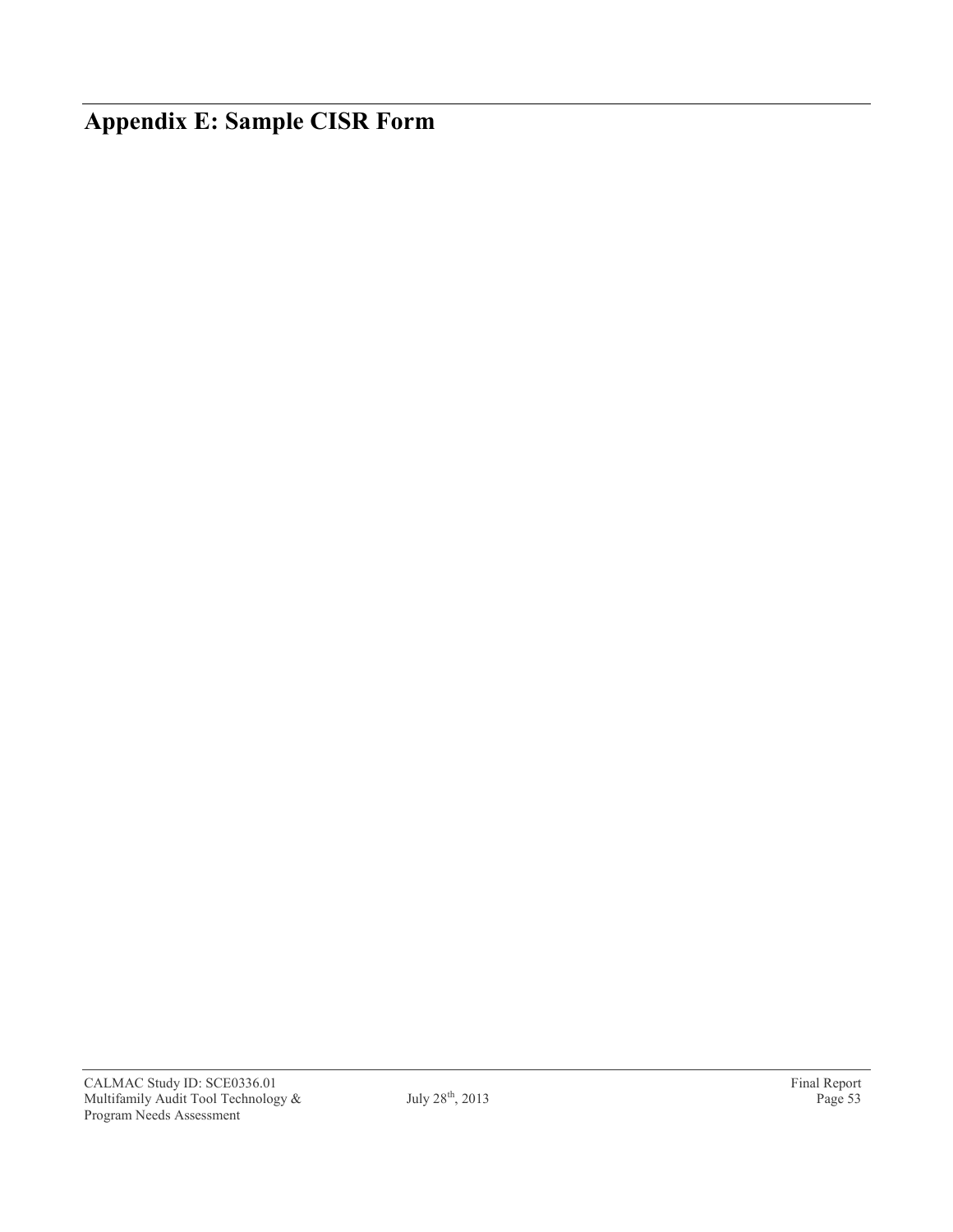# Appendix E: Sample CISR Form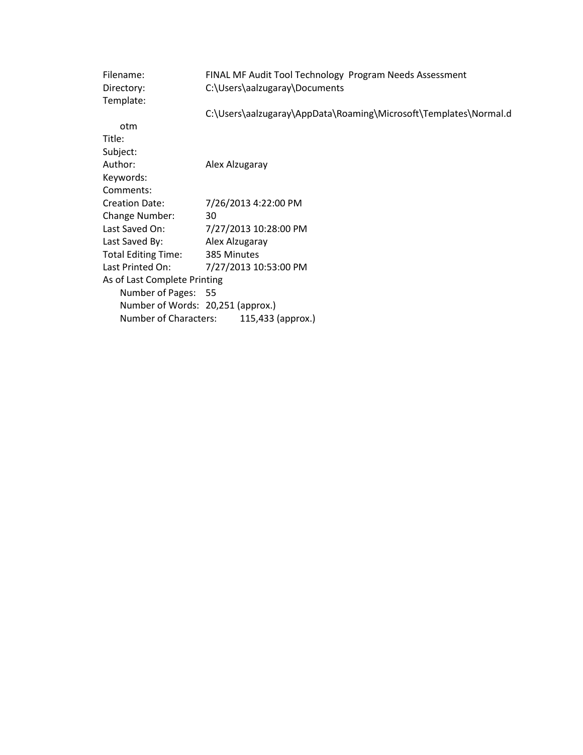Filename: FINAL MF Audit Tool Technology Program Needs Assessment
Directory: C:\Users\aalzugaray\Documents
Template: C:\Users\aalzugaray\AppData\Roaming\Microsoft\Templates\Normal.dotm
Title:
Subject:
Author: Alex Alzugaray
Keywords:
Comments:
Creation Date: 7/26/2013 4:22:00 PM
Change Number: 30
Last Saved On: 7/27/2013 10:28:00 PM
Last Saved By: Alex Alzugaray
Total Editing Time: 385 Minutes
Last Printed On: 7/27/2013 10:53:00 PM
As of Last Complete Printing
Number of Pages: 55
Number of Words: 20,251 (approx.)
Number of Characters: 115,433 (approx.)